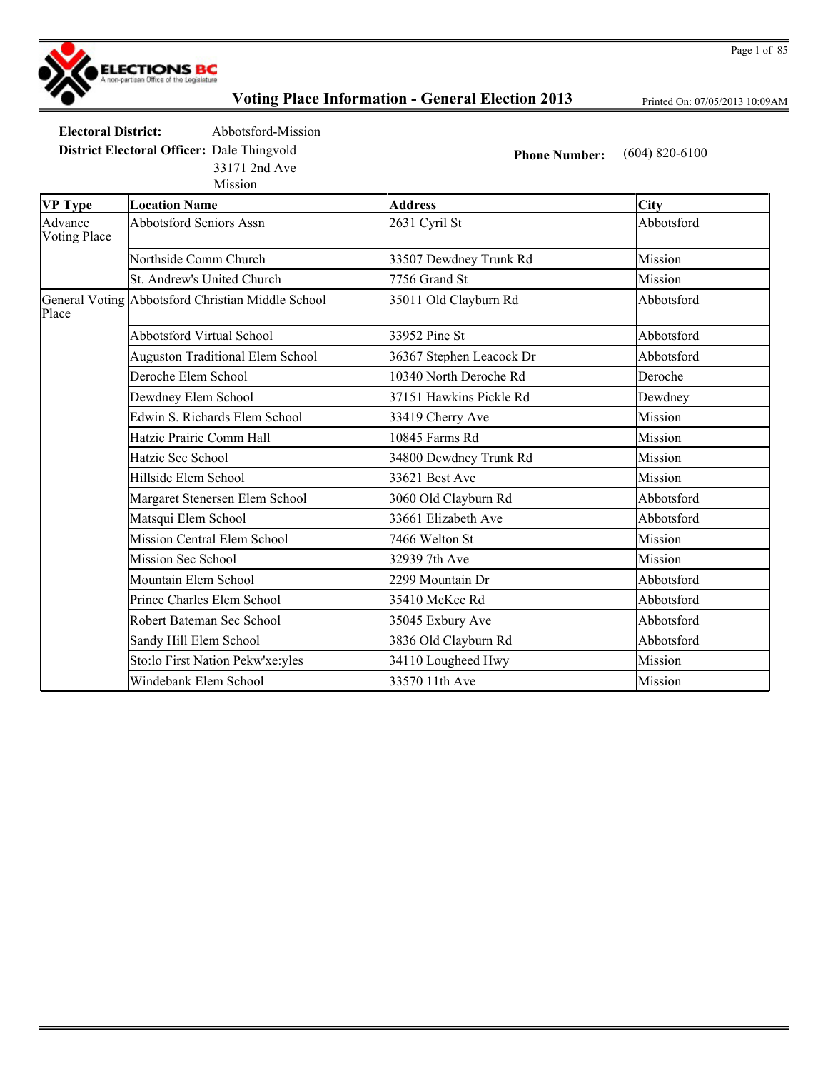ELECTIONS BC
A non-partisan Office of the Legislature

# Voting Place Information - General Election 2013

Printed On: 07/05/2013 10:09AM

**Electoral District:** Abbotsford-Mission

**District Electoral Officer:** Dale Thingvold
33171 2nd Ave
Mission

**Phone Number:** (604) 820-6100

| VP Type | Location Name | Address | City |
|---|---|---|---|
| Advance Voting Place | Abbotsford Seniors Assn | 2631 Cyril St | Abbotsford |
| | Northside Comm Church | 33507 Dewdney Trunk Rd | Mission |
| | St. Andrew's United Church | 7756 Grand St | Mission |
| General Voting Place | Abbotsford Christian Middle School | 35011 Old Clayburn Rd | Abbotsford |
| | Abbotsford Virtual School | 33952 Pine St | Abbotsford |
| | Auguston Traditional Elem School | 36367 Stephen Leacock Dr | Abbotsford |
| | Deroche Elem School | 10340 North Deroche Rd | Deroche |
| | Dewdney Elem School | 37151 Hawkins Pickle Rd | Dewdney |
| | Edwin S. Richards Elem School | 33419 Cherry Ave | Mission |
| | Hatzic Prairie Comm Hall | 10845 Farms Rd | Mission |
| | Hatzic Sec School | 34800 Dewdney Trunk Rd | Mission |
| | Hillside Elem School | 33621 Best Ave | Mission |
| | Margaret Stenersen Elem School | 3060 Old Clayburn Rd | Abbotsford |
| | Matsqui Elem School | 33661 Elizabeth Ave | Abbotsford |
| | Mission Central Elem School | 7466 Welton St | Mission |
| | Mission Sec School | 32939 7th Ave | Mission |
| | Mountain Elem School | 2299 Mountain Dr | Abbotsford |
| | Prince Charles Elem School | 35410 McKee Rd | Abbotsford |
| | Robert Bateman Sec School | 35045 Exbury Ave | Abbotsford |
| | Sandy Hill Elem School | 3836 Old Clayburn Rd | Abbotsford |
| | Sto:lo First Nation Pekw'xe:yles | 34110 Lougheed Hwy | Mission |
| | Windebank Elem School | 33570 11th Ave | Mission |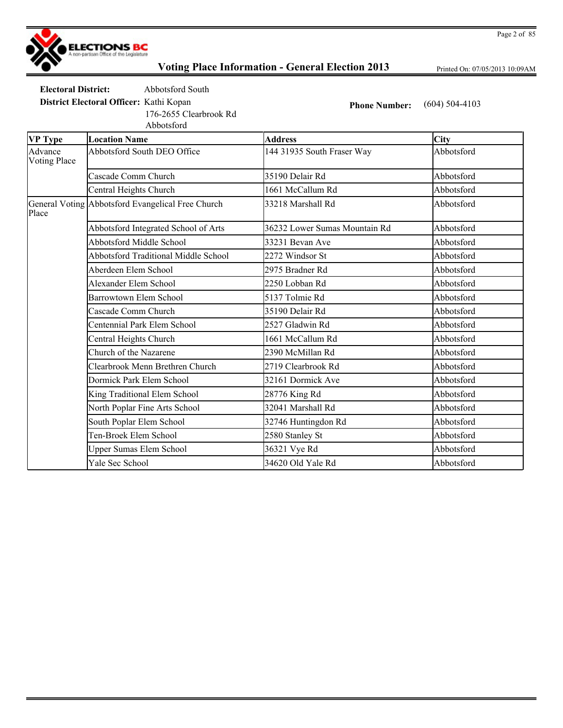# Voting Place Information - General Election 2013

Printed On: 07/05/2013 10:09AM

**Electoral District:** Abbotsford South

**District Electoral Officer:** Kathi Kopan
176-2655 Clearbrook Rd
Abbotsford

**Phone Number:** (604) 504-4103

| VP Type | Location Name | Address | City |
|---|---|---|---|
| Advance Voting Place | Abbotsford South DEO Office | 144 31935 South Fraser Way | Abbotsford |
| | Cascade Comm Church | 35190 Delair Rd | Abbotsford |
| | Central Heights Church | 1661 McCallum Rd | Abbotsford |
| General Voting Place | Abbotsford Evangelical Free Church | 33218 Marshall Rd | Abbotsford |
| | Abbotsford Integrated School of Arts | 36232 Lower Sumas Mountain Rd | Abbotsford |
| | Abbotsford Middle School | 33231 Bevan Ave | Abbotsford |
| | Abbotsford Traditional Middle School | 2272 Windsor St | Abbotsford |
| | Aberdeen Elem School | 2975 Bradner Rd | Abbotsford |
| | Alexander Elem School | 2250 Lobban Rd | Abbotsford |
| | Barrowtown Elem School | 5137 Tolmie Rd | Abbotsford |
| | Cascade Comm Church | 35190 Delair Rd | Abbotsford |
| | Centennial Park Elem School | 2527 Gladwin Rd | Abbotsford |
| | Central Heights Church | 1661 McCallum Rd | Abbotsford |
| | Church of the Nazarene | 2390 McMillan Rd | Abbotsford |
| | Clearbrook Menn Brethren Church | 2719 Clearbrook Rd | Abbotsford |
| | Dormick Park Elem School | 32161 Dormick Ave | Abbotsford |
| | King Traditional Elem School | 28776 King Rd | Abbotsford |
| | North Poplar Fine Arts School | 32041 Marshall Rd | Abbotsford |
| | South Poplar Elem School | 32746 Huntingdon Rd | Abbotsford |
| | Ten-Broek Elem School | 2580 Stanley St | Abbotsford |
| | Upper Sumas Elem School | 36321 Vye Rd | Abbotsford |
| | Yale Sec School | 34620 Old Yale Rd | Abbotsford |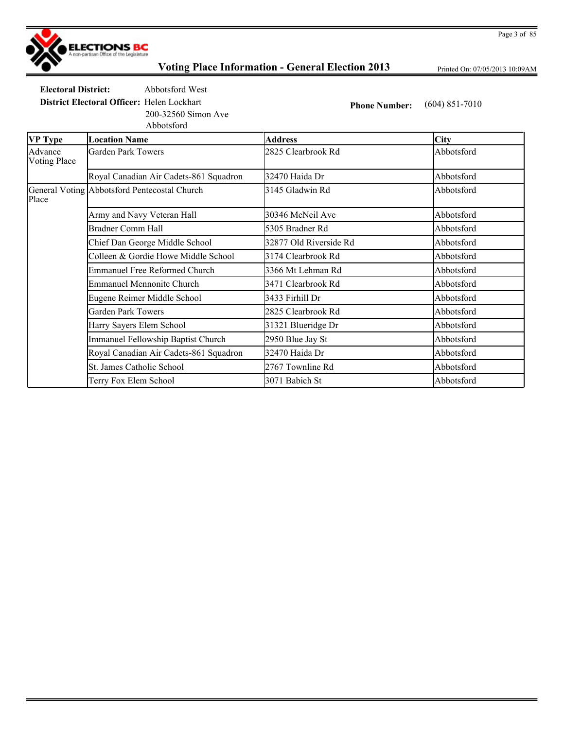# Voting Place Information - General Election 2013

Printed On: 07/05/2013 10:09AM

**Electoral District:** Abbotsford West

**District Electoral Officer:** Helen Lockhart
200-32560 Simon Ave
Abbotsford

**Phone Number:** (604) 851-7010

| VP Type | Location Name | Address | City |
|---|---|---|---|
| Advance Voting Place | Garden Park Towers | 2825 Clearbrook Rd | Abbotsford |
| | Royal Canadian Air Cadets-861 Squadron | 32470 Haida Dr | Abbotsford |
| General Voting Place | Abbotsford Pentecostal Church | 3145 Gladwin Rd | Abbotsford |
| | Army and Navy Veteran Hall | 30346 McNeil Ave | Abbotsford |
| | Bradner Comm Hall | 5305 Bradner Rd | Abbotsford |
| | Chief Dan George Middle School | 32877 Old Riverside Rd | Abbotsford |
| | Colleen & Gordie Howe Middle School | 3174 Clearbrook Rd | Abbotsford |
| | Emmanuel Free Reformed Church | 3366 Mt Lehman Rd | Abbotsford |
| | Emmanuel Mennonite Church | 3471 Clearbrook Rd | Abbotsford |
| | Eugene Reimer Middle School | 3433 Firhill Dr | Abbotsford |
| | Garden Park Towers | 2825 Clearbrook Rd | Abbotsford |
| | Harry Sayers Elem School | 31321 Blueridge Dr | Abbotsford |
| | Immanuel Fellowship Baptist Church | 2950 Blue Jay St | Abbotsford |
| | Royal Canadian Air Cadets-861 Squadron | 32470 Haida Dr | Abbotsford |
| | St. James Catholic School | 2767 Townline Rd | Abbotsford |
| | Terry Fox Elem School | 3071 Babich St | Abbotsford |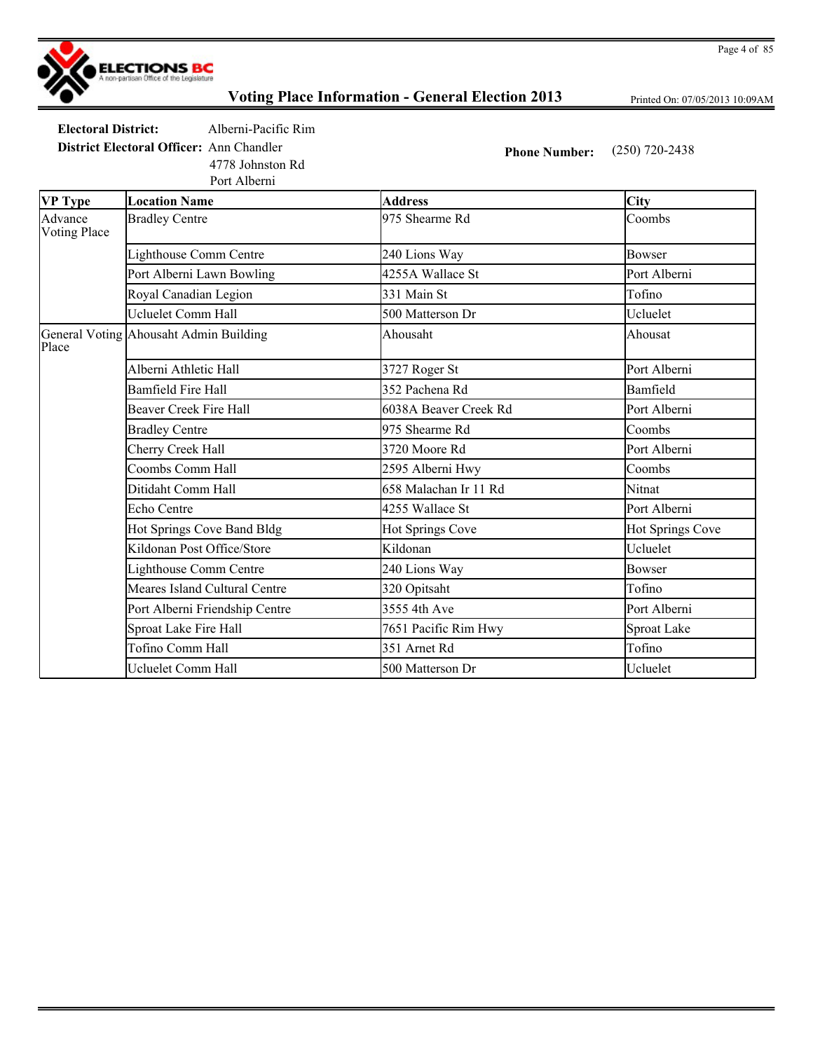# Voting Place Information - General Election 2013

Printed On: 07/05/2013 10:09AM

**Electoral District:** Alberni-Pacific Rim

**District Electoral Officer:** Ann Chandler
4778 Johnston Rd
Port Alberni

**Phone Number:** (250) 720-2438

| VP Type | Location Name | Address | City |
| --- | --- | --- | --- |
| Advance Voting Place | Bradley Centre | 975 Shearme Rd | Coombs |
| | Lighthouse Comm Centre | 240 Lions Way | Bowser |
| | Port Alberni Lawn Bowling | 4255A Wallace St | Port Alberni |
| | Royal Canadian Legion | 331 Main St | Tofino |
| | Ucluelet Comm Hall | 500 Matterson Dr | Ucluelet |
| General Voting Place | Ahousaht Admin Building | Ahousaht | Ahousat |
| | Alberni Athletic Hall | 3727 Roger St | Port Alberni |
| | Bamfield Fire Hall | 352 Pachena Rd | Bamfield |
| | Beaver Creek Fire Hall | 6038A Beaver Creek Rd | Port Alberni |
| | Bradley Centre | 975 Shearme Rd | Coombs |
| | Cherry Creek Hall | 3720 Moore Rd | Port Alberni |
| | Coombs Comm Hall | 2595 Alberni Hwy | Coombs |
| | Ditidaht Comm Hall | 658 Malachan Ir 11 Rd | Nitnat |
| | Echo Centre | 4255 Wallace St | Port Alberni |
| | Hot Springs Cove Band Bldg | Hot Springs Cove | Hot Springs Cove |
| | Kildonan Post Office/Store | Kildonan | Ucluelet |
| | Lighthouse Comm Centre | 240 Lions Way | Bowser |
| | Meares Island Cultural Centre | 320 Opitsaht | Tofino |
| | Port Alberni Friendship Centre | 3555 4th Ave | Port Alberni |
| | Sproat Lake Fire Hall | 7651 Pacific Rim Hwy | Sproat Lake |
| | Tofino Comm Hall | 351 Arnet Rd | Tofino |
| | Ucluelet Comm Hall | 500 Matterson Dr | Ucluelet |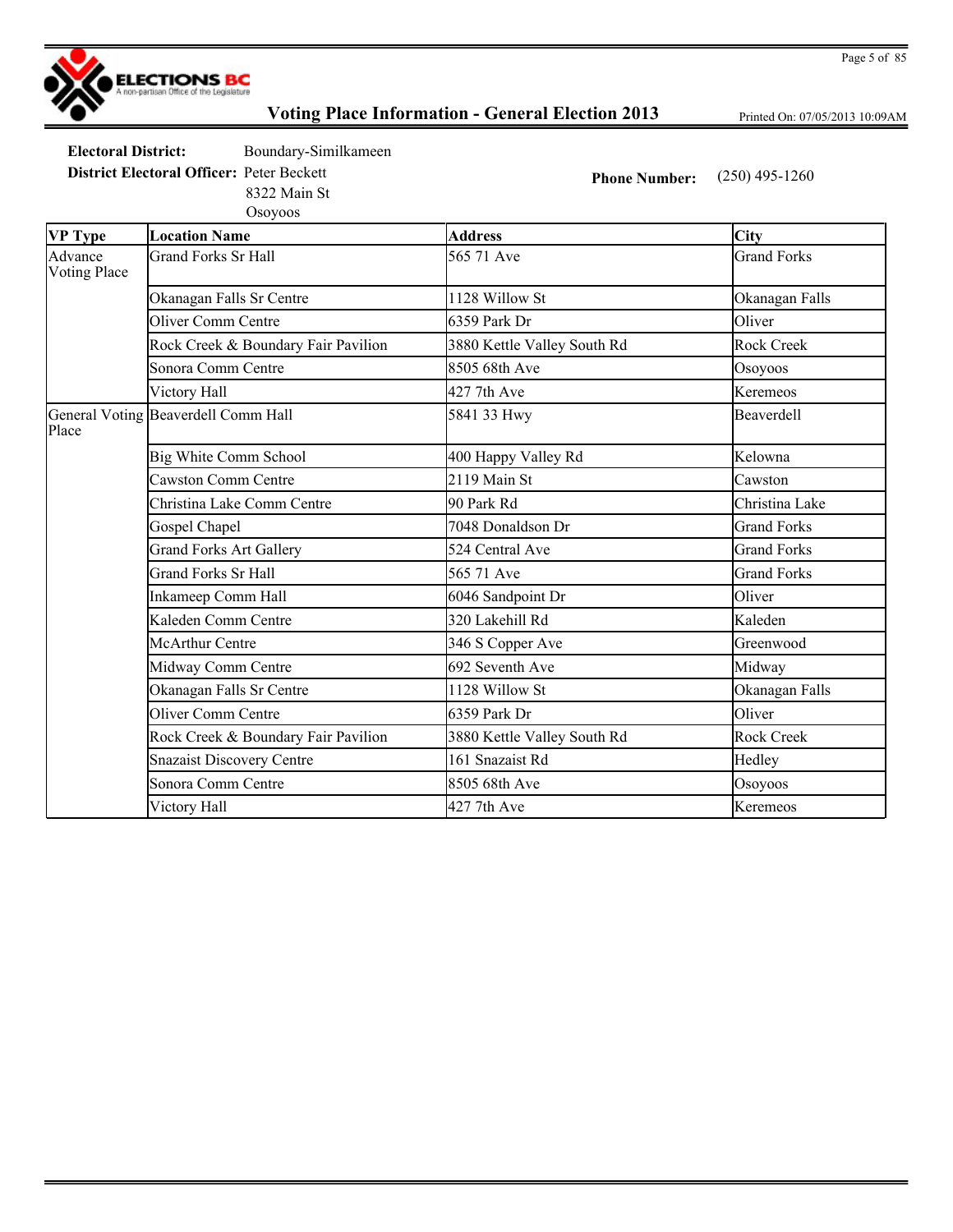## Voting Place Information - General Election 2013

Printed On: 07/05/2013 10:09AM

**Electoral District:** Boundary-Similkameen

**District Electoral Officer:** Peter Beckett
8322 Main St
Osoyoos

**Phone Number:** (250) 495-1260

| VP Type | Location Name | Address | City |
|---|---|---|---|
| Advance Voting Place | Grand Forks Sr Hall | 565 71 Ave | Grand Forks |
| | Okanagan Falls Sr Centre | 1128 Willow St | Okanagan Falls |
| | Oliver Comm Centre | 6359 Park Dr | Oliver |
| | Rock Creek & Boundary Fair Pavilion | 3880 Kettle Valley South Rd | Rock Creek |
| | Sonora Comm Centre | 8505 68th Ave | Osoyoos |
| | Victory Hall | 427 7th Ave | Keremeos |
| General Voting Place | Beaverdell Comm Hall | 5841 33 Hwy | Beaverdell |
| | Big White Comm School | 400 Happy Valley Rd | Kelowna |
| | Cawston Comm Centre | 2119 Main St | Cawston |
| | Christina Lake Comm Centre | 90 Park Rd | Christina Lake |
| | Gospel Chapel | 7048 Donaldson Dr | Grand Forks |
| | Grand Forks Art Gallery | 524 Central Ave | Grand Forks |
| | Grand Forks Sr Hall | 565 71 Ave | Grand Forks |
| | Inkameep Comm Hall | 6046 Sandpoint Dr | Oliver |
| | Kaleden Comm Centre | 320 Lakehill Rd | Kaleden |
| | McArthur Centre | 346 S Copper Ave | Greenwood |
| | Midway Comm Centre | 692 Seventh Ave | Midway |
| | Okanagan Falls Sr Centre | 1128 Willow St | Okanagan Falls |
| | Oliver Comm Centre | 6359 Park Dr | Oliver |
| | Rock Creek & Boundary Fair Pavilion | 3880 Kettle Valley South Rd | Rock Creek |
| | Snazaist Discovery Centre | 161 Snazaist Rd | Hedley |
| | Sonora Comm Centre | 8505 68th Ave | Osoyoos |
| | Victory Hall | 427 7th Ave | Keremeos |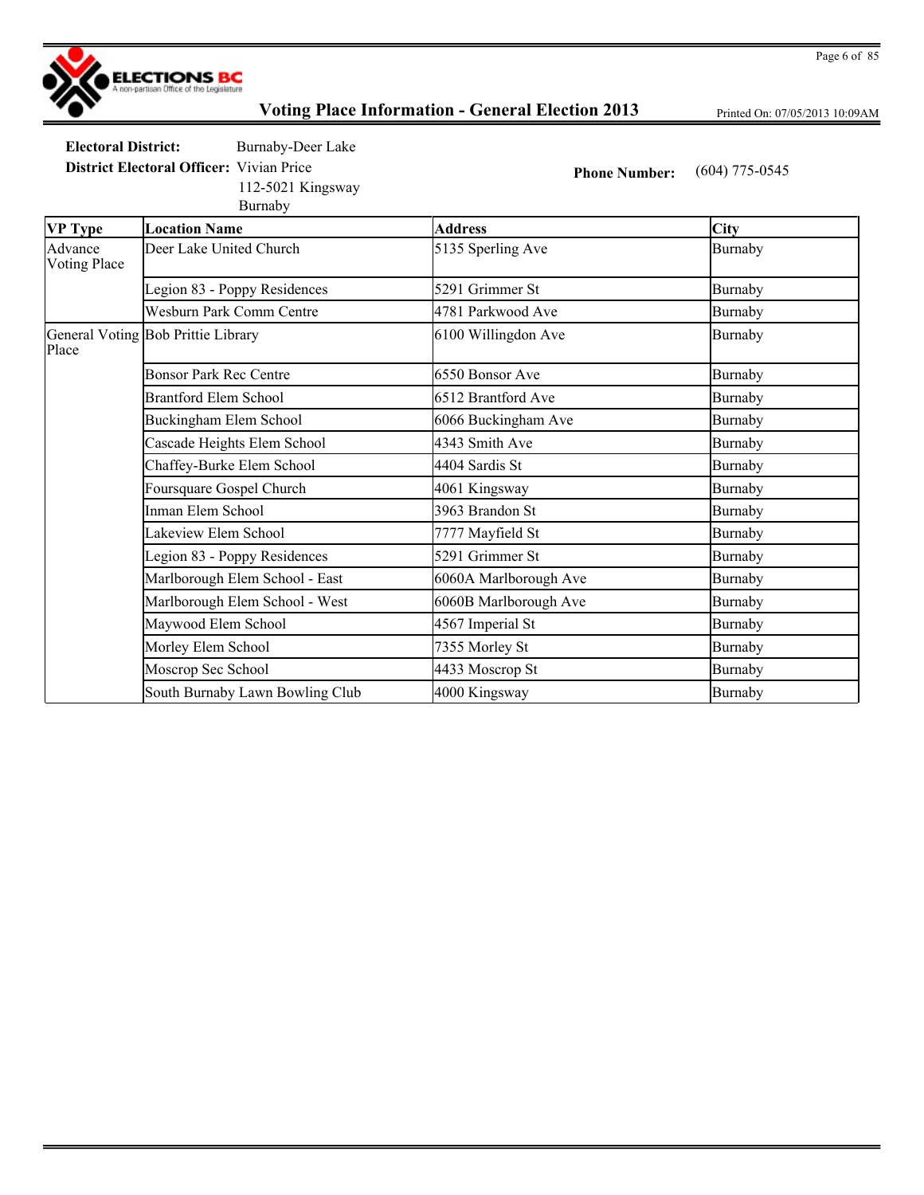# Voting Place Information - General Election 2013

Printed On: 07/05/2013 10:09AM

**Electoral District:** Burnaby-Deer Lake

**District Electoral Officer:** Vivian Price
112-5021 Kingsway
Burnaby

**Phone Number:** (604) 775-0545

| VP Type | Location Name | Address | City |
|---|---|---|---|
| Advance Voting Place | Deer Lake United Church | 5135 Sperling Ave | Burnaby |
| | Legion 83 - Poppy Residences | 5291 Grimmer St | Burnaby |
| | Wesburn Park Comm Centre | 4781 Parkwood Ave | Burnaby |
| General Voting Place | Bob Prittie Library | 6100 Willingdon Ave | Burnaby |
| | Bonsor Park Rec Centre | 6550 Bonsor Ave | Burnaby |
| | Brantford Elem School | 6512 Brantford Ave | Burnaby |
| | Buckingham Elem School | 6066 Buckingham Ave | Burnaby |
| | Cascade Heights Elem School | 4343 Smith Ave | Burnaby |
| | Chaffey-Burke Elem School | 4404 Sardis St | Burnaby |
| | Foursquare Gospel Church | 4061 Kingsway | Burnaby |
| | Inman Elem School | 3963 Brandon St | Burnaby |
| | Lakeview Elem School | 7777 Mayfield St | Burnaby |
| | Legion 83 - Poppy Residences | 5291 Grimmer St | Burnaby |
| | Marlborough Elem School - East | 6060A Marlborough Ave | Burnaby |
| | Marlborough Elem School - West | 6060B Marlborough Ave | Burnaby |
| | Maywood Elem School | 4567 Imperial St | Burnaby |
| | Morley Elem School | 7355 Morley St | Burnaby |
| | Moscrop Sec School | 4433 Moscrop St | Burnaby |
| | South Burnaby Lawn Bowling Club | 4000 Kingsway | Burnaby |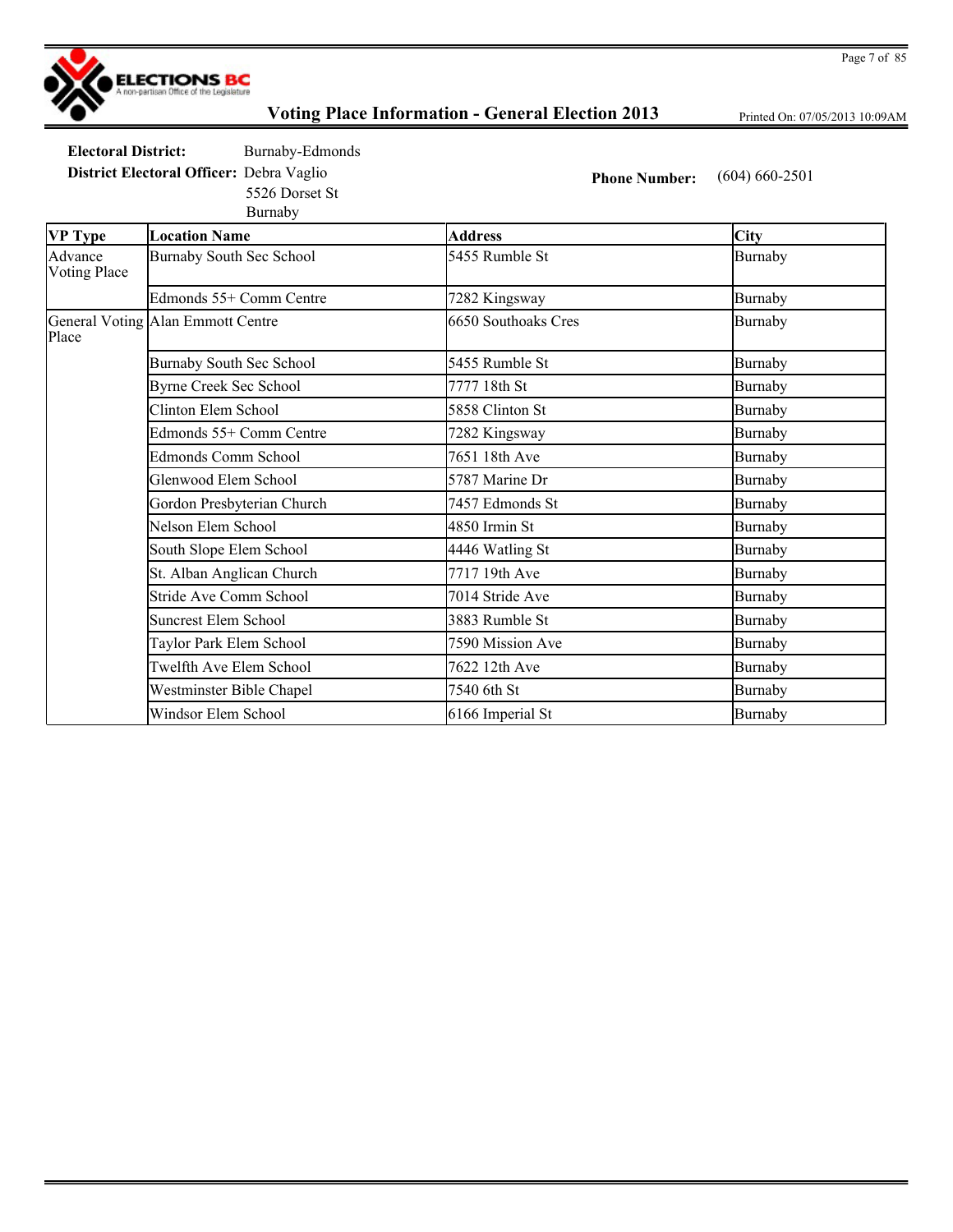# Voting Place Information - General Election 2013

Printed On: 07/05/2013 10:09AM

**Electoral District:** Burnaby-Edmonds

**District Electoral Officer:** Debra Vaglio
5526 Dorset St
Burnaby

**Phone Number:** (604) 660-2501

| VP Type | Location Name | Address | City |
|---|---|---|---|
| Advance Voting Place | Burnaby South Sec School | 5455 Rumble St | Burnaby |
| | Edmonds 55+ Comm Centre | 7282 Kingsway | Burnaby |
| General Voting Place | Alan Emmott Centre | 6650 Southoaks Cres | Burnaby |
| | Burnaby South Sec School | 5455 Rumble St | Burnaby |
| | Byrne Creek Sec School | 7777 18th St | Burnaby |
| | Clinton Elem School | 5858 Clinton St | Burnaby |
| | Edmonds 55+ Comm Centre | 7282 Kingsway | Burnaby |
| | Edmonds Comm School | 7651 18th Ave | Burnaby |
| | Glenwood Elem School | 5787 Marine Dr | Burnaby |
| | Gordon Presbyterian Church | 7457 Edmonds St | Burnaby |
| | Nelson Elem School | 4850 Irmin St | Burnaby |
| | South Slope Elem School | 4446 Watling St | Burnaby |
| | St. Alban Anglican Church | 7717 19th Ave | Burnaby |
| | Stride Ave Comm School | 7014 Stride Ave | Burnaby |
| | Suncrest Elem School | 3883 Rumble St | Burnaby |
| | Taylor Park Elem School | 7590 Mission Ave | Burnaby |
| | Twelfth Ave Elem School | 7622 12th Ave | Burnaby |
| | Westminster Bible Chapel | 7540 6th St | Burnaby |
| | Windsor Elem School | 6166 Imperial St | Burnaby |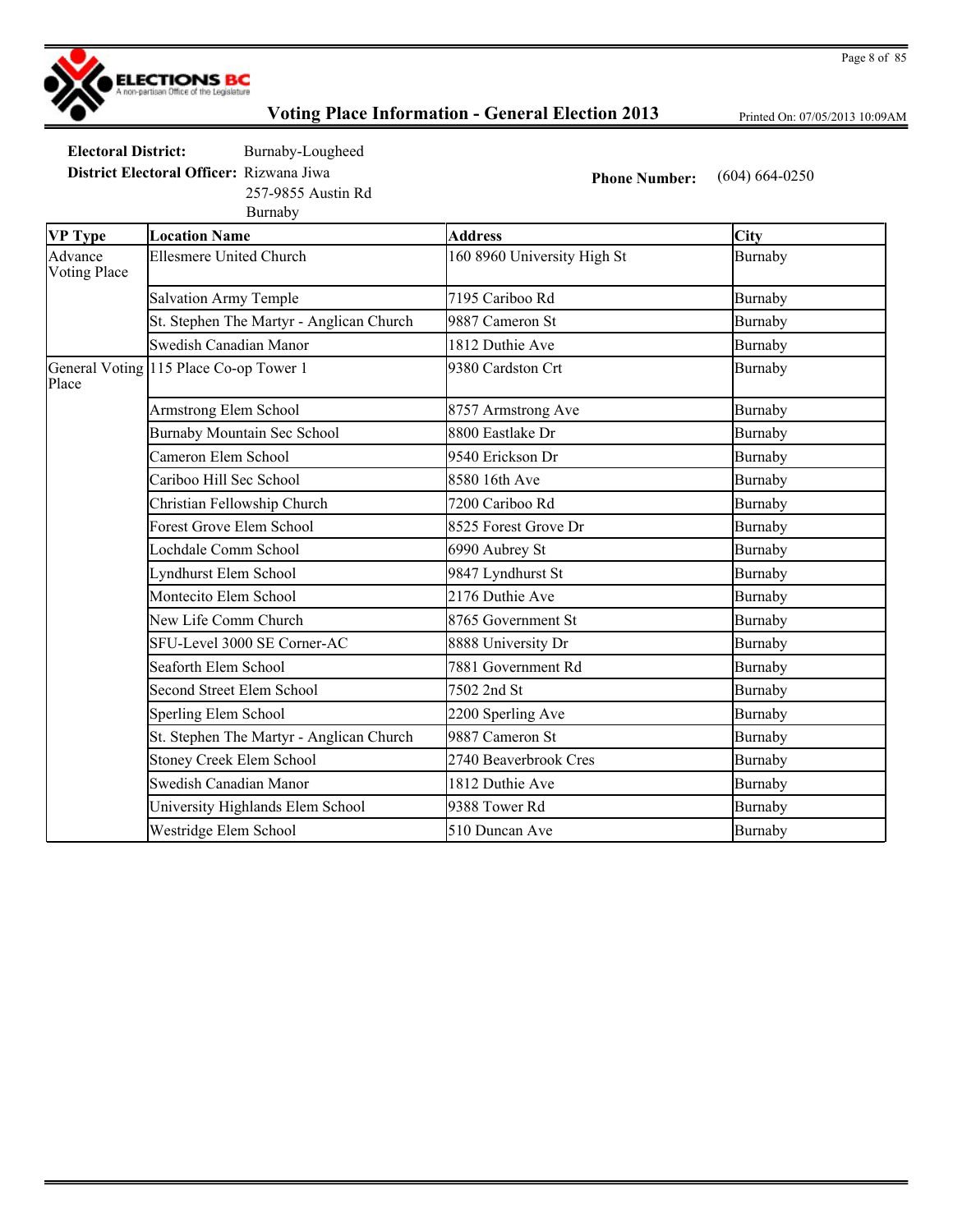**Electoral District:** Burnaby-Lougheed

**District Electoral Officer:** Rizwana Jiwa
257-9855 Austin Rd
Burnaby

**Phone Number:** (604) 664-0250

| VP Type | Location Name | Address | City |
| --- | --- | --- | --- |
| Advance Voting Place | Ellesmere United Church | 160 8960 University High St | Burnaby |
| | Salvation Army Temple | 7195 Cariboo Rd | Burnaby |
| | St. Stephen The Martyr - Anglican Church | 9887 Cameron St | Burnaby |
| | Swedish Canadian Manor | 1812 Duthie Ave | Burnaby |
| General Voting Place | 115 Place Co-op Tower 1 | 9380 Cardston Crt | Burnaby |
| | Armstrong Elem School | 8757 Armstrong Ave | Burnaby |
| | Burnaby Mountain Sec School | 8800 Eastlake Dr | Burnaby |
| | Cameron Elem School | 9540 Erickson Dr | Burnaby |
| | Cariboo Hill Sec School | 8580 16th Ave | Burnaby |
| | Christian Fellowship Church | 7200 Cariboo Rd | Burnaby |
| | Forest Grove Elem School | 8525 Forest Grove Dr | Burnaby |
| | Lochdale Comm School | 6990 Aubrey St | Burnaby |
| | Lyndhurst Elem School | 9847 Lyndhurst St | Burnaby |
| | Montecito Elem School | 2176 Duthie Ave | Burnaby |
| | New Life Comm Church | 8765 Government St | Burnaby |
| | SFU-Level 3000 SE Corner-AC | 8888 University Dr | Burnaby |
| | Seaforth Elem School | 7881 Government Rd | Burnaby |
| | Second Street Elem School | 7502 2nd St | Burnaby |
| | Sperling Elem School | 2200 Sperling Ave | Burnaby |
| | St. Stephen The Martyr - Anglican Church | 9887 Cameron St | Burnaby |
| | Stoney Creek Elem School | 2740 Beaverbrook Cres | Burnaby |
| | Swedish Canadian Manor | 1812 Duthie Ave | Burnaby |
| | University Highlands Elem School | 9388 Tower Rd | Burnaby |
| | Westridge Elem School | 510 Duncan Ave | Burnaby |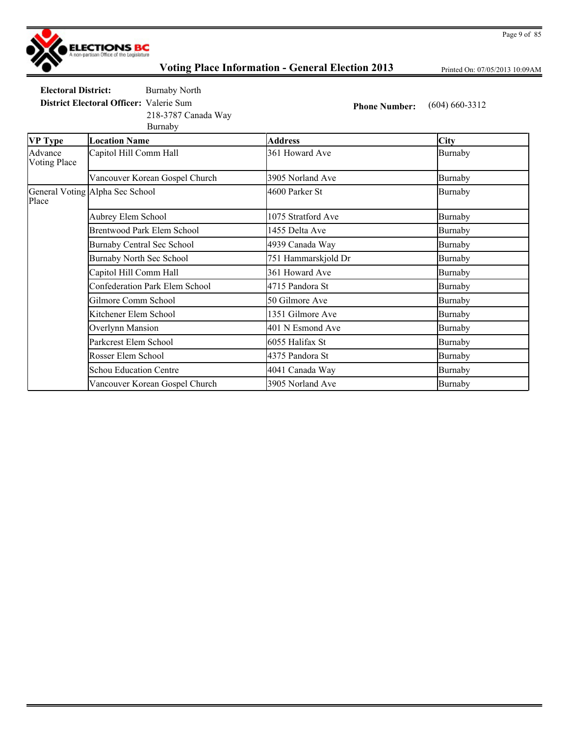# Voting Place Information - General Election 2013

Printed On: 07/05/2013 10:09AM

**Electoral District:** Burnaby North

**District Electoral Officer:** Valerie Sum
218-3787 Canada Way
Burnaby

**Phone Number:** (604) 660-3312

| VP Type | Location Name | Address | City |
|---|---|---|---|
| Advance Voting Place | Capitol Hill Comm Hall | 361 Howard Ave | Burnaby |
| | Vancouver Korean Gospel Church | 3905 Norland Ave | Burnaby |
| General Voting Place | Alpha Sec School | 4600 Parker St | Burnaby |
| | Aubrey Elem School | 1075 Stratford Ave | Burnaby |
| | Brentwood Park Elem School | 1455 Delta Ave | Burnaby |
| | Burnaby Central Sec School | 4939 Canada Way | Burnaby |
| | Burnaby North Sec School | 751 Hammarskjold Dr | Burnaby |
| | Capitol Hill Comm Hall | 361 Howard Ave | Burnaby |
| | Confederation Park Elem School | 4715 Pandora St | Burnaby |
| | Gilmore Comm School | 50 Gilmore Ave | Burnaby |
| | Kitchener Elem School | 1351 Gilmore Ave | Burnaby |
| | Overlynn Mansion | 401 N Esmond Ave | Burnaby |
| | Parkcrest Elem School | 6055 Halifax St | Burnaby |
| | Rosser Elem School | 4375 Pandora St | Burnaby |
| | Schou Education Centre | 4041 Canada Way | Burnaby |
| | Vancouver Korean Gospel Church | 3905 Norland Ave | Burnaby |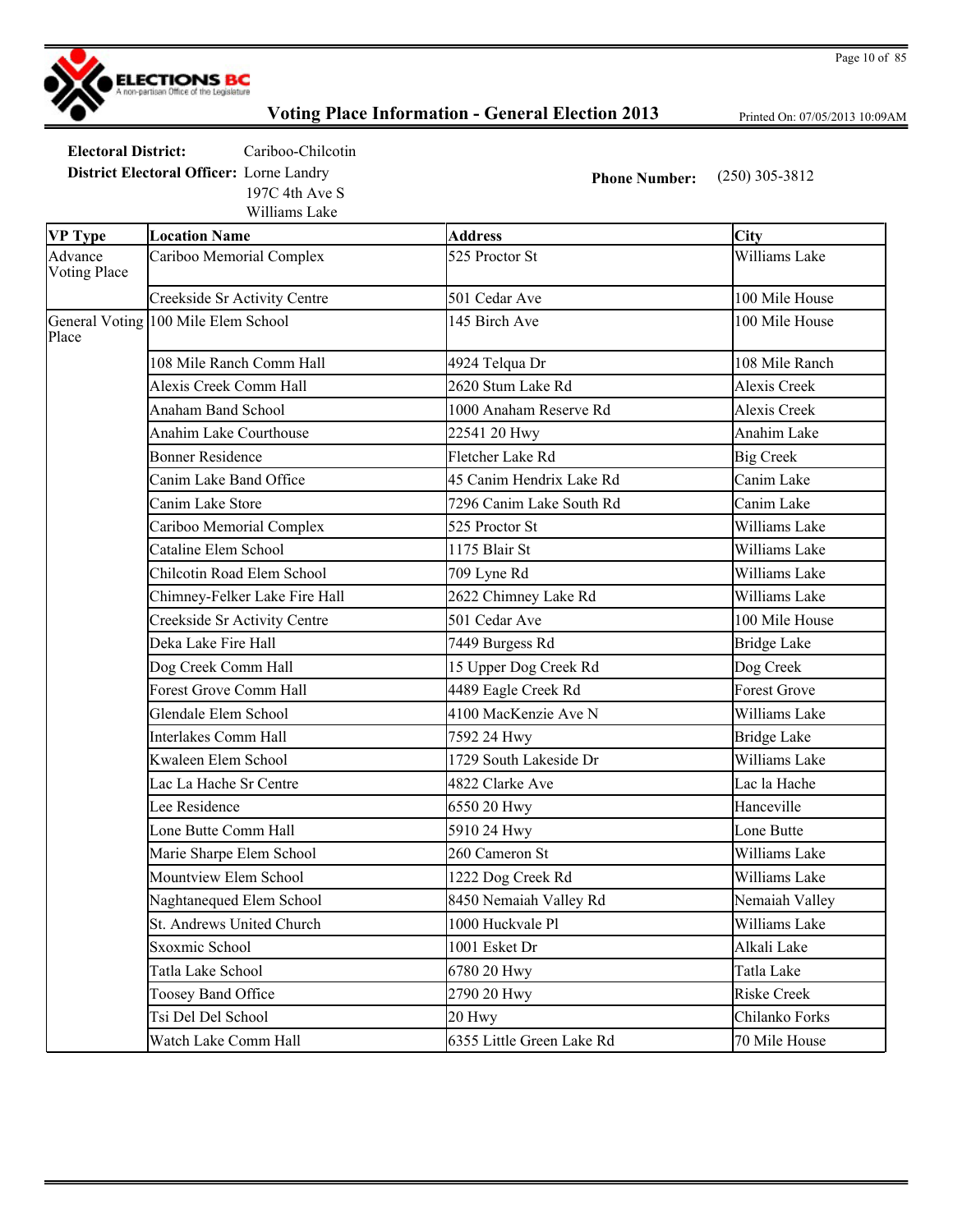# Voting Place Information - General Election 2013

Printed On: 07/05/2013 10:09AM

**Electoral District:** Cariboo-Chilcotin

**District Electoral Officer:** Lorne Landry
197C 4th Ave S
Williams Lake

**Phone Number:** (250) 305-3812

| VP Type | Location Name | Address | City |
|---|---|---|---|
| Advance Voting Place | Cariboo Memorial Complex | 525 Proctor St | Williams Lake |
| | Creekside Sr Activity Centre | 501 Cedar Ave | 100 Mile House |
| General Voting Place | 100 Mile Elem School | 145 Birch Ave | 100 Mile House |
| | 108 Mile Ranch Comm Hall | 4924 Telqua Dr | 108 Mile Ranch |
| | Alexis Creek Comm Hall | 2620 Stum Lake Rd | Alexis Creek |
| | Anaham Band School | 1000 Anaham Reserve Rd | Alexis Creek |
| | Anahim Lake Courthouse | 22541 20 Hwy | Anahim Lake |
| | Bonner Residence | Fletcher Lake Rd | Big Creek |
| | Canim Lake Band Office | 45 Canim Hendrix Lake Rd | Canim Lake |
| | Canim Lake Store | 7296 Canim Lake South Rd | Canim Lake |
| | Cariboo Memorial Complex | 525 Proctor St | Williams Lake |
| | Cataline Elem School | 1175 Blair St | Williams Lake |
| | Chilcotin Road Elem School | 709 Lyne Rd | Williams Lake |
| | Chimney-Felker Lake Fire Hall | 2622 Chimney Lake Rd | Williams Lake |
| | Creekside Sr Activity Centre | 501 Cedar Ave | 100 Mile House |
| | Deka Lake Fire Hall | 7449 Burgess Rd | Bridge Lake |
| | Dog Creek Comm Hall | 15 Upper Dog Creek Rd | Dog Creek |
| | Forest Grove Comm Hall | 4489 Eagle Creek Rd | Forest Grove |
| | Glendale Elem School | 4100 MacKenzie Ave N | Williams Lake |
| | Interlakes Comm Hall | 7592 24 Hwy | Bridge Lake |
| | Kwaleen Elem School | 1729 South Lakeside Dr | Williams Lake |
| | Lac La Hache Sr Centre | 4822 Clarke Ave | Lac la Hache |
| | Lee Residence | 6550 20 Hwy | Hanceville |
| | Lone Butte Comm Hall | 5910 24 Hwy | Lone Butte |
| | Marie Sharpe Elem School | 260 Cameron St | Williams Lake |
| | Mountview Elem School | 1222 Dog Creek Rd | Williams Lake |
| | Naghtanequed Elem School | 8450 Nemaiah Valley Rd | Nemaiah Valley |
| | St. Andrews United Church | 1000 Huckvale Pl | Williams Lake |
| | Sxoxmic School | 1001 Esket Dr | Alkali Lake |
| | Tatla Lake School | 6780 20 Hwy | Tatla Lake |
| | Toosey Band Office | 2790 20 Hwy | Riske Creek |
| | Tsi Del Del School | 20 Hwy | Chilanko Forks |
| | Watch Lake Comm Hall | 6355 Little Green Lake Rd | 70 Mile House |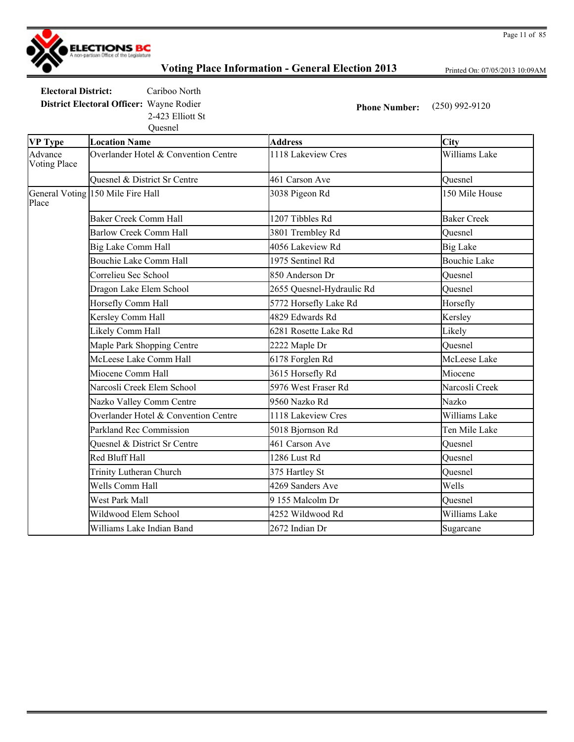# Voting Place Information - General Election 2013

Printed On: 07/05/2013 10:09AM

**Electoral District:** Cariboo North

**District Electoral Officer:** Wayne Rodier
2-423 Elliott St
Quesnel

**Phone Number:** (250) 992-9120

| VP Type | Location Name | Address | City |
|---|---|---|---|
| Advance Voting Place | Overlander Hotel & Convention Centre | 1118 Lakeview Cres | Williams Lake |
| | Quesnel & District Sr Centre | 461 Carson Ave | Quesnel |
| General Voting Place | 150 Mile Fire Hall | 3038 Pigeon Rd | 150 Mile House |
| | Baker Creek Comm Hall | 1207 Tibbles Rd | Baker Creek |
| | Barlow Creek Comm Hall | 3801 Trembley Rd | Quesnel |
| | Big Lake Comm Hall | 4056 Lakeview Rd | Big Lake |
| | Bouchie Lake Comm Hall | 1975 Sentinel Rd | Bouchie Lake |
| | Correlieu Sec School | 850 Anderson Dr | Quesnel |
| | Dragon Lake Elem School | 2655 Quesnel-Hydraulic Rd | Quesnel |
| | Horsefly Comm Hall | 5772 Horsefly Lake Rd | Horsefly |
| | Kersley Comm Hall | 4829 Edwards Rd | Kersley |
| | Likely Comm Hall | 6281 Rosette Lake Rd | Likely |
| | Maple Park Shopping Centre | 2222 Maple Dr | Quesnel |
| | McLeese Lake Comm Hall | 6178 Forglen Rd | McLeese Lake |
| | Miocene Comm Hall | 3615 Horsefly Rd | Miocene |
| | Narcosli Creek Elem School | 5976 West Fraser Rd | Narcosli Creek |
| | Nazko Valley Comm Centre | 9560 Nazko Rd | Nazko |
| | Overlander Hotel & Convention Centre | 1118 Lakeview Cres | Williams Lake |
| | Parkland Rec Commission | 5018 Bjornson Rd | Ten Mile Lake |
| | Quesnel & District Sr Centre | 461 Carson Ave | Quesnel |
| | Red Bluff Hall | 1286 Lust Rd | Quesnel |
| | Trinity Lutheran Church | 375 Hartley St | Quesnel |
| | Wells Comm Hall | 4269 Sanders Ave | Wells |
| | West Park Mall | 9 155 Malcolm Dr | Quesnel |
| | Wildwood Elem School | 4252 Wildwood Rd | Williams Lake |
| | Williams Lake Indian Band | 2672 Indian Dr | Sugarcane |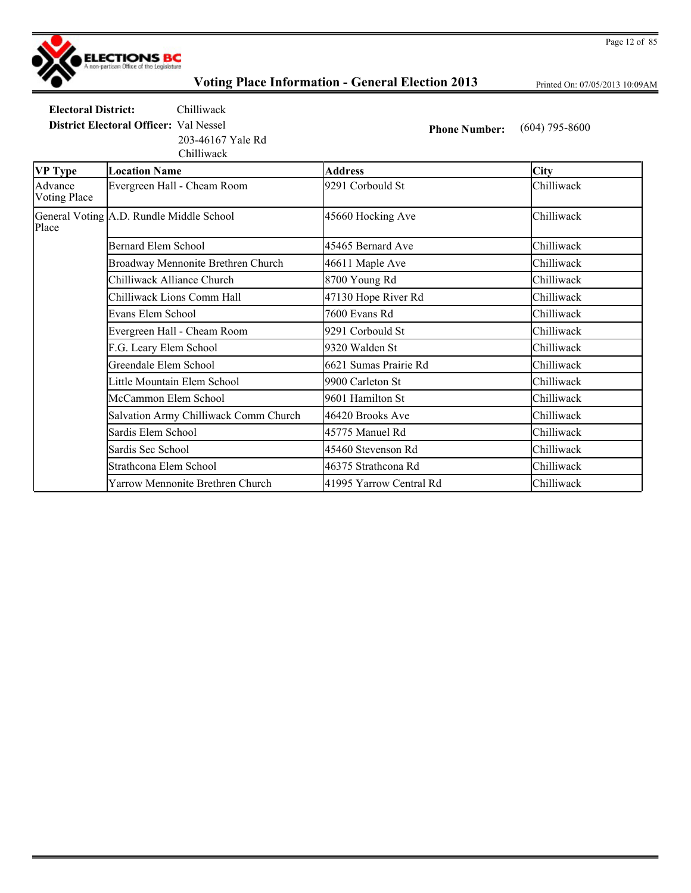# Voting Place Information - General Election 2013

Printed On: 07/05/2013 10:09AM

**Electoral District:** Chilliwack

**District Electoral Officer:** Val Nessel
203-46167 Yale Rd
Chilliwack

**Phone Number:** (604) 795-8600

| VP Type | Location Name | Address | City |
|---|---|---|---|
| Advance Voting Place | Evergreen Hall - Cheam Room | 9291 Corbould St | Chilliwack |
| General Voting Place | A.D. Rundle Middle School | 45660 Hocking Ave | Chilliwack |
| | Bernard Elem School | 45465 Bernard Ave | Chilliwack |
| | Broadway Mennonite Brethren Church | 46611 Maple Ave | Chilliwack |
| | Chilliwack Alliance Church | 8700 Young Rd | Chilliwack |
| | Chilliwack Lions Comm Hall | 47130 Hope River Rd | Chilliwack |
| | Evans Elem School | 7600 Evans Rd | Chilliwack |
| | Evergreen Hall - Cheam Room | 9291 Corbould St | Chilliwack |
| | F.G. Leary Elem School | 9320 Walden St | Chilliwack |
| | Greendale Elem School | 6621 Sumas Prairie Rd | Chilliwack |
| | Little Mountain Elem School | 9900 Carleton St | Chilliwack |
| | McCammon Elem School | 9601 Hamilton St | Chilliwack |
| | Salvation Army Chilliwack Comm Church | 46420 Brooks Ave | Chilliwack |
| | Sardis Elem School | 45775 Manuel Rd | Chilliwack |
| | Sardis Sec School | 45460 Stevenson Rd | Chilliwack |
| | Strathcona Elem School | 46375 Strathcona Rd | Chilliwack |
| | Yarrow Mennonite Brethren Church | 41995 Yarrow Central Rd | Chilliwack |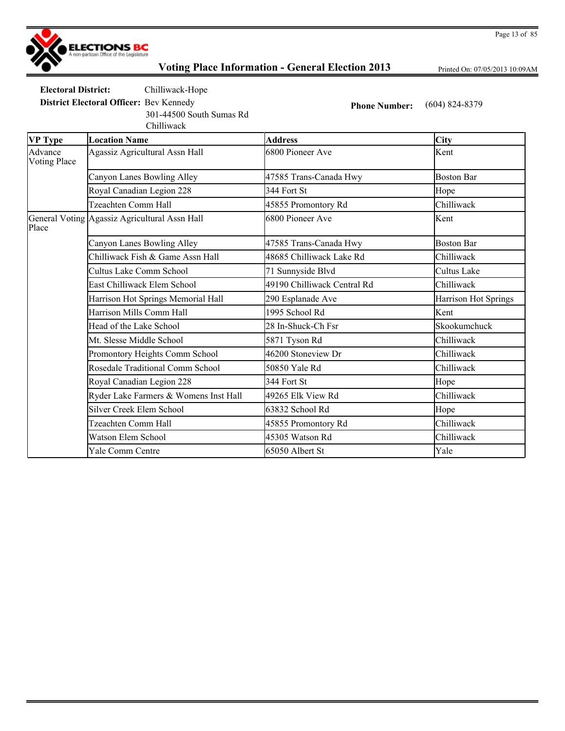# Voting Place Information - General Election 2013

Printed On: 07/05/2013 10:09AM

**Electoral District:** Chilliwack-Hope

**District Electoral Officer:** Bev Kennedy
301-44500 South Sumas Rd
Chilliwack

**Phone Number:** (604) 824-8379

| VP Type | Location Name | Address | City |
|---|---|---|---|
| Advance Voting Place | Agassiz Agricultural Assn Hall | 6800 Pioneer Ave | Kent |
| | Canyon Lanes Bowling Alley | 47585 Trans-Canada Hwy | Boston Bar |
| | Royal Canadian Legion 228 | 344 Fort St | Hope |
| | Tzeachten Comm Hall | 45855 Promontory Rd | Chilliwack |
| General Voting Place | Agassiz Agricultural Assn Hall | 6800 Pioneer Ave | Kent |
| | Canyon Lanes Bowling Alley | 47585 Trans-Canada Hwy | Boston Bar |
| | Chilliwack Fish & Game Assn Hall | 48685 Chilliwack Lake Rd | Chilliwack |
| | Cultus Lake Comm School | 71 Sunnyside Blvd | Cultus Lake |
| | East Chilliwack Elem School | 49190 Chilliwack Central Rd | Chilliwack |
| | Harrison Hot Springs Memorial Hall | 290 Esplanade Ave | Harrison Hot Springs |
| | Harrison Mills Comm Hall | 1995 School Rd | Kent |
| | Head of the Lake School | 28 In-Shuck-Ch Fsr | Skookumchuck |
| | Mt. Slesse Middle School | 5871 Tyson Rd | Chilliwack |
| | Promontory Heights Comm School | 46200 Stoneview Dr | Chilliwack |
| | Rosedale Traditional Comm School | 50850 Yale Rd | Chilliwack |
| | Royal Canadian Legion 228 | 344 Fort St | Hope |
| | Ryder Lake Farmers & Womens Inst Hall | 49265 Elk View Rd | Chilliwack |
| | Silver Creek Elem School | 63832 School Rd | Hope |
| | Tzeachten Comm Hall | 45855 Promontory Rd | Chilliwack |
| | Watson Elem School | 45305 Watson Rd | Chilliwack |
| | Yale Comm Centre | 65050 Albert St | Yale |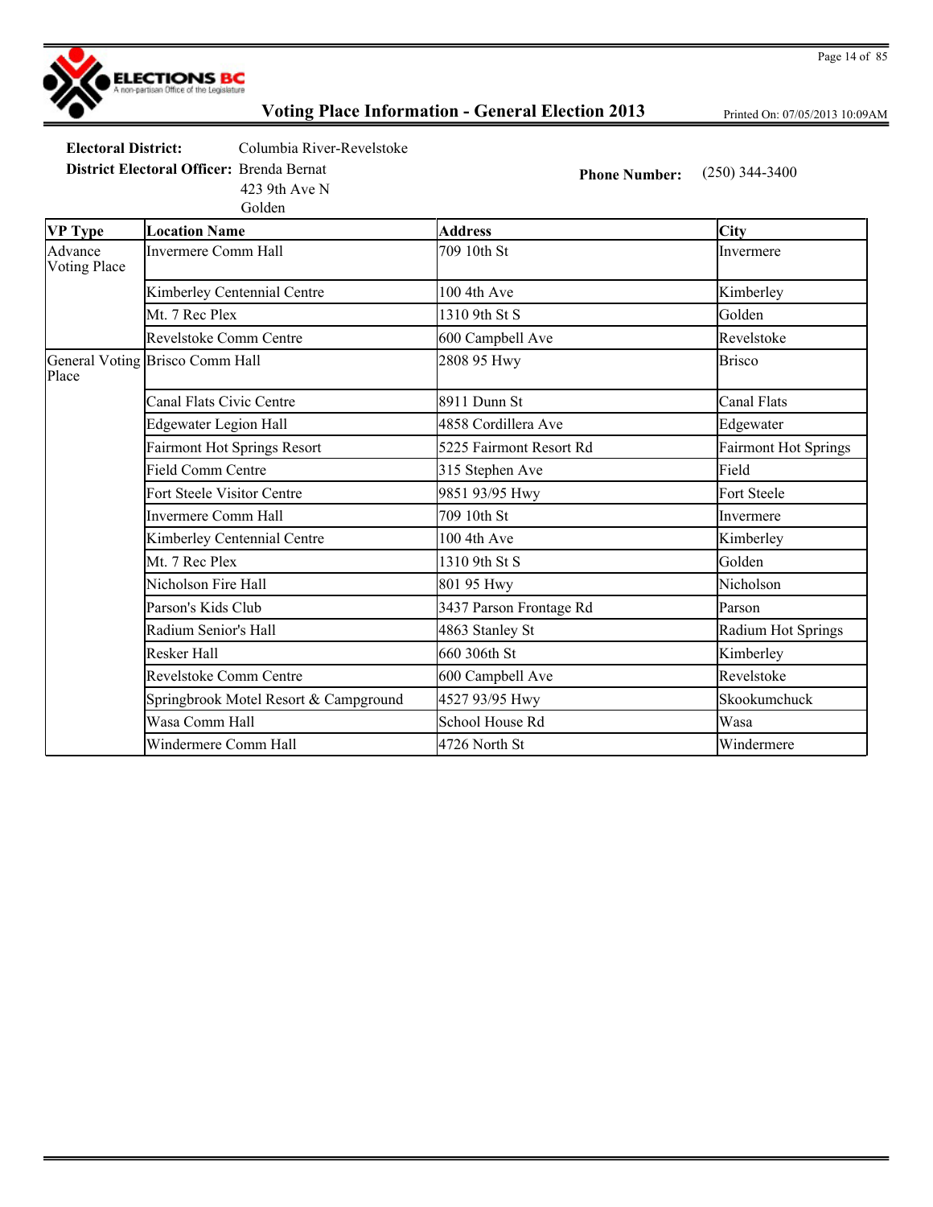# Voting Place Information - General Election 2013

Printed On: 07/05/2013 10:09AM

**Electoral District:** Columbia River-Revelstoke

**District Electoral Officer:** Brenda Bernat
423 9th Ave N
Golden

**Phone Number:** (250) 344-3400

| VP Type | Location Name | Address | City |
|---|---|---|---|
| Advance Voting Place | Invermere Comm Hall | 709 10th St | Invermere |
| | Kimberley Centennial Centre | 100 4th Ave | Kimberley |
| | Mt. 7 Rec Plex | 1310 9th St S | Golden |
| | Revelstoke Comm Centre | 600 Campbell Ave | Revelstoke |
| General Voting Place | Brisco Comm Hall | 2808 95 Hwy | Brisco |
| | Canal Flats Civic Centre | 8911 Dunn St | Canal Flats |
| | Edgewater Legion Hall | 4858 Cordillera Ave | Edgewater |
| | Fairmont Hot Springs Resort | 5225 Fairmont Resort Rd | Fairmont Hot Springs |
| | Field Comm Centre | 315 Stephen Ave | Field |
| | Fort Steele Visitor Centre | 9851 93/95 Hwy | Fort Steele |
| | Invermere Comm Hall | 709 10th St | Invermere |
| | Kimberley Centennial Centre | 100 4th Ave | Kimberley |
| | Mt. 7 Rec Plex | 1310 9th St S | Golden |
| | Nicholson Fire Hall | 801 95 Hwy | Nicholson |
| | Parson's Kids Club | 3437 Parson Frontage Rd | Parson |
| | Radium Senior's Hall | 4863 Stanley St | Radium Hot Springs |
| | Resker Hall | 660 306th St | Kimberley |
| | Revelstoke Comm Centre | 600 Campbell Ave | Revelstoke |
| | Springbrook Motel Resort & Campground | 4527 93/95 Hwy | Skookumchuck |
| | Wasa Comm Hall | School House Rd | Wasa |
| | Windermere Comm Hall | 4726 North St | Windermere |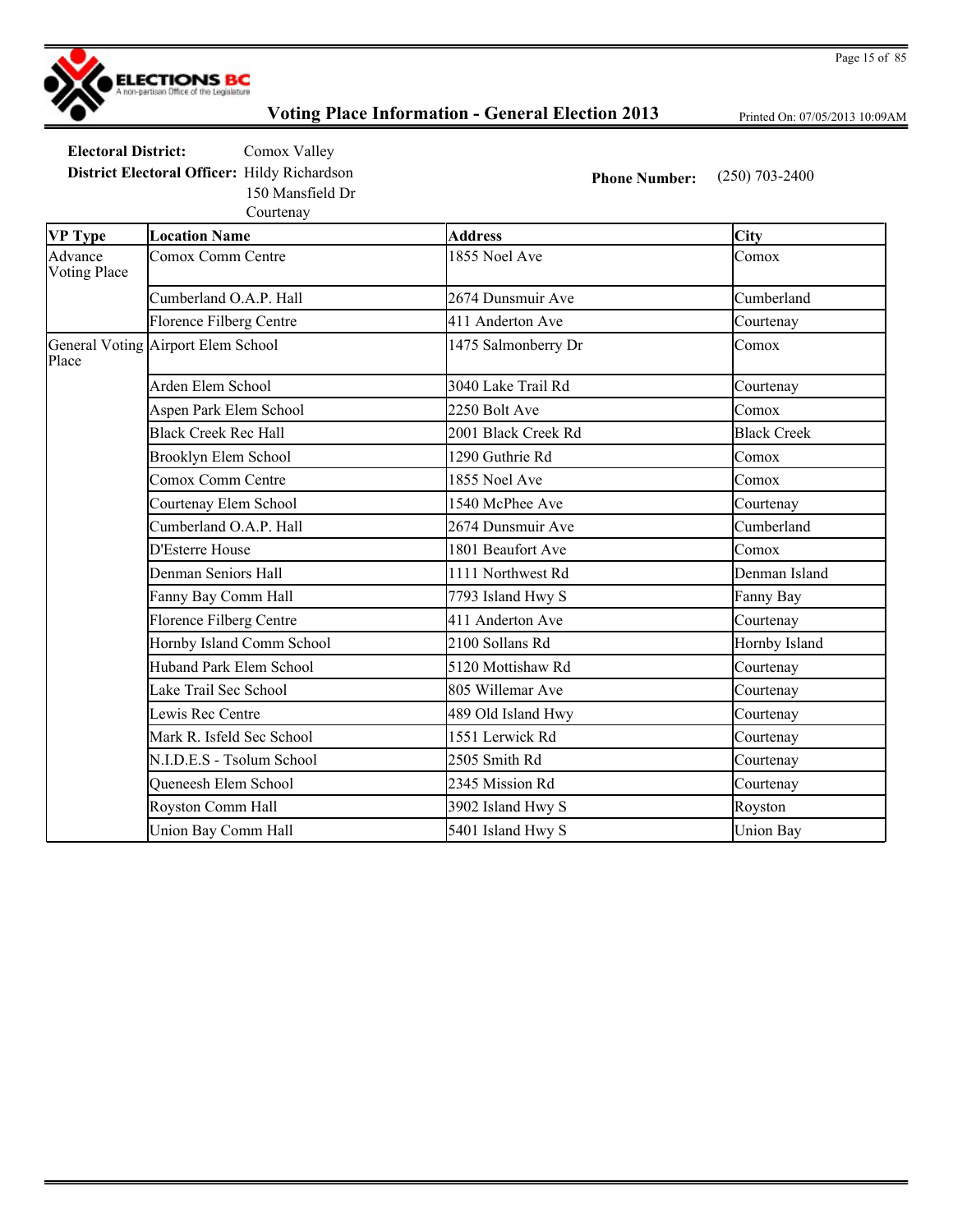# Voting Place Information - General Election 2013

Printed On: 07/05/2013 10:09AM

**Electoral District:** Comox Valley

**District Electoral Officer:** Hildy Richardson
150 Mansfield Dr
Courtenay

**Phone Number:** (250) 703-2400

| VP Type | Location Name | Address | City |
|---|---|---|---|
| Advance Voting Place | Comox Comm Centre | 1855 Noel Ave | Comox |
| | Cumberland O.A.P. Hall | 2674 Dunsmuir Ave | Cumberland |
| | Florence Filberg Centre | 411 Anderton Ave | Courtenay |
| General Voting Place | Airport Elem School | 1475 Salmonberry Dr | Comox |
| | Arden Elem School | 3040 Lake Trail Rd | Courtenay |
| | Aspen Park Elem School | 2250 Bolt Ave | Comox |
| | Black Creek Rec Hall | 2001 Black Creek Rd | Black Creek |
| | Brooklyn Elem School | 1290 Guthrie Rd | Comox |
| | Comox Comm Centre | 1855 Noel Ave | Comox |
| | Courtenay Elem School | 1540 McPhee Ave | Courtenay |
| | Cumberland O.A.P. Hall | 2674 Dunsmuir Ave | Cumberland |
| | D'Esterre House | 1801 Beaufort Ave | Comox |
| | Denman Seniors Hall | 1111 Northwest Rd | Denman Island |
| | Fanny Bay Comm Hall | 7793 Island Hwy S | Fanny Bay |
| | Florence Filberg Centre | 411 Anderton Ave | Courtenay |
| | Hornby Island Comm School | 2100 Sollans Rd | Hornby Island |
| | Huband Park Elem School | 5120 Mottishaw Rd | Courtenay |
| | Lake Trail Sec School | 805 Willemar Ave | Courtenay |
| | Lewis Rec Centre | 489 Old Island Hwy | Courtenay |
| | Mark R. Isfeld Sec School | 1551 Lerwick Rd | Courtenay |
| | N.I.D.E.S - Tsolum School | 2505 Smith Rd | Courtenay |
| | Queneesh Elem School | 2345 Mission Rd | Courtenay |
| | Royston Comm Hall | 3902 Island Hwy S | Royston |
| | Union Bay Comm Hall | 5401 Island Hwy S | Union Bay |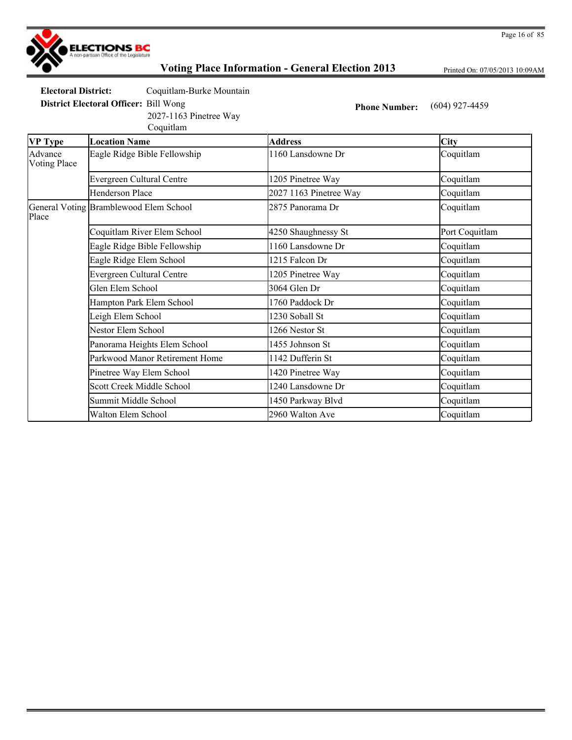# Voting Place Information - General Election 2013

Printed On: 07/05/2013 10:09AM

**Electoral District:** Coquitlam-Burke Mountain

**District Electoral Officer:** Bill Wong
2027-1163 Pinetree Way
Coquitlam

**Phone Number:** (604) 927-4459

| VP Type | Location Name | Address | City |
|---|---|---|---|
| Advance Voting Place | Eagle Ridge Bible Fellowship | 1160 Lansdowne Dr | Coquitlam |
| | Evergreen Cultural Centre | 1205 Pinetree Way | Coquitlam |
| | Henderson Place | 2027 1163 Pinetree Way | Coquitlam |
| General Voting Place | Bramblewood Elem School | 2875 Panorama Dr | Coquitlam |
| | Coquitlam River Elem School | 4250 Shaughnessy St | Port Coquitlam |
| | Eagle Ridge Bible Fellowship | 1160 Lansdowne Dr | Coquitlam |
| | Eagle Ridge Elem School | 1215 Falcon Dr | Coquitlam |
| | Evergreen Cultural Centre | 1205 Pinetree Way | Coquitlam |
| | Glen Elem School | 3064 Glen Dr | Coquitlam |
| | Hampton Park Elem School | 1760 Paddock Dr | Coquitlam |
| | Leigh Elem School | 1230 Soball St | Coquitlam |
| | Nestor Elem School | 1266 Nestor St | Coquitlam |
| | Panorama Heights Elem School | 1455 Johnson St | Coquitlam |
| | Parkwood Manor Retirement Home | 1142 Dufferin St | Coquitlam |
| | Pinetree Way Elem School | 1420 Pinetree Way | Coquitlam |
| | Scott Creek Middle School | 1240 Lansdowne Dr | Coquitlam |
| | Summit Middle School | 1450 Parkway Blvd | Coquitlam |
| | Walton Elem School | 2960 Walton Ave | Coquitlam |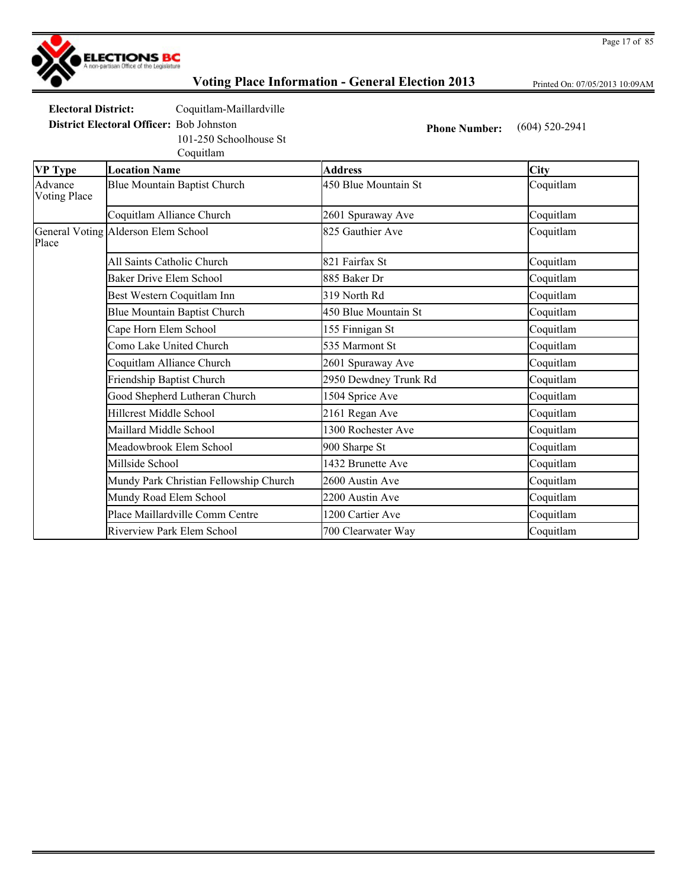# Voting Place Information - General Election 2013

Printed On: 07/05/2013 10:09AM

**Electoral District:** Coquitlam-Maillardville

**District Electoral Officer:** Bob Johnston
101-250 Schoolhouse St
Coquitlam

**Phone Number:** (604) 520-2941

| VP Type | Location Name | Address | City |
|---|---|---|---|
| Advance Voting Place | Blue Mountain Baptist Church | 450 Blue Mountain St | Coquitlam |
| | Coquitlam Alliance Church | 2601 Spuraway Ave | Coquitlam |
| General Voting Place | Alderson Elem School | 825 Gauthier Ave | Coquitlam |
| | All Saints Catholic Church | 821 Fairfax St | Coquitlam |
| | Baker Drive Elem School | 885 Baker Dr | Coquitlam |
| | Best Western Coquitlam Inn | 319 North Rd | Coquitlam |
| | Blue Mountain Baptist Church | 450 Blue Mountain St | Coquitlam |
| | Cape Horn Elem School | 155 Finnigan St | Coquitlam |
| | Como Lake United Church | 535 Marmont St | Coquitlam |
| | Coquitlam Alliance Church | 2601 Spuraway Ave | Coquitlam |
| | Friendship Baptist Church | 2950 Dewdney Trunk Rd | Coquitlam |
| | Good Shepherd Lutheran Church | 1504 Sprice Ave | Coquitlam |
| | Hillcrest Middle School | 2161 Regan Ave | Coquitlam |
| | Maillard Middle School | 1300 Rochester Ave | Coquitlam |
| | Meadowbrook Elem School | 900 Sharpe St | Coquitlam |
| | Millside School | 1432 Brunette Ave | Coquitlam |
| | Mundy Park Christian Fellowship Church | 2600 Austin Ave | Coquitlam |
| | Mundy Road Elem School | 2200 Austin Ave | Coquitlam |
| | Place Maillardville Comm Centre | 1200 Cartier Ave | Coquitlam |
| | Riverview Park Elem School | 700 Clearwater Way | Coquitlam |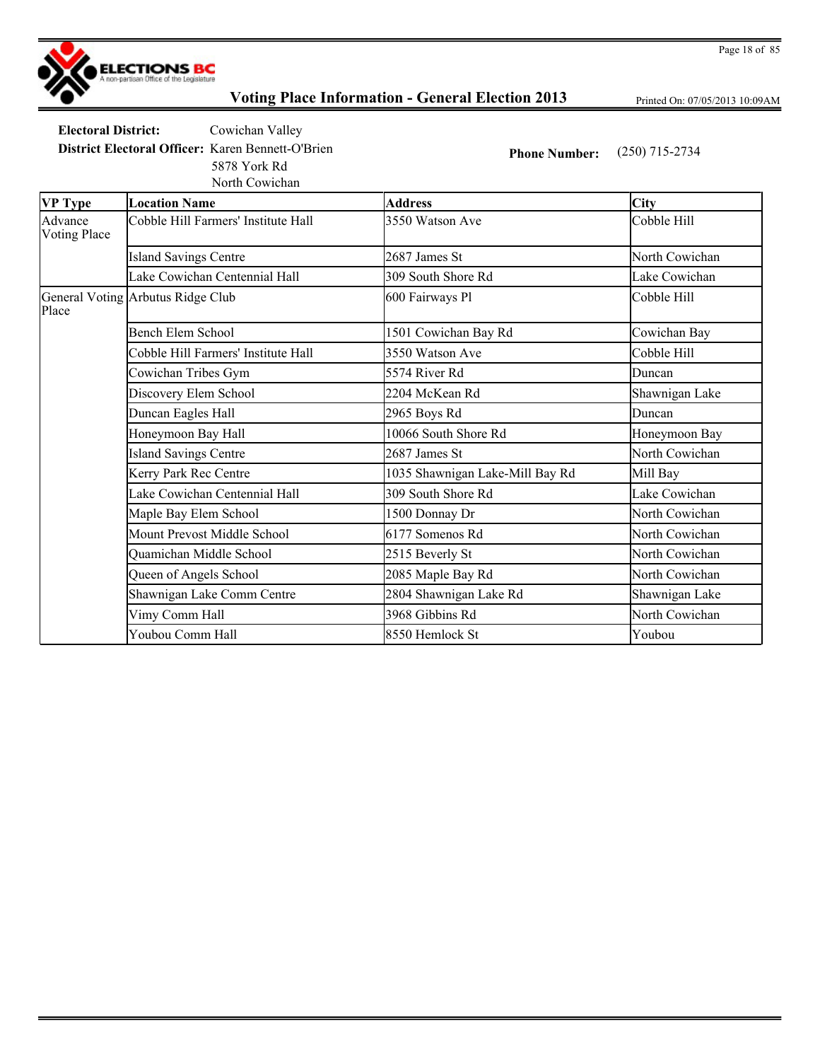# Voting Place Information - General Election 2013

Printed On: 07/05/2013 10:09AM

**Electoral District:** Cowichan Valley

**District Electoral Officer:** Karen Bennett-O'Brien
5878 York Rd
North Cowichan

**Phone Number:** (250) 715-2734

| VP Type | Location Name | Address | City |
|---|---|---|---|
| Advance Voting Place | Cobble Hill Farmers' Institute Hall | 3550 Watson Ave | Cobble Hill |
| | Island Savings Centre | 2687 James St | North Cowichan |
| | Lake Cowichan Centennial Hall | 309 South Shore Rd | Lake Cowichan |
| General Voting Place | Arbutus Ridge Club | 600 Fairways Pl | Cobble Hill |
| | Bench Elem School | 1501 Cowichan Bay Rd | Cowichan Bay |
| | Cobble Hill Farmers' Institute Hall | 3550 Watson Ave | Cobble Hill |
| | Cowichan Tribes Gym | 5574 River Rd | Duncan |
| | Discovery Elem School | 2204 McKean Rd | Shawnigan Lake |
| | Duncan Eagles Hall | 2965 Boys Rd | Duncan |
| | Honeymoon Bay Hall | 10066 South Shore Rd | Honeymoon Bay |
| | Island Savings Centre | 2687 James St | North Cowichan |
| | Kerry Park Rec Centre | 1035 Shawnigan Lake-Mill Bay Rd | Mill Bay |
| | Lake Cowichan Centennial Hall | 309 South Shore Rd | Lake Cowichan |
| | Maple Bay Elem School | 1500 Donnay Dr | North Cowichan |
| | Mount Prevost Middle School | 6177 Somenos Rd | North Cowichan |
| | Quamichan Middle School | 2515 Beverly St | North Cowichan |
| | Queen of Angels School | 2085 Maple Bay Rd | North Cowichan |
| | Shawnigan Lake Comm Centre | 2804 Shawnigan Lake Rd | Shawnigan Lake |
| | Vimy Comm Hall | 3968 Gibbins Rd | North Cowichan |
| | Youbou Comm Hall | 8550 Hemlock St | Youbou |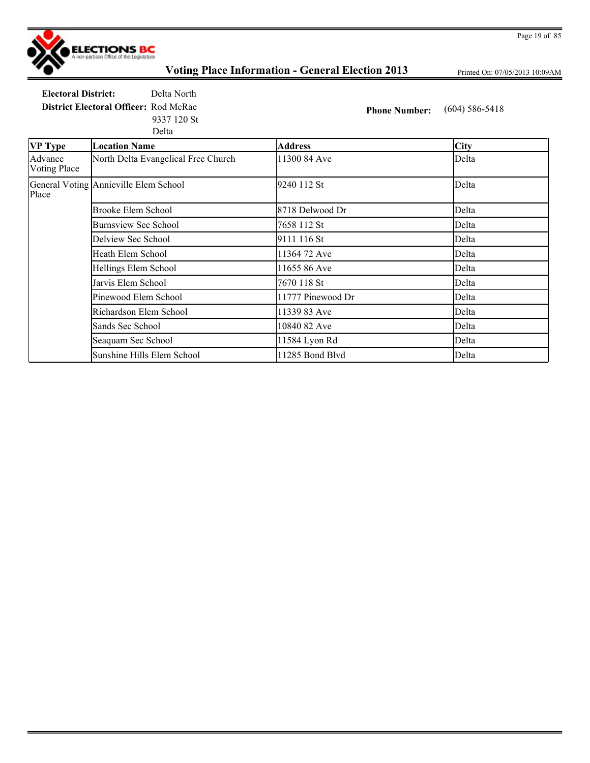# Voting Place Information - General Election 2013

Printed On: 07/05/2013 10:09AM

**Electoral District:** Delta North

**District Electoral Officer:** Rod McRae
9337 120 St
Delta

**Phone Number:** (604) 586-5418

| VP Type | Location Name | Address | City |
|---|---|---|---|
| Advance Voting Place | North Delta Evangelical Free Church | 11300 84 Ave | Delta |
| General Voting Place | Annieville Elem School | 9240 112 St | Delta |
| | Brooke Elem School | 8718 Delwood Dr | Delta |
| | Burnsview Sec School | 7658 112 St | Delta |
| | Delview Sec School | 9111 116 St | Delta |
| | Heath Elem School | 11364 72 Ave | Delta |
| | Hellings Elem School | 11655 86 Ave | Delta |
| | Jarvis Elem School | 7670 118 St | Delta |
| | Pinewood Elem School | 11777 Pinewood Dr | Delta |
| | Richardson Elem School | 11339 83 Ave | Delta |
| | Sands Sec School | 10840 82 Ave | Delta |
| | Seaquam Sec School | 11584 Lyon Rd | Delta |
| | Sunshine Hills Elem School | 11285 Bond Blvd | Delta |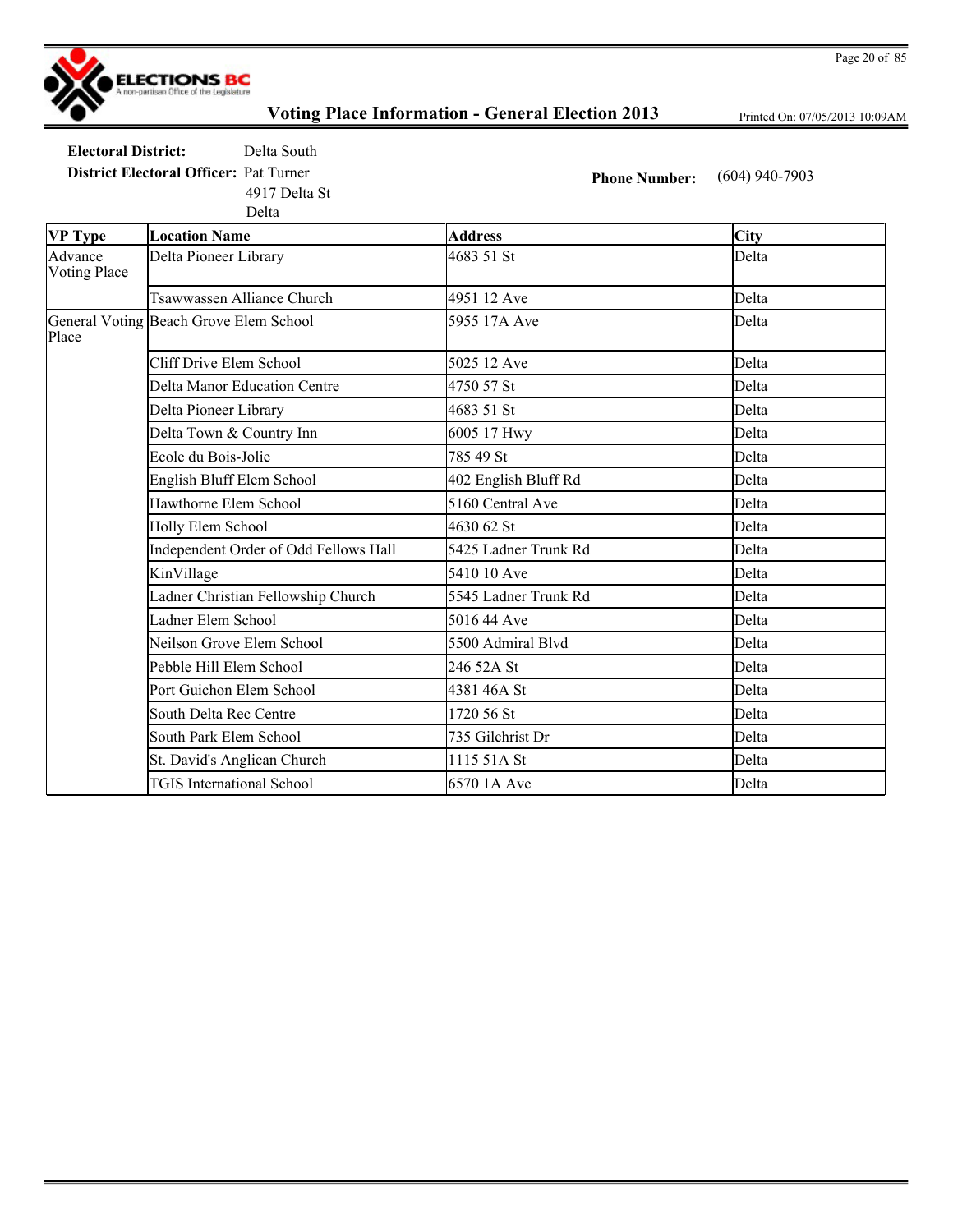# Voting Place Information - General Election 2013

**Electoral District:** Delta South

**District Electoral Officer:** Pat Turner
4917 Delta St
Delta

**Phone Number:** (604) 940-7903

| VP Type | Location Name | Address | City |
| --- | --- | --- | --- |
| Advance Voting Place | Delta Pioneer Library | 4683 51 St | Delta |
| | Tsawwassen Alliance Church | 4951 12 Ave | Delta |
| General Voting Place | Beach Grove Elem School | 5955 17A Ave | Delta |
| | Cliff Drive Elem School | 5025 12 Ave | Delta |
| | Delta Manor Education Centre | 4750 57 St | Delta |
| | Delta Pioneer Library | 4683 51 St | Delta |
| | Delta Town & Country Inn | 6005 17 Hwy | Delta |
| | Ecole du Bois-Jolie | 785 49 St | Delta |
| | English Bluff Elem School | 402 English Bluff Rd | Delta |
| | Hawthorne Elem School | 5160 Central Ave | Delta |
| | Holly Elem School | 4630 62 St | Delta |
| | Independent Order of Odd Fellows Hall | 5425 Ladner Trunk Rd | Delta |
| | KinVillage | 5410 10 Ave | Delta |
| | Ladner Christian Fellowship Church | 5545 Ladner Trunk Rd | Delta |
| | Ladner Elem School | 5016 44 Ave | Delta |
| | Neilson Grove Elem School | 5500 Admiral Blvd | Delta |
| | Pebble Hill Elem School | 246 52A St | Delta |
| | Port Guichon Elem School | 4381 46A St | Delta |
| | South Delta Rec Centre | 1720 56 St | Delta |
| | South Park Elem School | 735 Gilchrist Dr | Delta |
| | St. David's Anglican Church | 1115 51A St | Delta |
| | TGIS International School | 6570 1A Ave | Delta |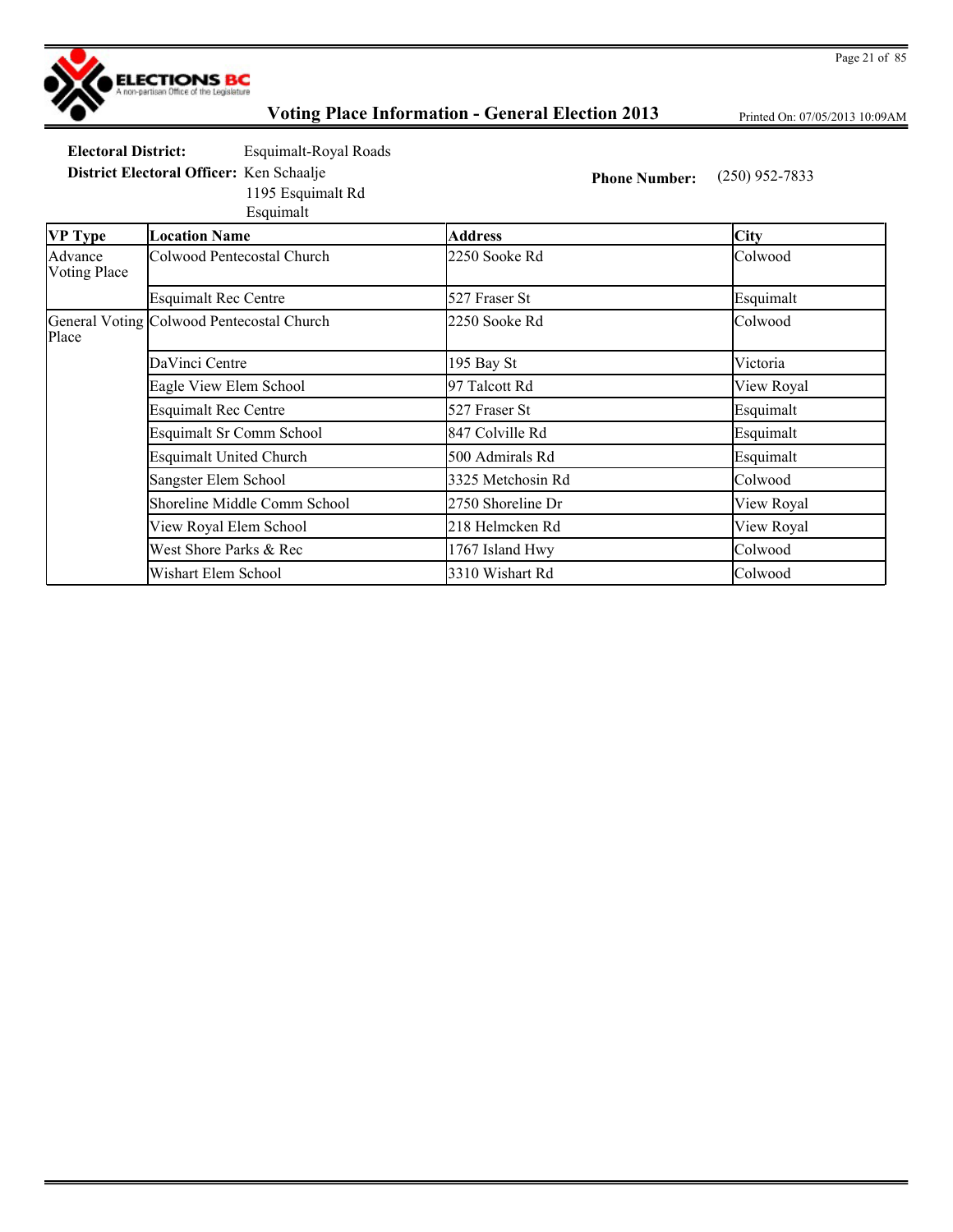ELECTIONS BC
A non-partisan Office of the Legislature

# Voting Place Information - General Election 2013

Printed On: 07/05/2013 10:09AM

**Electoral District:** Esquimalt-Royal Roads

**District Electoral Officer:** Ken Schaalje
1195 Esquimalt Rd
Esquimalt

**Phone Number:** (250) 952-7833

| VP Type | Location Name | Address | City |
|---|---|---|---|
| Advance Voting Place | Colwood Pentecostal Church | 2250 Sooke Rd | Colwood |
| | Esquimalt Rec Centre | 527 Fraser St | Esquimalt |
| General Voting Place | Colwood Pentecostal Church | 2250 Sooke Rd | Colwood |
| | DaVinci Centre | 195 Bay St | Victoria |
| | Eagle View Elem School | 97 Talcott Rd | View Royal |
| | Esquimalt Rec Centre | 527 Fraser St | Esquimalt |
| | Esquimalt Sr Comm School | 847 Colville Rd | Esquimalt |
| | Esquimalt United Church | 500 Admirals Rd | Esquimalt |
| | Sangster Elem School | 3325 Metchosin Rd | Colwood |
| | Shoreline Middle Comm School | 2750 Shoreline Dr | View Royal |
| | View Royal Elem School | 218 Helmcken Rd | View Royal |
| | West Shore Parks & Rec | 1767 Island Hwy | Colwood |
| | Wishart Elem School | 3310 Wishart Rd | Colwood |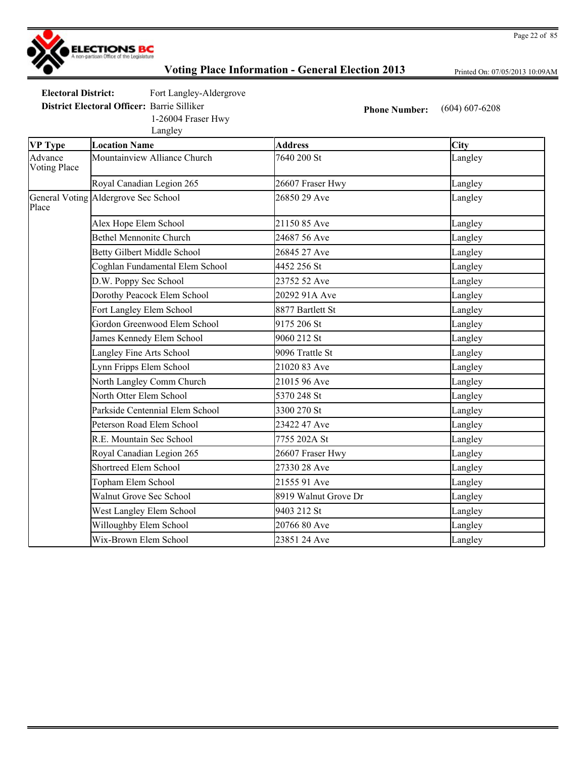ELECTIONS BC
A non-partisan Office of the Legislature

# Voting Place Information - General Election 2013

Printed On: 07/05/2013 10:09AM

**Electoral District:** Fort Langley-Aldergrove

**District Electoral Officer:** Barrie Silliker
1-26004 Fraser Hwy
Langley

**Phone Number:** (604) 607-6208

| VP Type | Location Name | Address | City |
|---|---|---|---|
| Advance Voting Place | Mountainview Alliance Church | 7640 200 St | Langley |
| | Royal Canadian Legion 265 | 26607 Fraser Hwy | Langley |
| General Voting Place | Aldergrove Sec School | 26850 29 Ave | Langley |
| | Alex Hope Elem School | 21150 85 Ave | Langley |
| | Bethel Mennonite Church | 24687 56 Ave | Langley |
| | Betty Gilbert Middle School | 26845 27 Ave | Langley |
| | Coghlan Fundamental Elem School | 4452 256 St | Langley |
| | D.W. Poppy Sec School | 23752 52 Ave | Langley |
| | Dorothy Peacock Elem School | 20292 91A Ave | Langley |
| | Fort Langley Elem School | 8877 Bartlett St | Langley |
| | Gordon Greenwood Elem School | 9175 206 St | Langley |
| | James Kennedy Elem School | 9060 212 St | Langley |
| | Langley Fine Arts School | 9096 Trattle St | Langley |
| | Lynn Fripps Elem School | 21020 83 Ave | Langley |
| | North Langley Comm Church | 21015 96 Ave | Langley |
| | North Otter Elem School | 5370 248 St | Langley |
| | Parkside Centennial Elem School | 3300 270 St | Langley |
| | Peterson Road Elem School | 23422 47 Ave | Langley |
| | R.E. Mountain Sec School | 7755 202A St | Langley |
| | Royal Canadian Legion 265 | 26607 Fraser Hwy | Langley |
| | Shortreed Elem School | 27330 28 Ave | Langley |
| | Topham Elem School | 21555 91 Ave | Langley |
| | Walnut Grove Sec School | 8919 Walnut Grove Dr | Langley |
| | West Langley Elem School | 9403 212 St | Langley |
| | Willoughby Elem School | 20766 80 Ave | Langley |
| | Wix-Brown Elem School | 23851 24 Ave | Langley |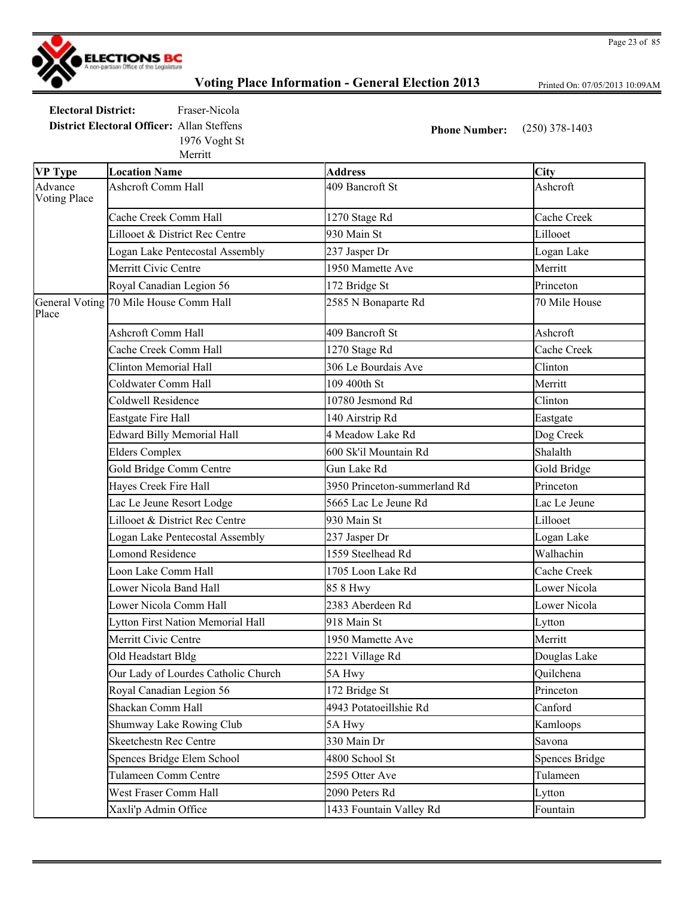# Voting Place Information - General Election 2013

Printed On: 07/05/2013 10:09AM

**Electoral District:** Fraser-Nicola

**District Electoral Officer:** Allan Steffens
1976 Voght St
Merritt

**Phone Number:** (250) 378-1403

| VP Type | Location Name | Address | City |
|---|---|---|---|
| Advance Voting Place | Ashcroft Comm Hall | 409 Bancroft St | Ashcroft |
| | Cache Creek Comm Hall | 1270 Stage Rd | Cache Creek |
| | Lillooet & District Rec Centre | 930 Main St | Lillooet |
| | Logan Lake Pentecostal Assembly | 237 Jasper Dr | Logan Lake |
| | Merritt Civic Centre | 1950 Mamette Ave | Merritt |
| | Royal Canadian Legion 56 | 172 Bridge St | Princeton |
| General Voting Place | 70 Mile House Comm Hall | 2585 N Bonaparte Rd | 70 Mile House |
| | Ashcroft Comm Hall | 409 Bancroft St | Ashcroft |
| | Cache Creek Comm Hall | 1270 Stage Rd | Cache Creek |
| | Clinton Memorial Hall | 306 Le Bourdais Ave | Clinton |
| | Coldwater Comm Hall | 109 400th St | Merritt |
| | Coldwell Residence | 10780 Jesmond Rd | Clinton |
| | Eastgate Fire Hall | 140 Airstrip Rd | Eastgate |
| | Edward Billy Memorial Hall | 4 Meadow Lake Rd | Dog Creek |
| | Elders Complex | 600 Sk'il Mountain Rd | Shalalth |
| | Gold Bridge Comm Centre | Gun Lake Rd | Gold Bridge |
| | Hayes Creek Fire Hall | 3950 Princeton-summerland Rd | Princeton |
| | Lac Le Jeune Resort Lodge | 5665 Lac Le Jeune Rd | Lac Le Jeune |
| | Lillooet & District Rec Centre | 930 Main St | Lillooet |
| | Logan Lake Pentecostal Assembly | 237 Jasper Dr | Logan Lake |
| | Lomond Residence | 1559 Steelhead Rd | Walhachin |
| | Loon Lake Comm Hall | 1705 Loon Lake Rd | Cache Creek |
| | Lower Nicola Band Hall | 85 8 Hwy | Lower Nicola |
| | Lower Nicola Comm Hall | 2383 Aberdeen Rd | Lower Nicola |
| | Lytton First Nation Memorial Hall | 918 Main St | Lytton |
| | Merritt Civic Centre | 1950 Mamette Ave | Merritt |
| | Old Headstart Bldg | 2221 Village Rd | Douglas Lake |
| | Our Lady of Lourdes Catholic Church | 5A Hwy | Quilchena |
| | Royal Canadian Legion 56 | 172 Bridge St | Princeton |
| | Shackan Comm Hall | 4943 Potatoeillshie Rd | Canford |
| | Shumway Lake Rowing Club | 5A Hwy | Kamloops |
| | Skeetchestn Rec Centre | 330 Main Dr | Savona |
| | Spences Bridge Elem School | 4800 School St | Spences Bridge |
| | Tulameen Comm Centre | 2595 Otter Ave | Tulameen |
| | West Fraser Comm Hall | 2090 Peters Rd | Lytton |
| | Xaxli'p Admin Office | 1433 Fountain Valley Rd | Fountain |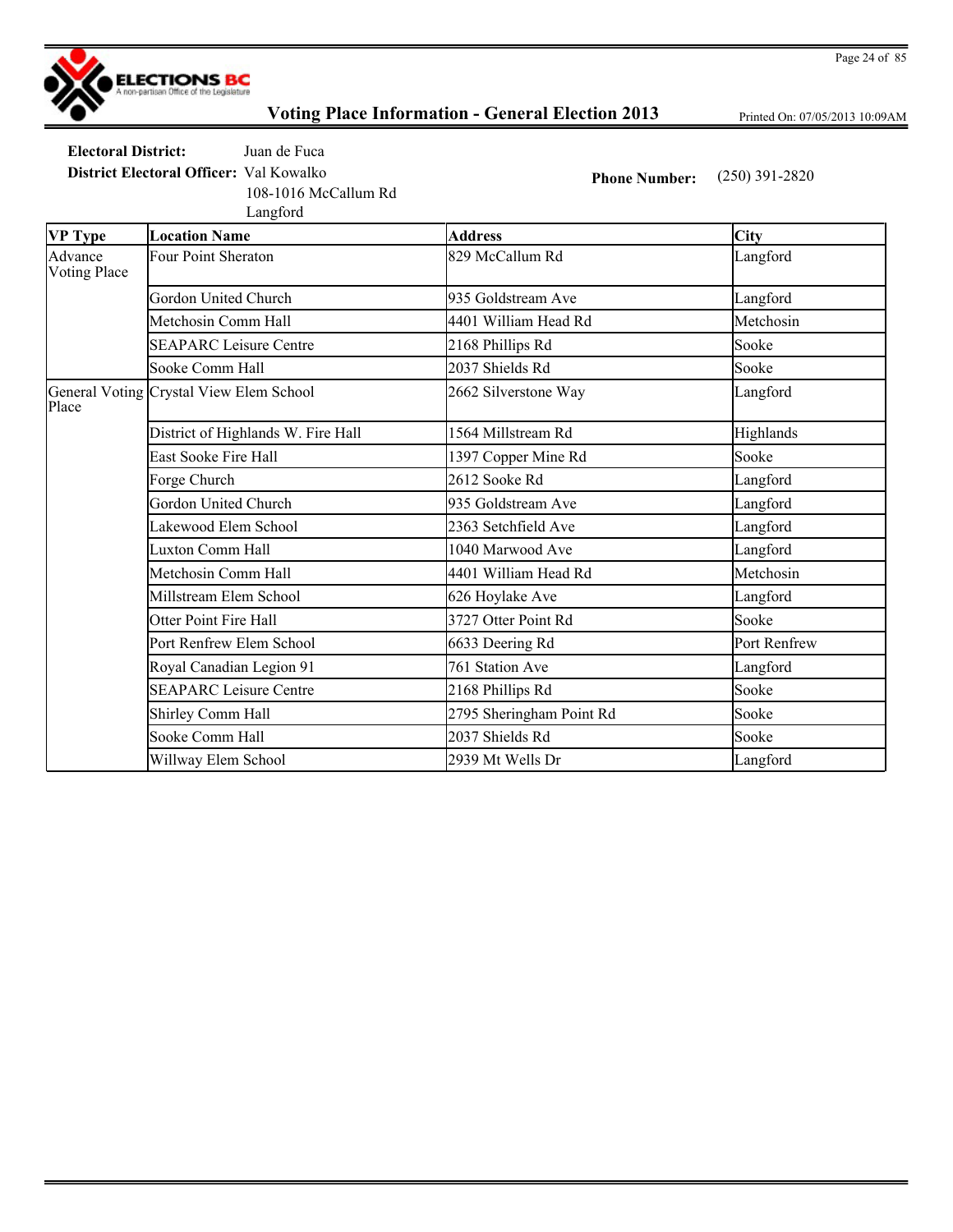ELECTIONS BC
A non-partisan Office of the Legislature

# Voting Place Information - General Election 2013

Printed On: 07/05/2013 10:09AM

**Electoral District:** Juan de Fuca

**District Electoral Officer:** Val Kowalko
108-1016 McCallum Rd
Langford

**Phone Number:** (250) 391-2820

| VP Type | Location Name | Address | City |
|---|---|---|---|
| Advance Voting Place | Four Point Sheraton | 829 McCallum Rd | Langford |
| | Gordon United Church | 935 Goldstream Ave | Langford |
| | Metchosin Comm Hall | 4401 William Head Rd | Metchosin |
| | SEAPARC Leisure Centre | 2168 Phillips Rd | Sooke |
| | Sooke Comm Hall | 2037 Shields Rd | Sooke |
| General Voting Place | Crystal View Elem School | 2662 Silverstone Way | Langford |
| | District of Highlands W. Fire Hall | 1564 Millstream Rd | Highlands |
| | East Sooke Fire Hall | 1397 Copper Mine Rd | Sooke |
| | Forge Church | 2612 Sooke Rd | Langford |
| | Gordon United Church | 935 Goldstream Ave | Langford |
| | Lakewood Elem School | 2363 Setchfield Ave | Langford |
| | Luxton Comm Hall | 1040 Marwood Ave | Langford |
| | Metchosin Comm Hall | 4401 William Head Rd | Metchosin |
| | Millstream Elem School | 626 Hoylake Ave | Langford |
| | Otter Point Fire Hall | 3727 Otter Point Rd | Sooke |
| | Port Renfrew Elem School | 6633 Deering Rd | Port Renfrew |
| | Royal Canadian Legion 91 | 761 Station Ave | Langford |
| | SEAPARC Leisure Centre | 2168 Phillips Rd | Sooke |
| | Shirley Comm Hall | 2795 Sheringham Point Rd | Sooke |
| | Sooke Comm Hall | 2037 Shields Rd | Sooke |
| | Willway Elem School | 2939 Mt Wells Dr | Langford |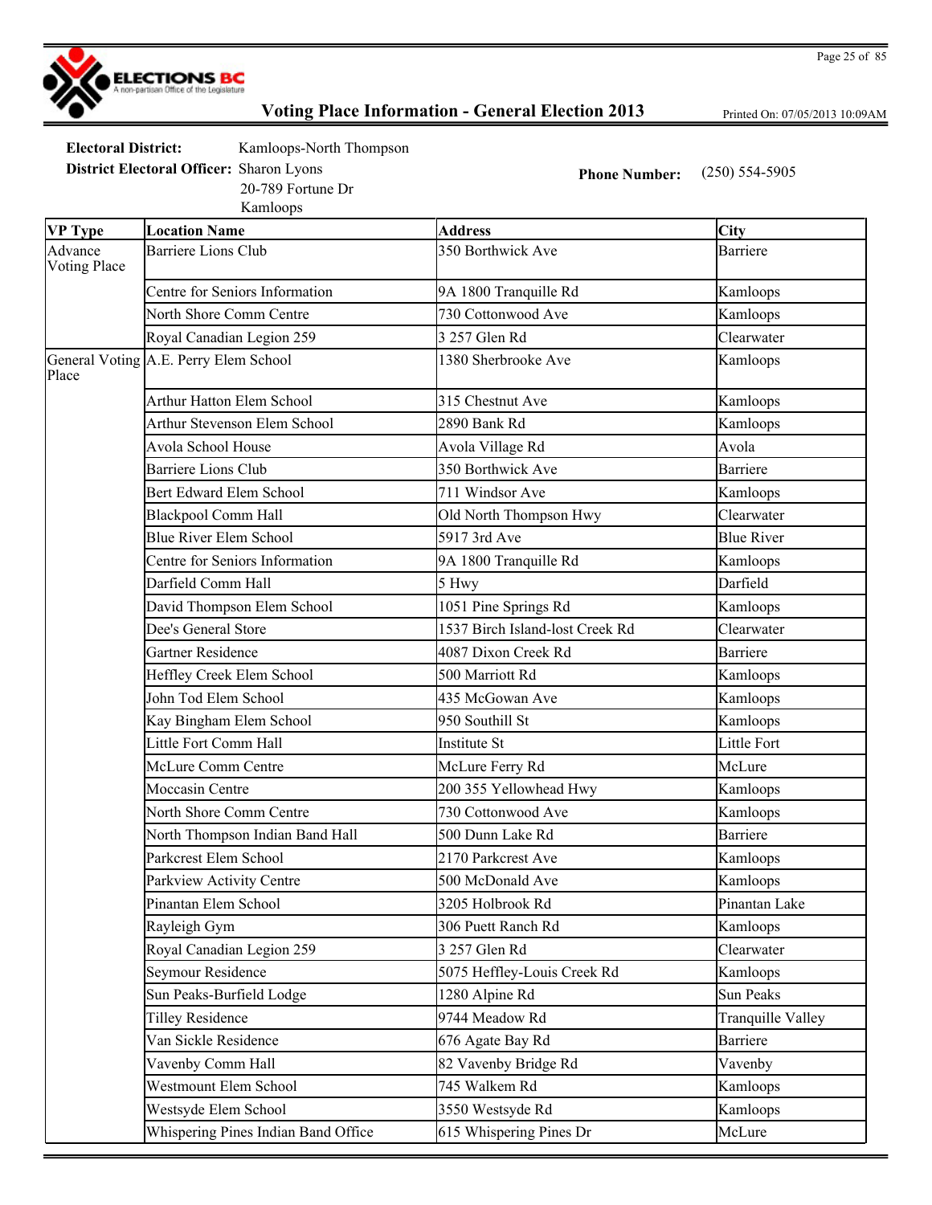# Voting Place Information - General Election 2013

Printed On: 07/05/2013 10:09AM

**Electoral District:** Kamloops-North Thompson

**District Electoral Officer:** Sharon Lyons
20-789 Fortune Dr
Kamloops

**Phone Number:** (250) 554-5905

| VP Type | Location Name | Address | City |
|---|---|---|---|
| Advance Voting Place | Barriere Lions Club | 350 Borthwick Ave | Barriere |
| | Centre for Seniors Information | 9A 1800 Tranquille Rd | Kamloops |
| | North Shore Comm Centre | 730 Cottonwood Ave | Kamloops |
| | Royal Canadian Legion 259 | 3 257 Glen Rd | Clearwater |
| General Voting Place | A.E. Perry Elem School | 1380 Sherbrooke Ave | Kamloops |
| | Arthur Hatton Elem School | 315 Chestnut Ave | Kamloops |
| | Arthur Stevenson Elem School | 2890 Bank Rd | Kamloops |
| | Avola School House | Avola Village Rd | Avola |
| | Barriere Lions Club | 350 Borthwick Ave | Barriere |
| | Bert Edward Elem School | 711 Windsor Ave | Kamloops |
| | Blackpool Comm Hall | Old North Thompson Hwy | Clearwater |
| | Blue River Elem School | 5917 3rd Ave | Blue River |
| | Centre for Seniors Information | 9A 1800 Tranquille Rd | Kamloops |
| | Darfield Comm Hall | 5 Hwy | Darfield |
| | David Thompson Elem School | 1051 Pine Springs Rd | Kamloops |
| | Dee's General Store | 1537 Birch Island-lost Creek Rd | Clearwater |
| | Gartner Residence | 4087 Dixon Creek Rd | Barriere |
| | Heffley Creek Elem School | 500 Marriott Rd | Kamloops |
| | John Tod Elem School | 435 McGowan Ave | Kamloops |
| | Kay Bingham Elem School | 950 Southill St | Kamloops |
| | Little Fort Comm Hall | Institute St | Little Fort |
| | McLure Comm Centre | McLure Ferry Rd | McLure |
| | Moccasin Centre | 200 355 Yellowhead Hwy | Kamloops |
| | North Shore Comm Centre | 730 Cottonwood Ave | Kamloops |
| | North Thompson Indian Band Hall | 500 Dunn Lake Rd | Barriere |
| | Parkcrest Elem School | 2170 Parkcrest Ave | Kamloops |
| | Parkview Activity Centre | 500 McDonald Ave | Kamloops |
| | Pinantan Elem School | 3205 Holbrook Rd | Pinantan Lake |
| | Rayleigh Gym | 306 Puett Ranch Rd | Kamloops |
| | Royal Canadian Legion 259 | 3 257 Glen Rd | Clearwater |
| | Seymour Residence | 5075 Heffley-Louis Creek Rd | Kamloops |
| | Sun Peaks-Burfield Lodge | 1280 Alpine Rd | Sun Peaks |
| | Tilley Residence | 9744 Meadow Rd | Tranquille Valley |
| | Van Sickle Residence | 676 Agate Bay Rd | Barriere |
| | Vavenby Comm Hall | 82 Vavenby Bridge Rd | Vavenby |
| | Westmount Elem School | 745 Walkem Rd | Kamloops |
| | Westsyde Elem School | 3550 Westsyde Rd | Kamloops |
| | Whispering Pines Indian Band Office | 615 Whispering Pines Dr | McLure |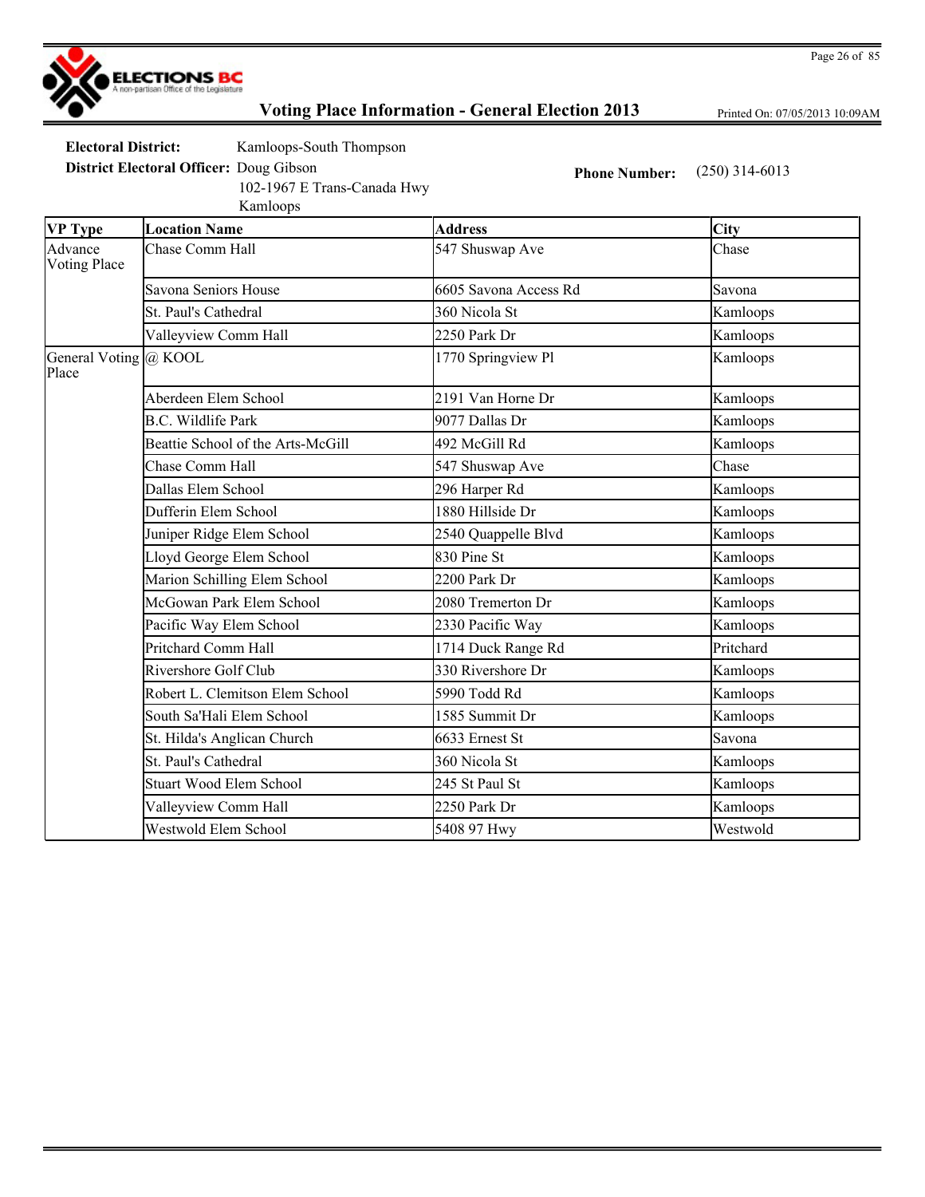# Voting Place Information - General Election 2013

Printed On: 07/05/2013 10:09AM

**Electoral District:** Kamloops-South Thompson

**District Electoral Officer:** Doug Gibson
102-1967 E Trans-Canada Hwy
Kamloops

**Phone Number:** (250) 314-6013

| VP Type | Location Name | Address | City |
|---|---|---|---|
| Advance Voting Place | Chase Comm Hall | 547 Shuswap Ave | Chase |
| | Savona Seniors House | 6605 Savona Access Rd | Savona |
| | St. Paul's Cathedral | 360 Nicola St | Kamloops |
| | Valleyview Comm Hall | 2250 Park Dr | Kamloops |
| General Voting Place | @ KOOL | 1770 Springview Pl | Kamloops |
| | Aberdeen Elem School | 2191 Van Horne Dr | Kamloops |
| | B.C. Wildlife Park | 9077 Dallas Dr | Kamloops |
| | Beattie School of the Arts-McGill | 492 McGill Rd | Kamloops |
| | Chase Comm Hall | 547 Shuswap Ave | Chase |
| | Dallas Elem School | 296 Harper Rd | Kamloops |
| | Dufferin Elem School | 1880 Hillside Dr | Kamloops |
| | Juniper Ridge Elem School | 2540 Quappelle Blvd | Kamloops |
| | Lloyd George Elem School | 830 Pine St | Kamloops |
| | Marion Schilling Elem School | 2200 Park Dr | Kamloops |
| | McGowan Park Elem School | 2080 Tremerton Dr | Kamloops |
| | Pacific Way Elem School | 2330 Pacific Way | Kamloops |
| | Pritchard Comm Hall | 1714 Duck Range Rd | Pritchard |
| | Rivershore Golf Club | 330 Rivershore Dr | Kamloops |
| | Robert L. Clemitson Elem School | 5990 Todd Rd | Kamloops |
| | South Sa'Hali Elem School | 1585 Summit Dr | Kamloops |
| | St. Hilda's Anglican Church | 6633 Ernest St | Savona |
| | St. Paul's Cathedral | 360 Nicola St | Kamloops |
| | Stuart Wood Elem School | 245 St Paul St | Kamloops |
| | Valleyview Comm Hall | 2250 Park Dr | Kamloops |
| | Westwold Elem School | 5408 97 Hwy | Westwold |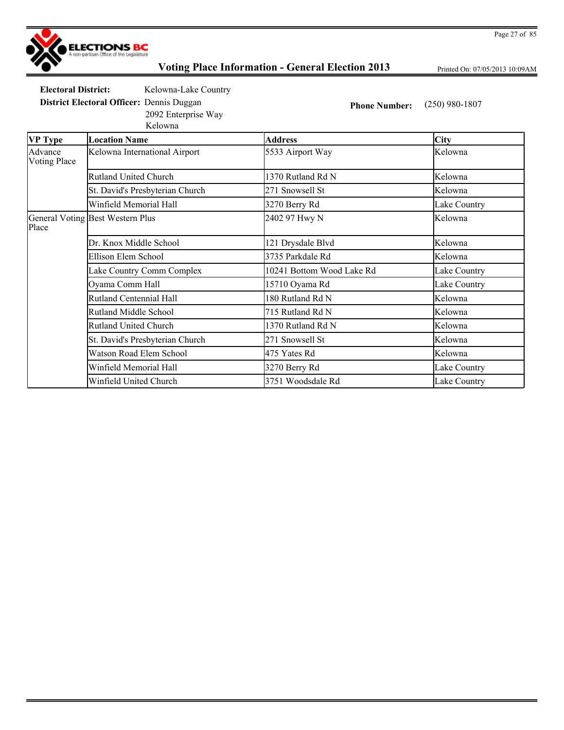## Voting Place Information - General Election 2013

Printed On: 07/05/2013 10:09AM

**Electoral District:** Kelowna-Lake Country

**District Electoral Officer:** Dennis Duggan
2092 Enterprise Way
Kelowna

**Phone Number:** (250) 980-1807

| VP Type | Location Name | Address | City |
|---|---|---|---|
| Advance Voting Place | Kelowna International Airport | 5533 Airport Way | Kelowna |
| | Rutland United Church | 1370 Rutland Rd N | Kelowna |
| | St. David's Presbyterian Church | 271 Snowsell St | Kelowna |
| | Winfield Memorial Hall | 3270 Berry Rd | Lake Country |
| General Voting Place | Best Western Plus | 2402 97 Hwy N | Kelowna |
| | Dr. Knox Middle School | 121 Drysdale Blvd | Kelowna |
| | Ellison Elem School | 3735 Parkdale Rd | Kelowna |
| | Lake Country Comm Complex | 10241 Bottom Wood Lake Rd | Lake Country |
| | Oyama Comm Hall | 15710 Oyama Rd | Lake Country |
| | Rutland Centennial Hall | 180 Rutland Rd N | Kelowna |
| | Rutland Middle School | 715 Rutland Rd N | Kelowna |
| | Rutland United Church | 1370 Rutland Rd N | Kelowna |
| | St. David's Presbyterian Church | 271 Snowsell St | Kelowna |
| | Watson Road Elem School | 475 Yates Rd | Kelowna |
| | Winfield Memorial Hall | 3270 Berry Rd | Lake Country |
| | Winfield United Church | 3751 Woodsdale Rd | Lake Country |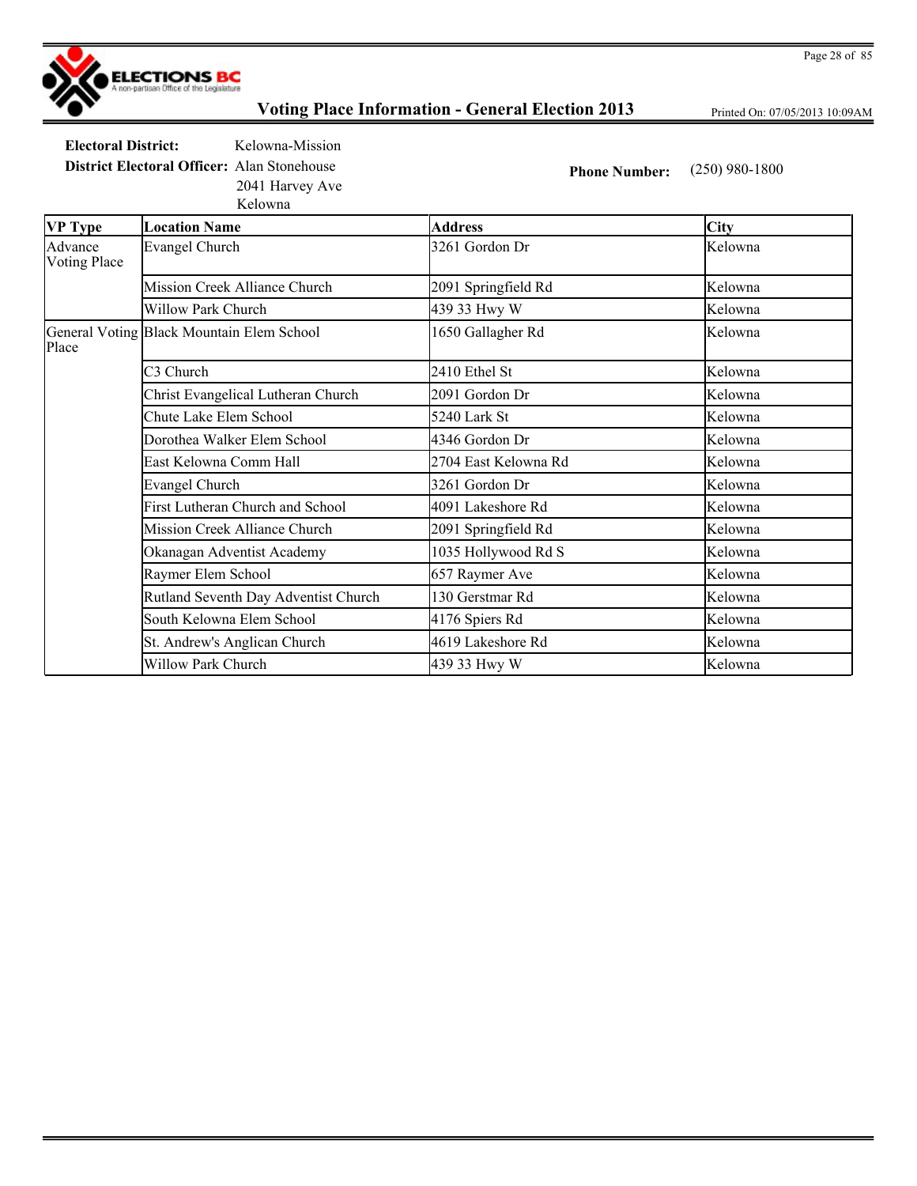# Voting Place Information - General Election 2013

Printed On: 07/05/2013 10:09AM

**Electoral District:** Kelowna-Mission

**District Electoral Officer:** Alan Stonehouse
2041 Harvey Ave
Kelowna

**Phone Number:** (250) 980-1800

| VP Type | Location Name | Address | City |
|---|---|---|---|
| Advance Voting Place | Evangel Church | 3261 Gordon Dr | Kelowna |
| | Mission Creek Alliance Church | 2091 Springfield Rd | Kelowna |
| | Willow Park Church | 439 33 Hwy W | Kelowna |
| General Voting Place | Black Mountain Elem School | 1650 Gallagher Rd | Kelowna |
| | C3 Church | 2410 Ethel St | Kelowna |
| | Christ Evangelical Lutheran Church | 2091 Gordon Dr | Kelowna |
| | Chute Lake Elem School | 5240 Lark St | Kelowna |
| | Dorothea Walker Elem School | 4346 Gordon Dr | Kelowna |
| | East Kelowna Comm Hall | 2704 East Kelowna Rd | Kelowna |
| | Evangel Church | 3261 Gordon Dr | Kelowna |
| | First Lutheran Church and School | 4091 Lakeshore Rd | Kelowna |
| | Mission Creek Alliance Church | 2091 Springfield Rd | Kelowna |
| | Okanagan Adventist Academy | 1035 Hollywood Rd S | Kelowna |
| | Raymer Elem School | 657 Raymer Ave | Kelowna |
| | Rutland Seventh Day Adventist Church | 130 Gerstmar Rd | Kelowna |
| | South Kelowna Elem School | 4176 Spiers Rd | Kelowna |
| | St. Andrew's Anglican Church | 4619 Lakeshore Rd | Kelowna |
| | Willow Park Church | 439 33 Hwy W | Kelowna |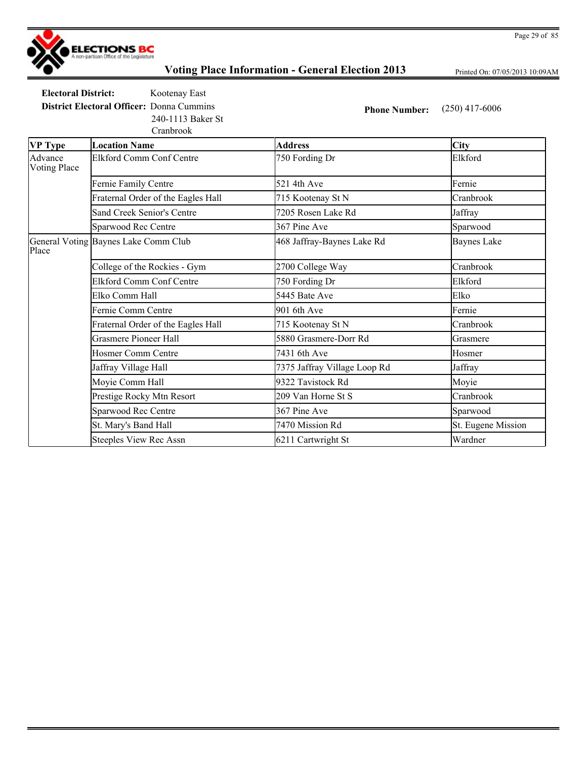# Voting Place Information - General Election 2013

Printed On: 07/05/2013 10:09AM

**Electoral District:** Kootenay East

**District Electoral Officer:** Donna Cummins
240-1113 Baker St
Cranbrook

**Phone Number:** (250) 417-6006

| VP Type | Location Name | Address | City |
|---|---|---|---|
| Advance Voting Place | Elkford Comm Conf Centre | 750 Fording Dr | Elkford |
| | Fernie Family Centre | 521 4th Ave | Fernie |
| | Fraternal Order of the Eagles Hall | 715 Kootenay St N | Cranbrook |
| | Sand Creek Senior's Centre | 7205 Rosen Lake Rd | Jaffray |
| | Sparwood Rec Centre | 367 Pine Ave | Sparwood |
| General Voting Place | Baynes Lake Comm Club | 468 Jaffray-Baynes Lake Rd | Baynes Lake |
| | College of the Rockies - Gym | 2700 College Way | Cranbrook |
| | Elkford Comm Conf Centre | 750 Fording Dr | Elkford |
| | Elko Comm Hall | 5445 Bate Ave | Elko |
| | Fernie Comm Centre | 901 6th Ave | Fernie |
| | Fraternal Order of the Eagles Hall | 715 Kootenay St N | Cranbrook |
| | Grasmere Pioneer Hall | 5880 Grasmere-Dorr Rd | Grasmere |
| | Hosmer Comm Centre | 7431 6th Ave | Hosmer |
| | Jaffray Village Hall | 7375 Jaffray Village Loop Rd | Jaffray |
| | Moyie Comm Hall | 9322 Tavistock Rd | Moyie |
| | Prestige Rocky Mtn Resort | 209 Van Horne St S | Cranbrook |
| | Sparwood Rec Centre | 367 Pine Ave | Sparwood |
| | St. Mary's Band Hall | 7470 Mission Rd | St. Eugene Mission |
| | Steeples View Rec Assn | 6211 Cartwright St | Wardner |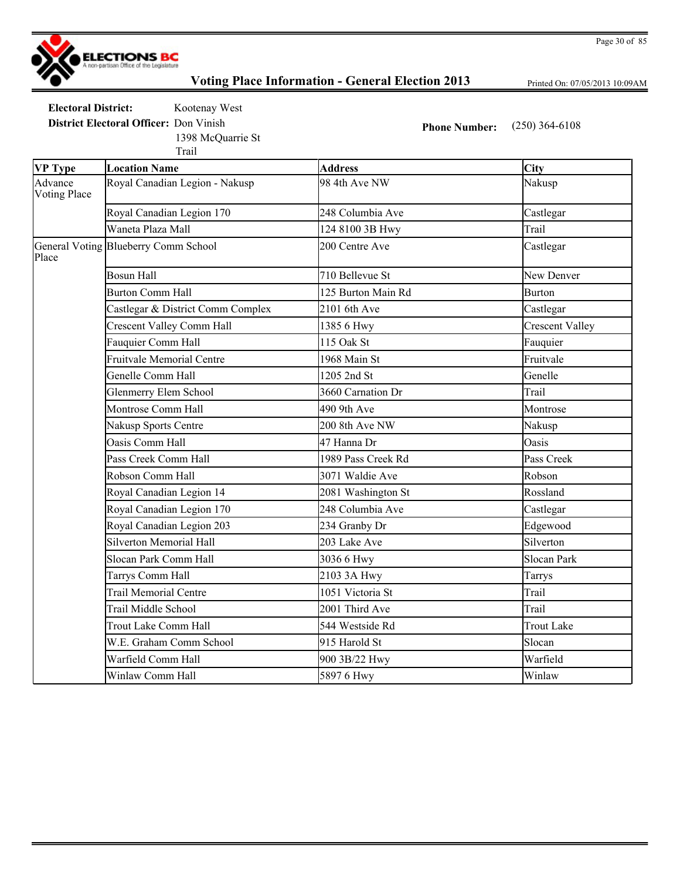# Voting Place Information - General Election 2013

Printed On: 07/05/2013 10:09AM

**Electoral District:** Kootenay West

**District Electoral Officer:** Don Vinish
1398 McQuarrie St
Trail

**Phone Number:** (250) 364-6108

| VP Type | Location Name | Address | City |
| --- | --- | --- | --- |
| Advance Voting Place | Royal Canadian Legion - Nakusp | 98 4th Ave NW | Nakusp |
| | Royal Canadian Legion 170 | 248 Columbia Ave | Castlegar |
| | Waneta Plaza Mall | 124 8100 3B Hwy | Trail |
| General Voting Place | Blueberry Comm School | 200 Centre Ave | Castlegar |
| | Bosun Hall | 710 Bellevue St | New Denver |
| | Burton Comm Hall | 125 Burton Main Rd | Burton |
| | Castlegar & District Comm Complex | 2101 6th Ave | Castlegar |
| | Crescent Valley Comm Hall | 1385 6 Hwy | Crescent Valley |
| | Fauquier Comm Hall | 115 Oak St | Fauquier |
| | Fruitvale Memorial Centre | 1968 Main St | Fruitvale |
| | Genelle Comm Hall | 1205 2nd St | Genelle |
| | Glenmerry Elem School | 3660 Carnation Dr | Trail |
| | Montrose Comm Hall | 490 9th Ave | Montrose |
| | Nakusp Sports Centre | 200 8th Ave NW | Nakusp |
| | Oasis Comm Hall | 47 Hanna Dr | Oasis |
| | Pass Creek Comm Hall | 1989 Pass Creek Rd | Pass Creek |
| | Robson Comm Hall | 3071 Waldie Ave | Robson |
| | Royal Canadian Legion 14 | 2081 Washington St | Rossland |
| | Royal Canadian Legion 170 | 248 Columbia Ave | Castlegar |
| | Royal Canadian Legion 203 | 234 Granby Dr | Edgewood |
| | Silverton Memorial Hall | 203 Lake Ave | Silverton |
| | Slocan Park Comm Hall | 3036 6 Hwy | Slocan Park |
| | Tarrys Comm Hall | 2103 3A Hwy | Tarrys |
| | Trail Memorial Centre | 1051 Victoria St | Trail |
| | Trail Middle School | 2001 Third Ave | Trail |
| | Trout Lake Comm Hall | 544 Westside Rd | Trout Lake |
| | W.E. Graham Comm School | 915 Harold St | Slocan |
| | Warfield Comm Hall | 900 3B/22 Hwy | Warfield |
| | Winlaw Comm Hall | 5897 6 Hwy | Winlaw |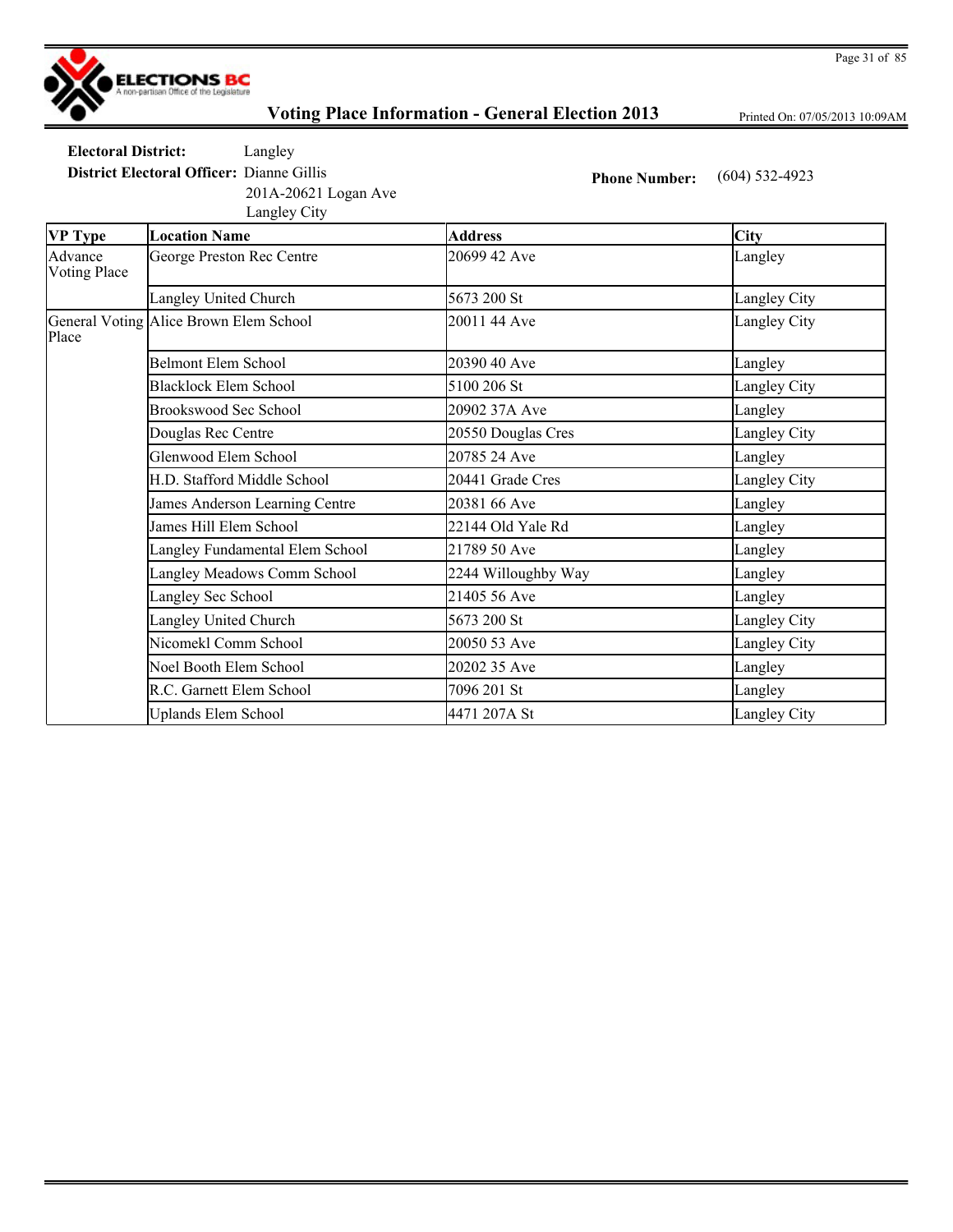## Voting Place Information - General Election 2013

Printed On: 07/05/2013 10:09AM

**Electoral District:** Langley

**District Electoral Officer:** Dianne Gillis
201A-20621 Logan Ave
Langley City

**Phone Number:** (604) 532-4923

| VP Type | Location Name | Address | City |
|---|---|---|---|
| Advance Voting Place | George Preston Rec Centre | 20699 42 Ave | Langley |
| | Langley United Church | 5673 200 St | Langley City |
| General Voting Place | Alice Brown Elem School | 20011 44 Ave | Langley City |
| | Belmont Elem School | 20390 40 Ave | Langley |
| | Blacklock Elem School | 5100 206 St | Langley City |
| | Brookswood Sec School | 20902 37A Ave | Langley |
| | Douglas Rec Centre | 20550 Douglas Cres | Langley City |
| | Glenwood Elem School | 20785 24 Ave | Langley |
| | H.D. Stafford Middle School | 20441 Grade Cres | Langley City |
| | James Anderson Learning Centre | 20381 66 Ave | Langley |
| | James Hill Elem School | 22144 Old Yale Rd | Langley |
| | Langley Fundamental Elem School | 21789 50 Ave | Langley |
| | Langley Meadows Comm School | 2244 Willoughby Way | Langley |
| | Langley Sec School | 21405 56 Ave | Langley |
| | Langley United Church | 5673 200 St | Langley City |
| | Nicomekl Comm School | 20050 53 Ave | Langley City |
| | Noel Booth Elem School | 20202 35 Ave | Langley |
| | R.C. Garnett Elem School | 7096 201 St | Langley |
| | Uplands Elem School | 4471 207A St | Langley City |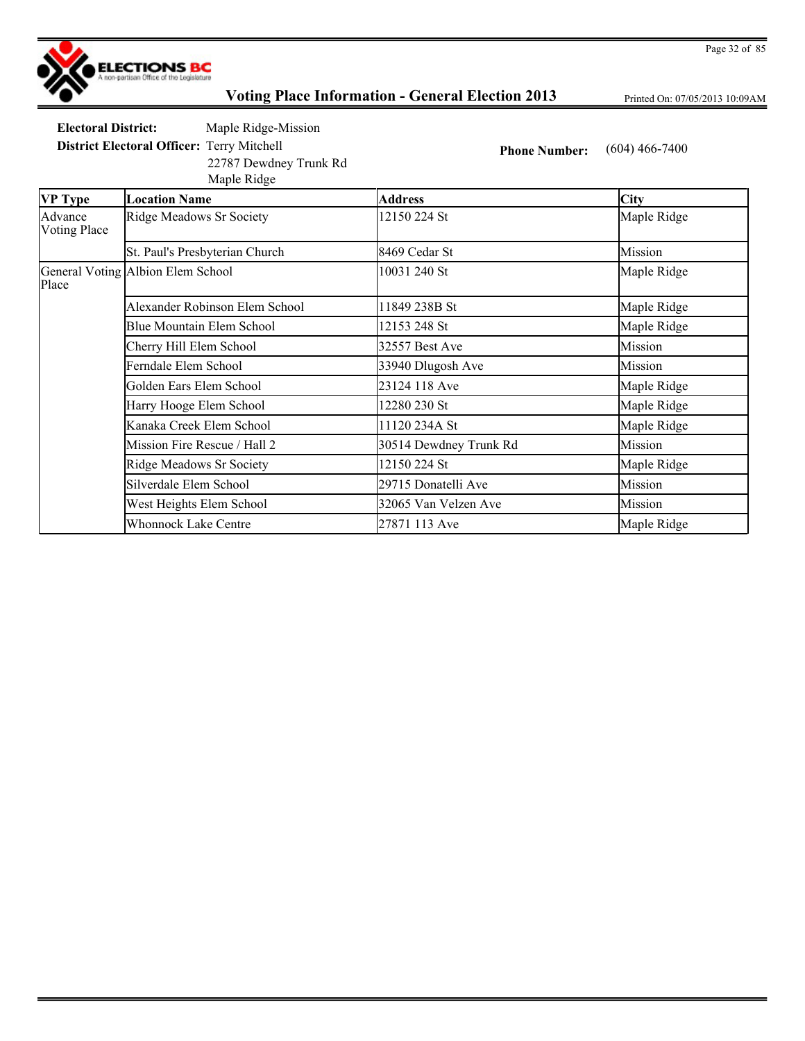# Voting Place Information - General Election 2013

Printed On: 07/05/2013 10:09AM

**Electoral District:** Maple Ridge-Mission

**District Electoral Officer:** Terry Mitchell
22787 Dewdney Trunk Rd
Maple Ridge

**Phone Number:** (604) 466-7400

| VP Type | Location Name | Address | City |
|---|---|---|---|
| Advance Voting Place | Ridge Meadows Sr Society | 12150 224 St | Maple Ridge |
| | St. Paul's Presbyterian Church | 8469 Cedar St | Mission |
| General Voting Place | Albion Elem School | 10031 240 St | Maple Ridge |
| | Alexander Robinson Elem School | 11849 238B St | Maple Ridge |
| | Blue Mountain Elem School | 12153 248 St | Maple Ridge |
| | Cherry Hill Elem School | 32557 Best Ave | Mission |
| | Ferndale Elem School | 33940 Dlugosh Ave | Mission |
| | Golden Ears Elem School | 23124 118 Ave | Maple Ridge |
| | Harry Hooge Elem School | 12280 230 St | Maple Ridge |
| | Kanaka Creek Elem School | 11120 234A St | Maple Ridge |
| | Mission Fire Rescue / Hall 2 | 30514 Dewdney Trunk Rd | Mission |
| | Ridge Meadows Sr Society | 12150 224 St | Maple Ridge |
| | Silverdale Elem School | 29715 Donatelli Ave | Mission |
| | West Heights Elem School | 32065 Van Velzen Ave | Mission |
| | Whonnock Lake Centre | 27871 113 Ave | Maple Ridge |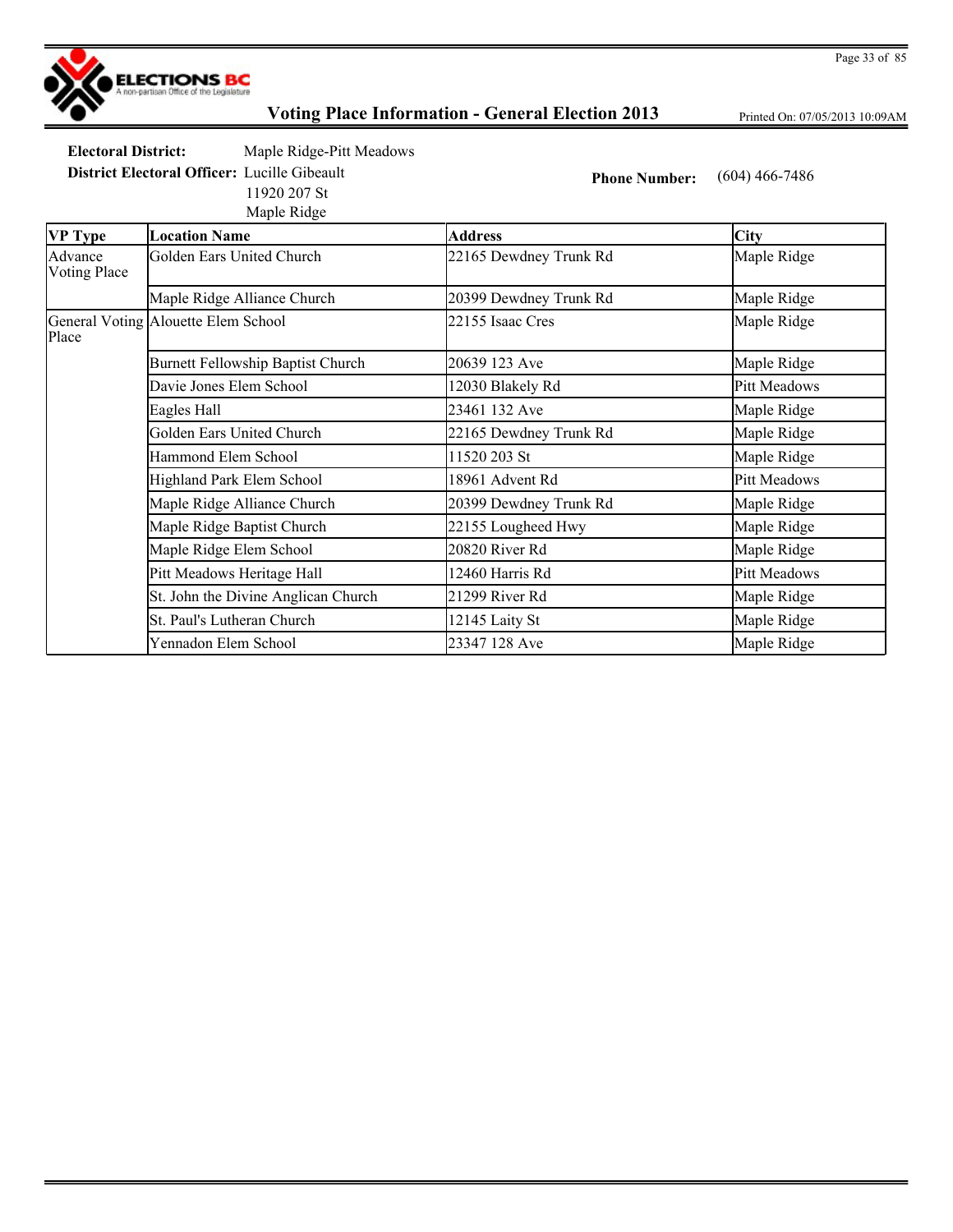# Voting Place Information - General Election 2013

Printed On: 07/05/2013 10:09AM

**Electoral District:** Maple Ridge-Pitt Meadows

**District Electoral Officer:** Lucille Gibeault
11920 207 St
Maple Ridge

**Phone Number:** (604) 466-7486

| VP Type | Location Name | Address | City |
|---|---|---|---|
| Advance Voting Place | Golden Ears United Church | 22165 Dewdney Trunk Rd | Maple Ridge |
| | Maple Ridge Alliance Church | 20399 Dewdney Trunk Rd | Maple Ridge |
| General Voting Place | Alouette Elem School | 22155 Isaac Cres | Maple Ridge |
| | Burnett Fellowship Baptist Church | 20639 123 Ave | Maple Ridge |
| | Davie Jones Elem School | 12030 Blakely Rd | Pitt Meadows |
| | Eagles Hall | 23461 132 Ave | Maple Ridge |
| | Golden Ears United Church | 22165 Dewdney Trunk Rd | Maple Ridge |
| | Hammond Elem School | 11520 203 St | Maple Ridge |
| | Highland Park Elem School | 18961 Advent Rd | Pitt Meadows |
| | Maple Ridge Alliance Church | 20399 Dewdney Trunk Rd | Maple Ridge |
| | Maple Ridge Baptist Church | 22155 Lougheed Hwy | Maple Ridge |
| | Maple Ridge Elem School | 20820 River Rd | Maple Ridge |
| | Pitt Meadows Heritage Hall | 12460 Harris Rd | Pitt Meadows |
| | St. John the Divine Anglican Church | 21299 River Rd | Maple Ridge |
| | St. Paul's Lutheran Church | 12145 Laity St | Maple Ridge |
| | Yennadon Elem School | 23347 128 Ave | Maple Ridge |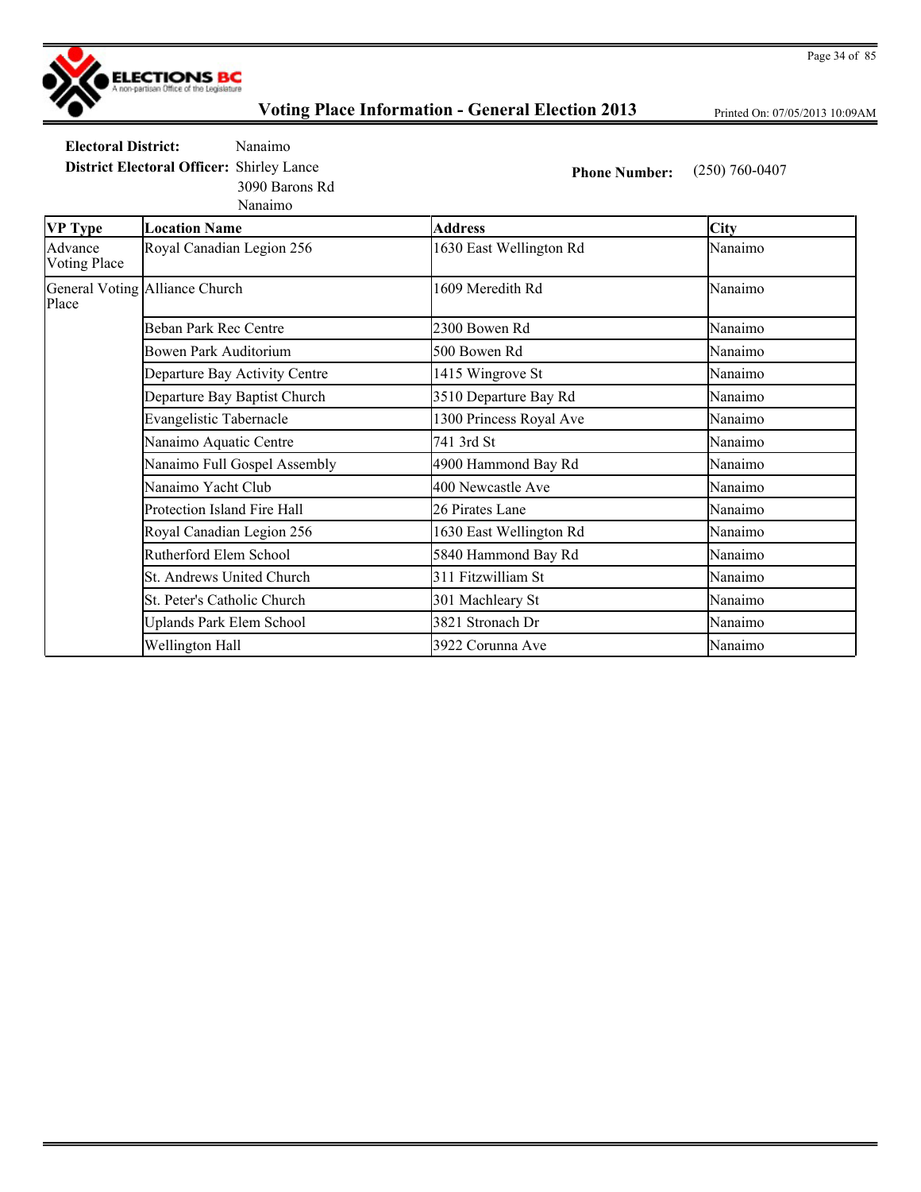# Voting Place Information - General Election 2013

Printed On: 07/05/2013 10:09AM

**Electoral District:** Nanaimo

**District Electoral Officer:** Shirley Lance
3090 Barons Rd
Nanaimo

**Phone Number:** (250) 760-0407

| VP Type | Location Name | Address | City |
|---|---|---|---|
| Advance Voting Place | Royal Canadian Legion 256 | 1630 East Wellington Rd | Nanaimo |
| General Voting Place | Alliance Church | 1609 Meredith Rd | Nanaimo |
| | Beban Park Rec Centre | 2300 Bowen Rd | Nanaimo |
| | Bowen Park Auditorium | 500 Bowen Rd | Nanaimo |
| | Departure Bay Activity Centre | 1415 Wingrove St | Nanaimo |
| | Departure Bay Baptist Church | 3510 Departure Bay Rd | Nanaimo |
| | Evangelistic Tabernacle | 1300 Princess Royal Ave | Nanaimo |
| | Nanaimo Aquatic Centre | 741 3rd St | Nanaimo |
| | Nanaimo Full Gospel Assembly | 4900 Hammond Bay Rd | Nanaimo |
| | Nanaimo Yacht Club | 400 Newcastle Ave | Nanaimo |
| | Protection Island Fire Hall | 26 Pirates Lane | Nanaimo |
| | Royal Canadian Legion 256 | 1630 East Wellington Rd | Nanaimo |
| | Rutherford Elem School | 5840 Hammond Bay Rd | Nanaimo |
| | St. Andrews United Church | 311 Fitzwilliam St | Nanaimo |
| | St. Peter's Catholic Church | 301 Machleary St | Nanaimo |
| | Uplands Park Elem School | 3821 Stronach Dr | Nanaimo |
| | Wellington Hall | 3922 Corunna Ave | Nanaimo |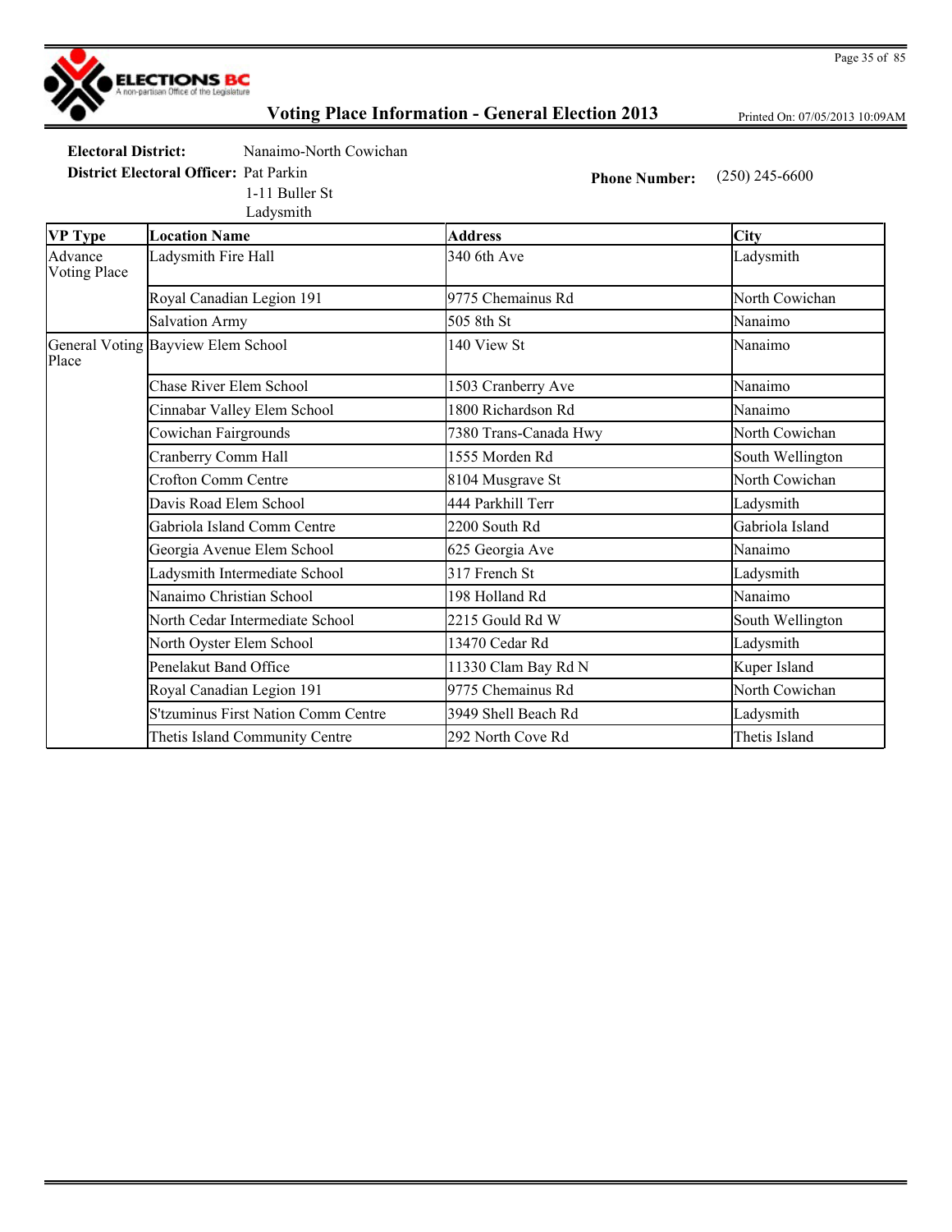# Voting Place Information - General Election 2013

Printed On: 07/05/2013 10:09AM

**Electoral District:** Nanaimo-North Cowichan

**District Electoral Officer:** Pat Parkin
1-11 Buller St
Ladysmith

**Phone Number:** (250) 245-6600

| VP Type | Location Name | Address | City |
|---|---|---|---|
| Advance Voting Place | Ladysmith Fire Hall | 340 6th Ave | Ladysmith |
| | Royal Canadian Legion 191 | 9775 Chemainus Rd | North Cowichan |
| | Salvation Army | 505 8th St | Nanaimo |
| General Voting Place | Bayview Elem School | 140 View St | Nanaimo |
| | Chase River Elem School | 1503 Cranberry Ave | Nanaimo |
| | Cinnabar Valley Elem School | 1800 Richardson Rd | Nanaimo |
| | Cowichan Fairgrounds | 7380 Trans-Canada Hwy | North Cowichan |
| | Cranberry Comm Hall | 1555 Morden Rd | South Wellington |
| | Crofton Comm Centre | 8104 Musgrave St | North Cowichan |
| | Davis Road Elem School | 444 Parkhill Terr | Ladysmith |
| | Gabriola Island Comm Centre | 2200 South Rd | Gabriola Island |
| | Georgia Avenue Elem School | 625 Georgia Ave | Nanaimo |
| | Ladysmith Intermediate School | 317 French St | Ladysmith |
| | Nanaimo Christian School | 198 Holland Rd | Nanaimo |
| | North Cedar Intermediate School | 2215 Gould Rd W | South Wellington |
| | North Oyster Elem School | 13470 Cedar Rd | Ladysmith |
| | Penelakut Band Office | 11330 Clam Bay Rd N | Kuper Island |
| | Royal Canadian Legion 191 | 9775 Chemainus Rd | North Cowichan |
| | S'tzuminus First Nation Comm Centre | 3949 Shell Beach Rd | Ladysmith |
| | Thetis Island Community Centre | 292 North Cove Rd | Thetis Island |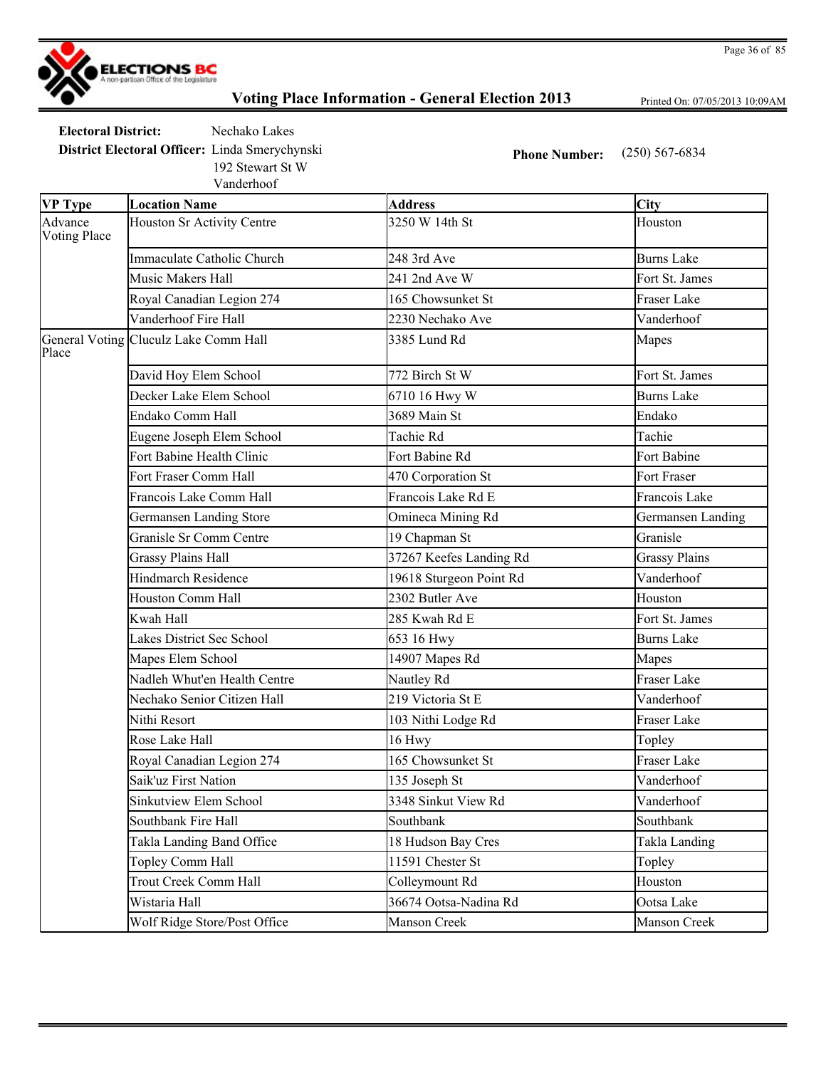# Voting Place Information - General Election 2013

Printed On: 07/05/2013 10:09AM

**Electoral District:** Nechako Lakes

**District Electoral Officer:** Linda Smerychynski
192 Stewart St W
Vanderhoof

**Phone Number:** (250) 567-6834

| VP Type | Location Name | Address | City |
|---|---|---|---|
| Advance Voting Place | Houston Sr Activity Centre | 3250 W 14th St | Houston |
| | Immaculate Catholic Church | 248 3rd Ave | Burns Lake |
| | Music Makers Hall | 241 2nd Ave W | Fort St. James |
| | Royal Canadian Legion 274 | 165 Chowsunket St | Fraser Lake |
| | Vanderhoof Fire Hall | 2230 Nechako Ave | Vanderhoof |
| General Voting Place | Cluculz Lake Comm Hall | 3385 Lund Rd | Mapes |
| | David Hoy Elem School | 772 Birch St W | Fort St. James |
| | Decker Lake Elem School | 6710 16 Hwy W | Burns Lake |
| | Endako Comm Hall | 3689 Main St | Endako |
| | Eugene Joseph Elem School | Tachie Rd | Tachie |
| | Fort Babine Health Clinic | Fort Babine Rd | Fort Babine |
| | Fort Fraser Comm Hall | 470 Corporation St | Fort Fraser |
| | Francois Lake Comm Hall | Francois Lake Rd E | Francois Lake |
| | Germansen Landing Store | Omineca Mining Rd | Germansen Landing |
| | Granisle Sr Comm Centre | 19 Chapman St | Granisle |
| | Grassy Plains Hall | 37267 Keefes Landing Rd | Grassy Plains |
| | Hindmarch Residence | 19618 Sturgeon Point Rd | Vanderhoof |
| | Houston Comm Hall | 2302 Butler Ave | Houston |
| | Kwah Hall | 285 Kwah Rd E | Fort St. James |
| | Lakes District Sec School | 653 16 Hwy | Burns Lake |
| | Mapes Elem School | 14907 Mapes Rd | Mapes |
| | Nadleh Whut'en Health Centre | Nautley Rd | Fraser Lake |
| | Nechako Senior Citizen Hall | 219 Victoria St E | Vanderhoof |
| | Nithi Resort | 103 Nithi Lodge Rd | Fraser Lake |
| | Rose Lake Hall | 16 Hwy | Topley |
| | Royal Canadian Legion 274 | 165 Chowsunket St | Fraser Lake |
| | Saik'uz First Nation | 135 Joseph St | Vanderhoof |
| | Sinkutview Elem School | 3348 Sinkut View Rd | Vanderhoof |
| | Southbank Fire Hall | Southbank | Southbank |
| | Takla Landing Band Office | 18 Hudson Bay Cres | Takla Landing |
| | Topley Comm Hall | 11591 Chester St | Topley |
| | Trout Creek Comm Hall | Colleymount Rd | Houston |
| | Wistaria Hall | 36674 Ootsa-Nadina Rd | Ootsa Lake |
| | Wolf Ridge Store/Post Office | Manson Creek | Manson Creek |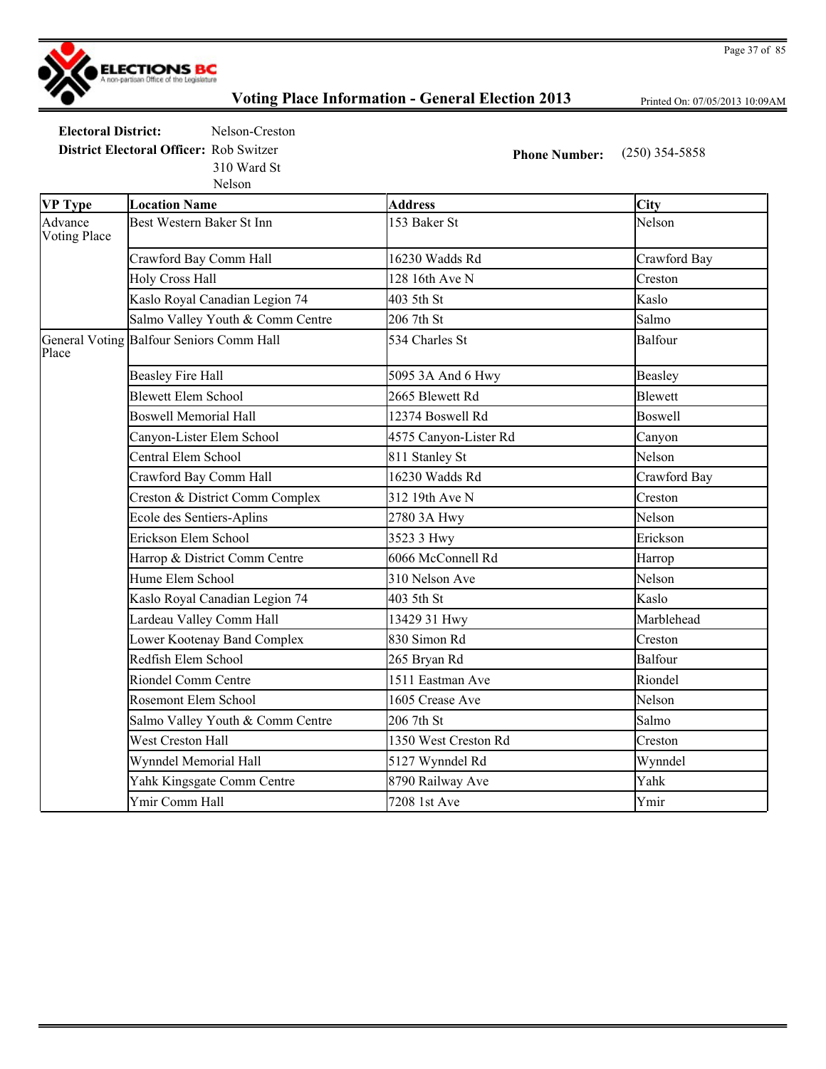# Voting Place Information - General Election 2013

Printed On: 07/05/2013 10:09AM

**Electoral District:** Nelson-Creston

**District Electoral Officer:** Rob Switzer
310 Ward St
Nelson

**Phone Number:** (250) 354-5858

| VP Type | Location Name | Address | City |
|---|---|---|---|
| Advance Voting Place | Best Western Baker St Inn | 153 Baker St | Nelson |
| | Crawford Bay Comm Hall | 16230 Wadds Rd | Crawford Bay |
| | Holy Cross Hall | 128 16th Ave N | Creston |
| | Kaslo Royal Canadian Legion 74 | 403 5th St | Kaslo |
| | Salmo Valley Youth & Comm Centre | 206 7th St | Salmo |
| General Voting Place | Balfour Seniors Comm Hall | 534 Charles St | Balfour |
| | Beasley Fire Hall | 5095 3A And 6 Hwy | Beasley |
| | Blewett Elem School | 2665 Blewett Rd | Blewett |
| | Boswell Memorial Hall | 12374 Boswell Rd | Boswell |
| | Canyon-Lister Elem School | 4575 Canyon-Lister Rd | Canyon |
| | Central Elem School | 811 Stanley St | Nelson |
| | Crawford Bay Comm Hall | 16230 Wadds Rd | Crawford Bay |
| | Creston & District Comm Complex | 312 19th Ave N | Creston |
| | Ecole des Sentiers-Aplins | 2780 3A Hwy | Nelson |
| | Erickson Elem School | 3523 3 Hwy | Erickson |
| | Harrop & District Comm Centre | 6066 McConnell Rd | Harrop |
| | Hume Elem School | 310 Nelson Ave | Nelson |
| | Kaslo Royal Canadian Legion 74 | 403 5th St | Kaslo |
| | Lardeau Valley Comm Hall | 13429 31 Hwy | Marblehead |
| | Lower Kootenay Band Complex | 830 Simon Rd | Creston |
| | Redfish Elem School | 265 Bryan Rd | Balfour |
| | Riondel Comm Centre | 1511 Eastman Ave | Riondel |
| | Rosemont Elem School | 1605 Crease Ave | Nelson |
| | Salmo Valley Youth & Comm Centre | 206 7th St | Salmo |
| | West Creston Hall | 1350 West Creston Rd | Creston |
| | Wynndel Memorial Hall | 5127 Wynndel Rd | Wynndel |
| | Yahk Kingsgate Comm Centre | 8790 Railway Ave | Yahk |
| | Ymir Comm Hall | 7208 1st Ave | Ymir |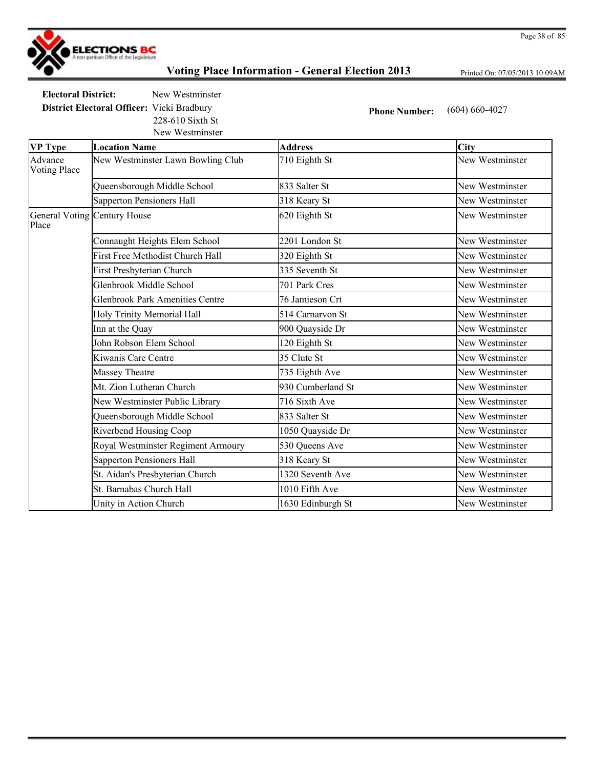# Voting Place Information - General Election 2013

Printed On: 07/05/2013 10:09AM

**Electoral District:** New Westminster

**District Electoral Officer:** Vicki Bradbury
228-610 Sixth St
New Westminster

**Phone Number:** (604) 660-4027

| VP Type | Location Name | Address | City |
|---|---|---|---|
| Advance Voting Place | New Westminster Lawn Bowling Club | 710 Eighth St | New Westminster |
| | Queensborough Middle School | 833 Salter St | New Westminster |
| | Sapperton Pensioners Hall | 318 Keary St | New Westminster |
| General Voting Place | Century House | 620 Eighth St | New Westminster |
| | Connaught Heights Elem School | 2201 London St | New Westminster |
| | First Free Methodist Church Hall | 320 Eighth St | New Westminster |
| | First Presbyterian Church | 335 Seventh St | New Westminster |
| | Glenbrook Middle School | 701 Park Cres | New Westminster |
| | Glenbrook Park Amenities Centre | 76 Jamieson Crt | New Westminster |
| | Holy Trinity Memorial Hall | 514 Carnarvon St | New Westminster |
| | Inn at the Quay | 900 Quayside Dr | New Westminster |
| | John Robson Elem School | 120 Eighth St | New Westminster |
| | Kiwanis Care Centre | 35 Clute St | New Westminster |
| | Massey Theatre | 735 Eighth Ave | New Westminster |
| | Mt. Zion Lutheran Church | 930 Cumberland St | New Westminster |
| | New Westminster Public Library | 716 Sixth Ave | New Westminster |
| | Queensborough Middle School | 833 Salter St | New Westminster |
| | Riverbend Housing Coop | 1050 Quayside Dr | New Westminster |
| | Royal Westminster Regiment Armoury | 530 Queens Ave | New Westminster |
| | Sapperton Pensioners Hall | 318 Keary St | New Westminster |
| | St. Aidan's Presbyterian Church | 1320 Seventh Ave | New Westminster |
| | St. Barnabas Church Hall | 1010 Fifth Ave | New Westminster |
| | Unity in Action Church | 1630 Edinburgh St | New Westminster |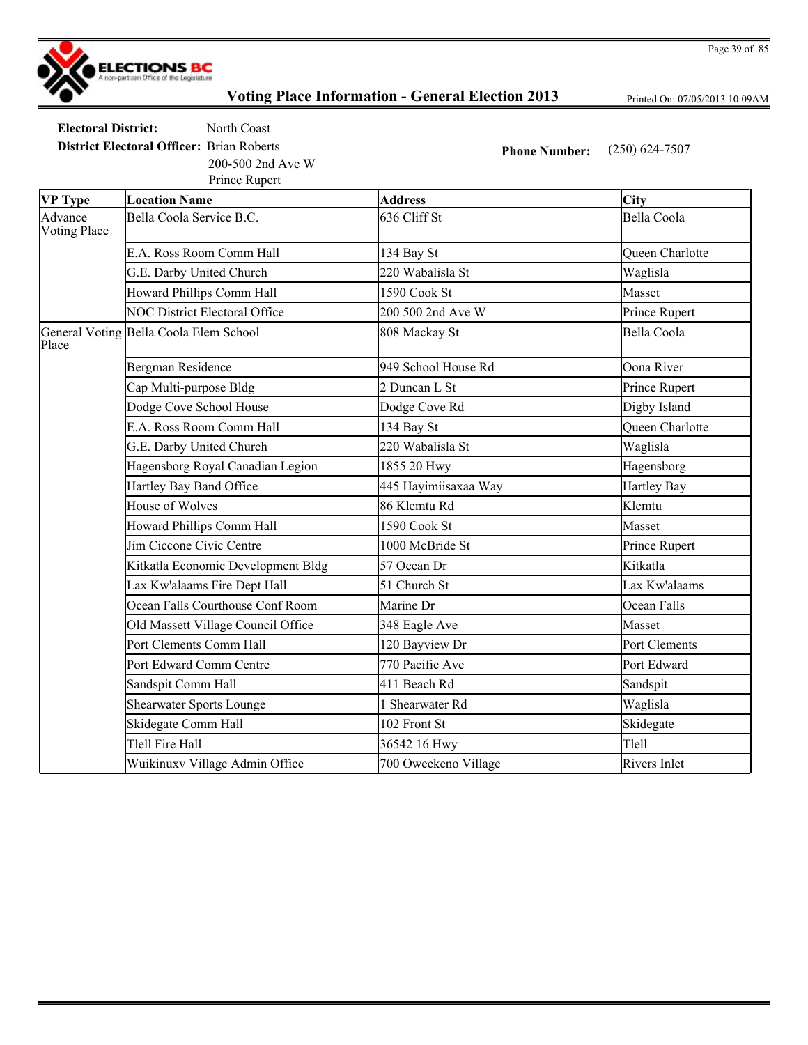# Voting Place Information - General Election 2013

Printed On: 07/05/2013 10:09AM

**Electoral District:** North Coast

**District Electoral Officer:** Brian Roberts
200-500 2nd Ave W
Prince Rupert

**Phone Number:** (250) 624-7507

| VP Type | Location Name | Address | City |
|---|---|---|---|
| Advance Voting Place | Bella Coola Service B.C. | 636 Cliff St | Bella Coola |
| | E.A. Ross Room Comm Hall | 134 Bay St | Queen Charlotte |
| | G.E. Darby United Church | 220 Wabalisla St | Waglisla |
| | Howard Phillips Comm Hall | 1590 Cook St | Masset |
| | NOC District Electoral Office | 200 500 2nd Ave W | Prince Rupert |
| General Voting Place | Bella Coola Elem School | 808 Mackay St | Bella Coola |
| | Bergman Residence | 949 School House Rd | Oona River |
| | Cap Multi-purpose Bldg | 2 Duncan L St | Prince Rupert |
| | Dodge Cove School House | Dodge Cove Rd | Digby Island |
| | E.A. Ross Room Comm Hall | 134 Bay St | Queen Charlotte |
| | G.E. Darby United Church | 220 Wabalisla St | Waglisla |
| | Hagensborg Royal Canadian Legion | 1855 20 Hwy | Hagensborg |
| | Hartley Bay Band Office | 445 Hayimiisaxaa Way | Hartley Bay |
| | House of Wolves | 86 Klemtu Rd | Klemtu |
| | Howard Phillips Comm Hall | 1590 Cook St | Masset |
| | Jim Ciccone Civic Centre | 1000 McBride St | Prince Rupert |
| | Kitkatla Economic Development Bldg | 57 Ocean Dr | Kitkatla |
| | Lax Kw'alaams Fire Dept Hall | 51 Church St | Lax Kw'alaams |
| | Ocean Falls Courthouse Conf Room | Marine Dr | Ocean Falls |
| | Old Massett Village Council Office | 348 Eagle Ave | Masset |
| | Port Clements Comm Hall | 120 Bayview Dr | Port Clements |
| | Port Edward Comm Centre | 770 Pacific Ave | Port Edward |
| | Sandspit Comm Hall | 411 Beach Rd | Sandspit |
| | Shearwater Sports Lounge | 1 Shearwater Rd | Waglisla |
| | Skidegate Comm Hall | 102 Front St | Skidegate |
| | Tlell Fire Hall | 36542 16 Hwy | Tlell |
| | Wuikinuxv Village Admin Office | 700 Oweekeno Village | Rivers Inlet |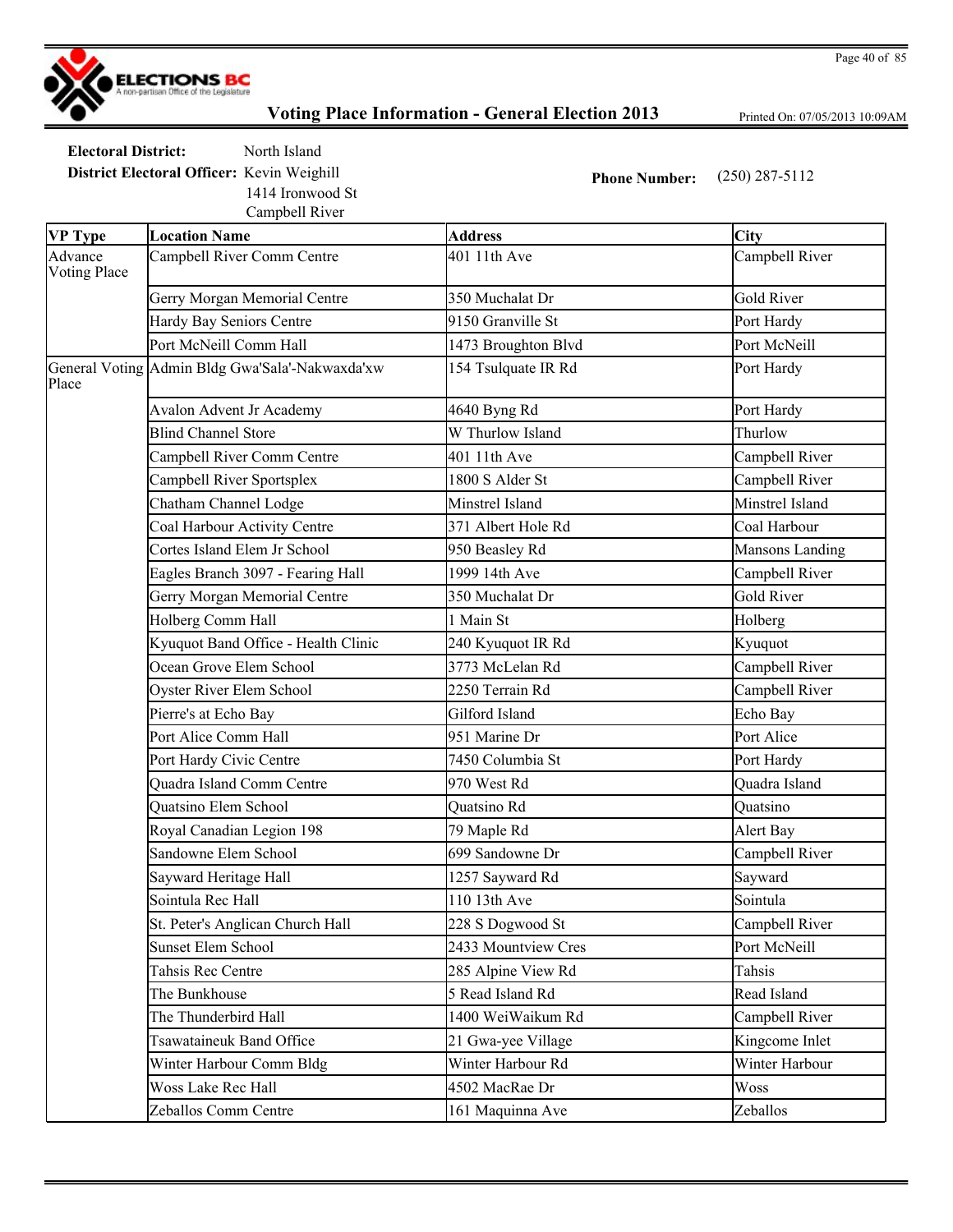# Voting Place Information - General Election 2013

Printed On: 07/05/2013 10:09AM

**Electoral District:** North Island

**District Electoral Officer:** Kevin Weighill
1414 Ironwood St
Campbell River

**Phone Number:** (250) 287-5112

| VP Type | Location Name | Address | City |
|---|---|---|---|
| Advance Voting Place | Campbell River Comm Centre | 401 11th Ave | Campbell River |
| | Gerry Morgan Memorial Centre | 350 Muchalat Dr | Gold River |
| | Hardy Bay Seniors Centre | 9150 Granville St | Port Hardy |
| | Port McNeill Comm Hall | 1473 Broughton Blvd | Port McNeill |
| General Voting Place | Admin Bldg Gwa'Sala'-Nakwaxda'xw | 154 Tsulquate IR Rd | Port Hardy |
| | Avalon Advent Jr Academy | 4640 Byng Rd | Port Hardy |
| | Blind Channel Store | W Thurlow Island | Thurlow |
| | Campbell River Comm Centre | 401 11th Ave | Campbell River |
| | Campbell River Sportsplex | 1800 S Alder St | Campbell River |
| | Chatham Channel Lodge | Minstrel Island | Minstrel Island |
| | Coal Harbour Activity Centre | 371 Albert Hole Rd | Coal Harbour |
| | Cortes Island Elem Jr School | 950 Beasley Rd | Mansons Landing |
| | Eagles Branch 3097 - Fearing Hall | 1999 14th Ave | Campbell River |
| | Gerry Morgan Memorial Centre | 350 Muchalat Dr | Gold River |
| | Holberg Comm Hall | 1 Main St | Holberg |
| | Kyuquot Band Office - Health Clinic | 240 Kyuquot IR Rd | Kyuquot |
| | Ocean Grove Elem School | 3773 McLelan Rd | Campbell River |
| | Oyster River Elem School | 2250 Terrain Rd | Campbell River |
| | Pierre's at Echo Bay | Gilford Island | Echo Bay |
| | Port Alice Comm Hall | 951 Marine Dr | Port Alice |
| | Port Hardy Civic Centre | 7450 Columbia St | Port Hardy |
| | Quadra Island Comm Centre | 970 West Rd | Quadra Island |
| | Quatsino Elem School | Quatsino Rd | Quatsino |
| | Royal Canadian Legion 198 | 79 Maple Rd | Alert Bay |
| | Sandowne Elem School | 699 Sandowne Dr | Campbell River |
| | Sayward Heritage Hall | 1257 Sayward Rd | Sayward |
| | Sointula Rec Hall | 110 13th Ave | Sointula |
| | St. Peter's Anglican Church Hall | 228 S Dogwood St | Campbell River |
| | Sunset Elem School | 2433 Mountview Cres | Port McNeill |
| | Tahsis Rec Centre | 285 Alpine View Rd | Tahsis |
| | The Bunkhouse | 5 Read Island Rd | Read Island |
| | The Thunderbird Hall | 1400 WeiWaikum Rd | Campbell River |
| | Tsawataineuk Band Office | 21 Gwa-yee Village | Kingcome Inlet |
| | Winter Harbour Comm Bldg | Winter Harbour Rd | Winter Harbour |
| | Woss Lake Rec Hall | 4502 MacRae Dr | Woss |
| | Zeballos Comm Centre | 161 Maquinna Ave | Zeballos |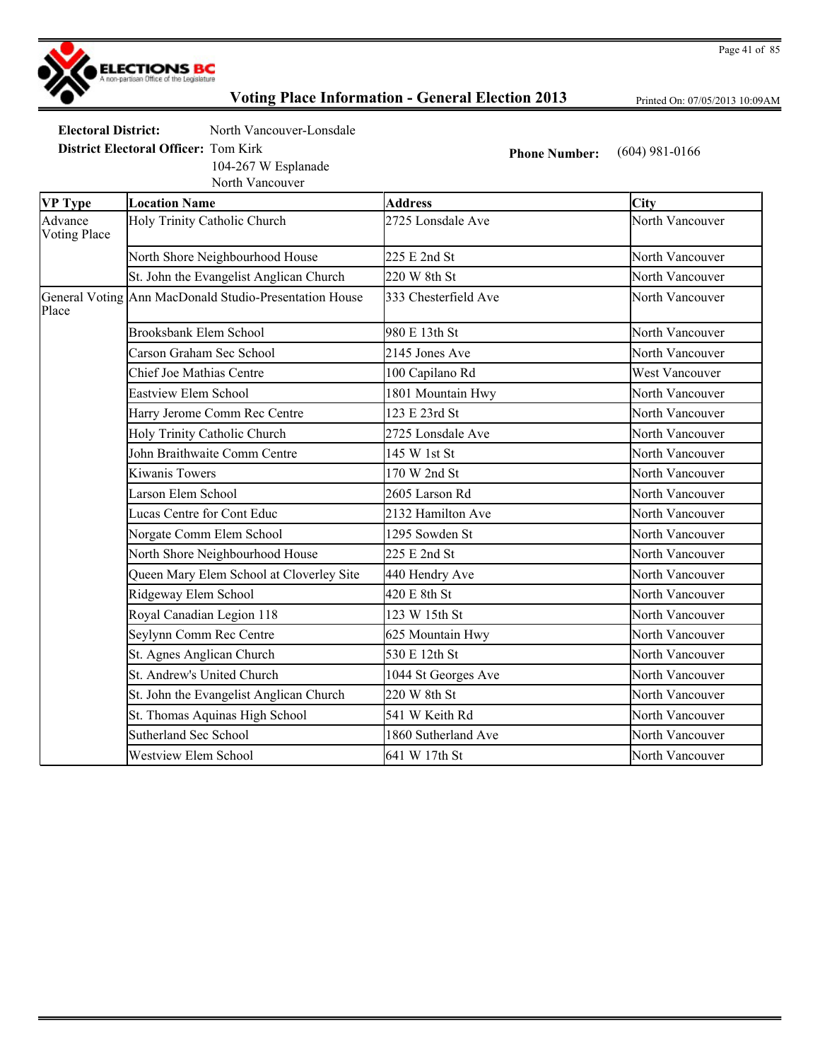# Voting Place Information - General Election 2013

Printed On: 07/05/2013 10:09AM

**Electoral District:** North Vancouver-Lonsdale

**District Electoral Officer:** Tom Kirk
104-267 W Esplanade
North Vancouver

**Phone Number:** (604) 981-0166

| VP Type | Location Name | Address | City |
|---|---|---|---|
| Advance Voting Place | Holy Trinity Catholic Church | 2725 Lonsdale Ave | North Vancouver |
| | North Shore Neighbourhood House | 225 E 2nd St | North Vancouver |
| | St. John the Evangelist Anglican Church | 220 W 8th St | North Vancouver |
| General Voting Place | Ann MacDonald Studio-Presentation House | 333 Chesterfield Ave | North Vancouver |
| | Brooksbank Elem School | 980 E 13th St | North Vancouver |
| | Carson Graham Sec School | 2145 Jones Ave | North Vancouver |
| | Chief Joe Mathias Centre | 100 Capilano Rd | West Vancouver |
| | Eastview Elem School | 1801 Mountain Hwy | North Vancouver |
| | Harry Jerome Comm Rec Centre | 123 E 23rd St | North Vancouver |
| | Holy Trinity Catholic Church | 2725 Lonsdale Ave | North Vancouver |
| | John Braithwaite Comm Centre | 145 W 1st St | North Vancouver |
| | Kiwanis Towers | 170 W 2nd St | North Vancouver |
| | Larson Elem School | 2605 Larson Rd | North Vancouver |
| | Lucas Centre for Cont Educ | 2132 Hamilton Ave | North Vancouver |
| | Norgate Comm Elem School | 1295 Sowden St | North Vancouver |
| | North Shore Neighbourhood House | 225 E 2nd St | North Vancouver |
| | Queen Mary Elem School at Cloverley Site | 440 Hendry Ave | North Vancouver |
| | Ridgeway Elem School | 420 E 8th St | North Vancouver |
| | Royal Canadian Legion 118 | 123 W 15th St | North Vancouver |
| | Seylynn Comm Rec Centre | 625 Mountain Hwy | North Vancouver |
| | St. Agnes Anglican Church | 530 E 12th St | North Vancouver |
| | St. Andrew's United Church | 1044 St Georges Ave | North Vancouver |
| | St. John the Evangelist Anglican Church | 220 W 8th St | North Vancouver |
| | St. Thomas Aquinas High School | 541 W Keith Rd | North Vancouver |
| | Sutherland Sec School | 1860 Sutherland Ave | North Vancouver |
| | Westview Elem School | 641 W 17th St | North Vancouver |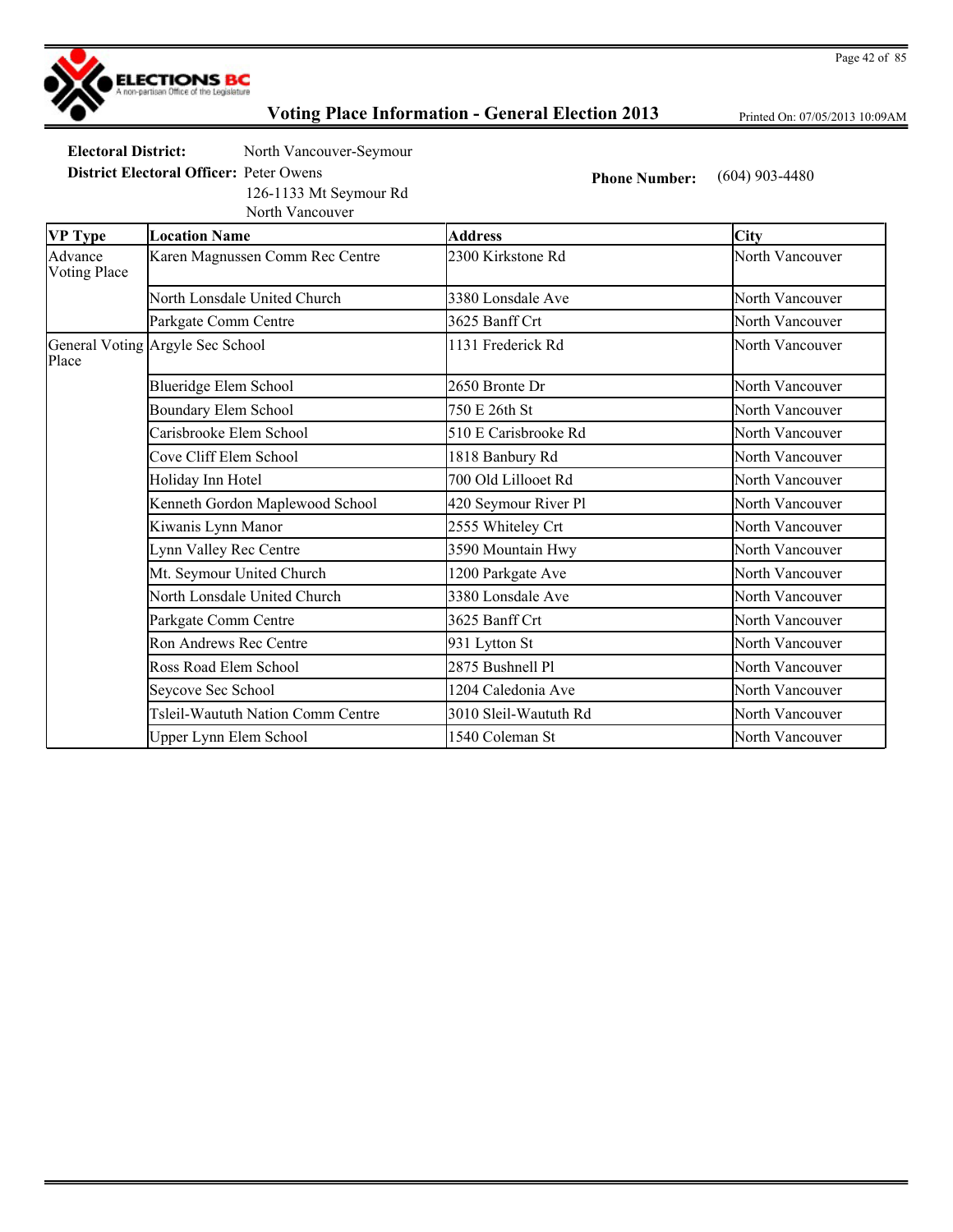# Voting Place Information - General Election 2013

Printed On: 07/05/2013 10:09AM

**Electoral District:** North Vancouver-Seymour

**District Electoral Officer:** Peter Owens
126-1133 Mt Seymour Rd
North Vancouver

**Phone Number:** (604) 903-4480

| VP Type | Location Name | Address | City |
|---|---|---|---|
| Advance Voting Place | Karen Magnussen Comm Rec Centre | 2300 Kirkstone Rd | North Vancouver |
| | North Lonsdale United Church | 3380 Lonsdale Ave | North Vancouver |
| | Parkgate Comm Centre | 3625 Banff Crt | North Vancouver |
| General Voting Place | Argyle Sec School | 1131 Frederick Rd | North Vancouver |
| | Blueridge Elem School | 2650 Bronte Dr | North Vancouver |
| | Boundary Elem School | 750 E 26th St | North Vancouver |
| | Carisbrooke Elem School | 510 E Carisbrooke Rd | North Vancouver |
| | Cove Cliff Elem School | 1818 Banbury Rd | North Vancouver |
| | Holiday Inn Hotel | 700 Old Lillooet Rd | North Vancouver |
| | Kenneth Gordon Maplewood School | 420 Seymour River Pl | North Vancouver |
| | Kiwanis Lynn Manor | 2555 Whiteley Crt | North Vancouver |
| | Lynn Valley Rec Centre | 3590 Mountain Hwy | North Vancouver |
| | Mt. Seymour United Church | 1200 Parkgate Ave | North Vancouver |
| | North Lonsdale United Church | 3380 Lonsdale Ave | North Vancouver |
| | Parkgate Comm Centre | 3625 Banff Crt | North Vancouver |
| | Ron Andrews Rec Centre | 931 Lytton St | North Vancouver |
| | Ross Road Elem School | 2875 Bushnell Pl | North Vancouver |
| | Seycove Sec School | 1204 Caledonia Ave | North Vancouver |
| | Tsleil-Waututh Nation Comm Centre | 3010 Sleil-Waututh Rd | North Vancouver |
| | Upper Lynn Elem School | 1540 Coleman St | North Vancouver |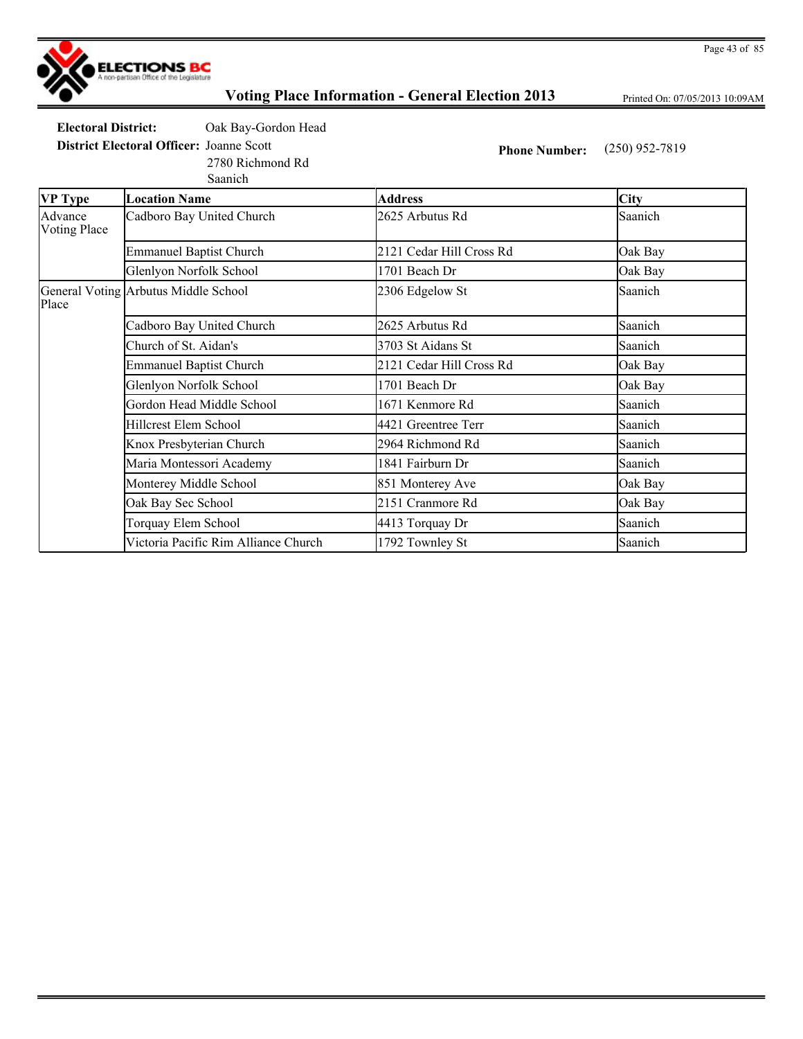# Voting Place Information - General Election 2013

Printed On: 07/05/2013 10:09AM

**Electoral District:** Oak Bay-Gordon Head

**District Electoral Officer:** Joanne Scott
2780 Richmond Rd
Saanich

**Phone Number:** (250) 952-7819

| VP Type | Location Name | Address | City |
|---|---|---|---|
| Advance Voting Place | Cadboro Bay United Church | 2625 Arbutus Rd | Saanich |
| | Emmanuel Baptist Church | 2121 Cedar Hill Cross Rd | Oak Bay |
| | Glenlyon Norfolk School | 1701 Beach Dr | Oak Bay |
| General Voting Place | Arbutus Middle School | 2306 Edgelow St | Saanich |
| | Cadboro Bay United Church | 2625 Arbutus Rd | Saanich |
| | Church of St. Aidan's | 3703 St Aidans St | Saanich |
| | Emmanuel Baptist Church | 2121 Cedar Hill Cross Rd | Oak Bay |
| | Glenlyon Norfolk School | 1701 Beach Dr | Oak Bay |
| | Gordon Head Middle School | 1671 Kenmore Rd | Saanich |
| | Hillcrest Elem School | 4421 Greentree Terr | Saanich |
| | Knox Presbyterian Church | 2964 Richmond Rd | Saanich |
| | Maria Montessori Academy | 1841 Fairburn Dr | Saanich |
| | Monterey Middle School | 851 Monterey Ave | Oak Bay |
| | Oak Bay Sec School | 2151 Cranmore Rd | Oak Bay |
| | Torquay Elem School | 4413 Torquay Dr | Saanich |
| | Victoria Pacific Rim Alliance Church | 1792 Townley St | Saanich |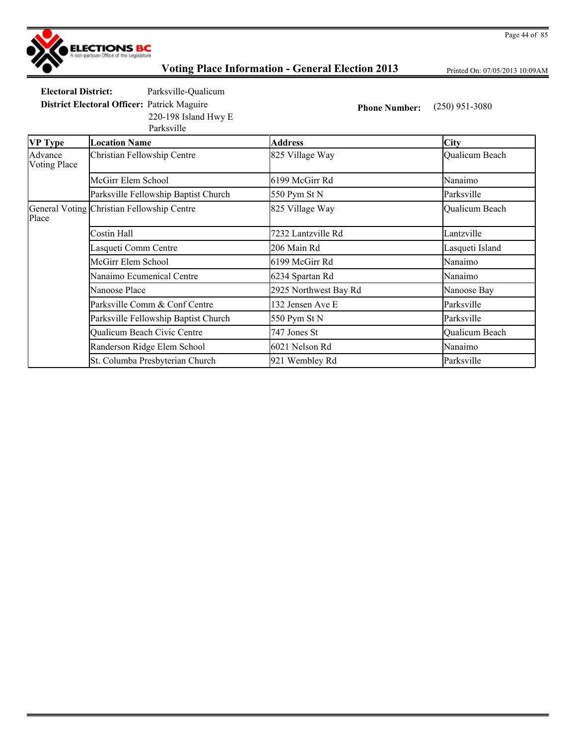ELECTIONS BC
A non-partisan Office of the Legislature

# Voting Place Information - General Election 2013

Printed On: 07/05/2013 10:09AM

**Electoral District:** Parksville-Qualicum

**District Electoral Officer:** Patrick Maguire
220-198 Island Hwy E
Parksville

**Phone Number:** (250) 951-3080

| VP Type | Location Name | Address | City |
|---|---|---|---|
| Advance Voting Place | Christian Fellowship Centre | 825 Village Way | Qualicum Beach |
| | McGirr Elem School | 6199 McGirr Rd | Nanaimo |
| | Parksville Fellowship Baptist Church | 550 Pym St N | Parksville |
| General Voting Place | Christian Fellowship Centre | 825 Village Way | Qualicum Beach |
| | Costin Hall | 7232 Lantzville Rd | Lantzville |
| | Lasqueti Comm Centre | 206 Main Rd | Lasqueti Island |
| | McGirr Elem School | 6199 McGirr Rd | Nanaimo |
| | Nanaimo Ecumenical Centre | 6234 Spartan Rd | Nanaimo |
| | Nanoose Place | 2925 Northwest Bay Rd | Nanoose Bay |
| | Parksville Comm & Conf Centre | 132 Jensen Ave E | Parksville |
| | Parksville Fellowship Baptist Church | 550 Pym St N | Parksville |
| | Qualicum Beach Civic Centre | 747 Jones St | Qualicum Beach |
| | Randerson Ridge Elem School | 6021 Nelson Rd | Nanaimo |
| | St. Columba Presbyterian Church | 921 Wembley Rd | Parksville |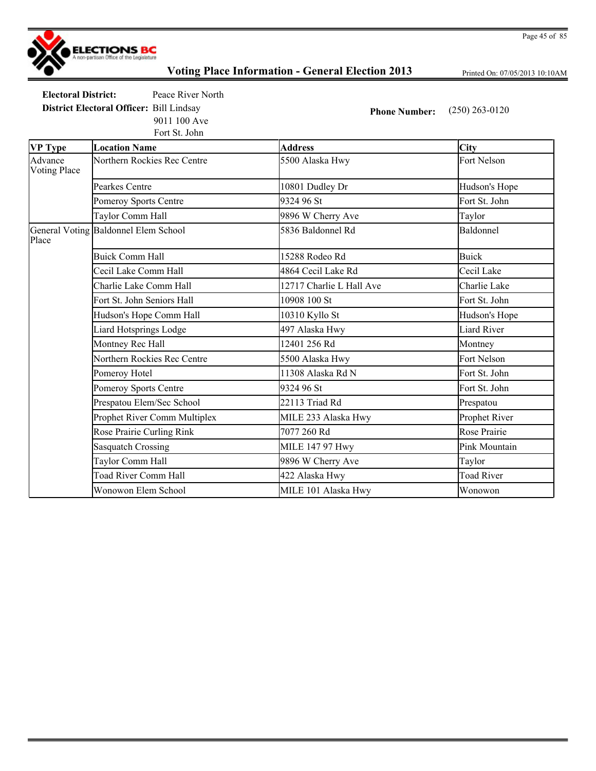# Voting Place Information - General Election 2013

Printed On: 07/05/2013 10:10AM

**Electoral District:** Peace River North

**District Electoral Officer:** Bill Lindsay
9011 100 Ave
Fort St. John

**Phone Number:** (250) 263-0120

| VP Type | Location Name | Address | City |
|---|---|---|---|
| Advance Voting Place | Northern Rockies Rec Centre | 5500 Alaska Hwy | Fort Nelson |
| | Pearkes Centre | 10801 Dudley Dr | Hudson's Hope |
| | Pomeroy Sports Centre | 9324 96 St | Fort St. John |
| | Taylor Comm Hall | 9896 W Cherry Ave | Taylor |
| General Voting Place | Baldonnel Elem School | 5836 Baldonnel Rd | Baldonnel |
| | Buick Comm Hall | 15288 Rodeo Rd | Buick |
| | Cecil Lake Comm Hall | 4864 Cecil Lake Rd | Cecil Lake |
| | Charlie Lake Comm Hall | 12717 Charlie L Hall Ave | Charlie Lake |
| | Fort St. John Seniors Hall | 10908 100 St | Fort St. John |
| | Hudson's Hope Comm Hall | 10310 Kyllo St | Hudson's Hope |
| | Liard Hotsprings Lodge | 497 Alaska Hwy | Liard River |
| | Montney Rec Hall | 12401 256 Rd | Montney |
| | Northern Rockies Rec Centre | 5500 Alaska Hwy | Fort Nelson |
| | Pomeroy Hotel | 11308 Alaska Rd N | Fort St. John |
| | Pomeroy Sports Centre | 9324 96 St | Fort St. John |
| | Prespatou Elem/Sec School | 22113 Triad Rd | Prespatou |
| | Prophet River Comm Multiplex | MILE 233 Alaska Hwy | Prophet River |
| | Rose Prairie Curling Rink | 7077 260 Rd | Rose Prairie |
| | Sasquatch Crossing | MILE 147 97 Hwy | Pink Mountain |
| | Taylor Comm Hall | 9896 W Cherry Ave | Taylor |
| | Toad River Comm Hall | 422 Alaska Hwy | Toad River |
| | Wonowon Elem School | MILE 101 Alaska Hwy | Wonowon |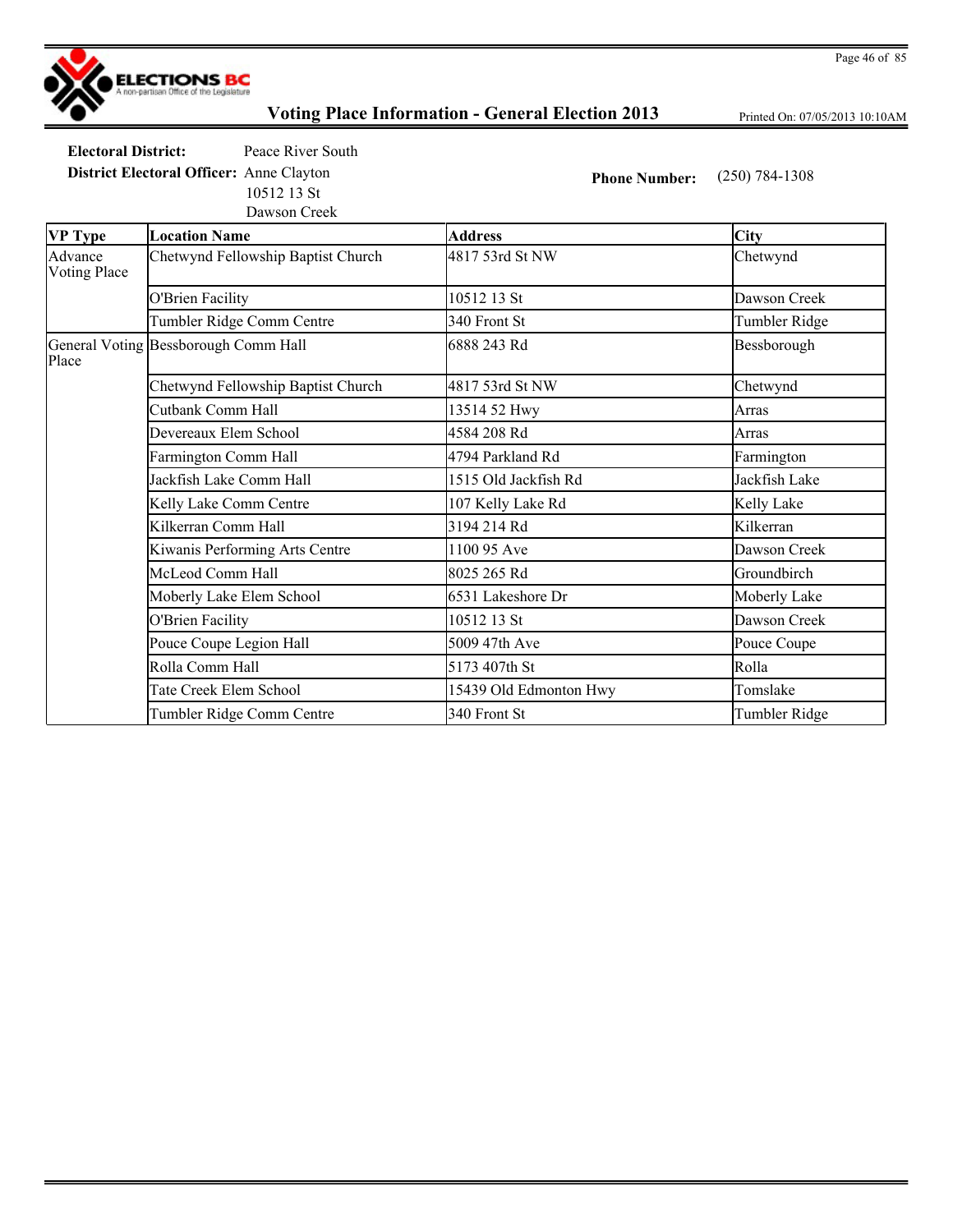# Voting Place Information - General Election 2013

Printed On: 07/05/2013 10:10AM

**Electoral District:** Peace River South

**District Electoral Officer:** Anne Clayton
10512 13 St
Dawson Creek

**Phone Number:** (250) 784-1308

| VP Type | Location Name | Address | City |
|---|---|---|---|
| Advance Voting Place | Chetwynd Fellowship Baptist Church | 4817 53rd St NW | Chetwynd |
| | O'Brien Facility | 10512 13 St | Dawson Creek |
| | Tumbler Ridge Comm Centre | 340 Front St | Tumbler Ridge |
| General Voting Place | Bessborough Comm Hall | 6888 243 Rd | Bessborough |
| | Chetwynd Fellowship Baptist Church | 4817 53rd St NW | Chetwynd |
| | Cutbank Comm Hall | 13514 52 Hwy | Arras |
| | Devereaux Elem School | 4584 208 Rd | Arras |
| | Farmington Comm Hall | 4794 Parkland Rd | Farmington |
| | Jackfish Lake Comm Hall | 1515 Old Jackfish Rd | Jackfish Lake |
| | Kelly Lake Comm Centre | 107 Kelly Lake Rd | Kelly Lake |
| | Kilkerran Comm Hall | 3194 214 Rd | Kilkerran |
| | Kiwanis Performing Arts Centre | 1100 95 Ave | Dawson Creek |
| | McLeod Comm Hall | 8025 265 Rd | Groundbirch |
| | Moberly Lake Elem School | 6531 Lakeshore Dr | Moberly Lake |
| | O'Brien Facility | 10512 13 St | Dawson Creek |
| | Pouce Coupe Legion Hall | 5009 47th Ave | Pouce Coupe |
| | Rolla Comm Hall | 5173 407th St | Rolla |
| | Tate Creek Elem School | 15439 Old Edmonton Hwy | Tomslake |
| | Tumbler Ridge Comm Centre | 340 Front St | Tumbler Ridge |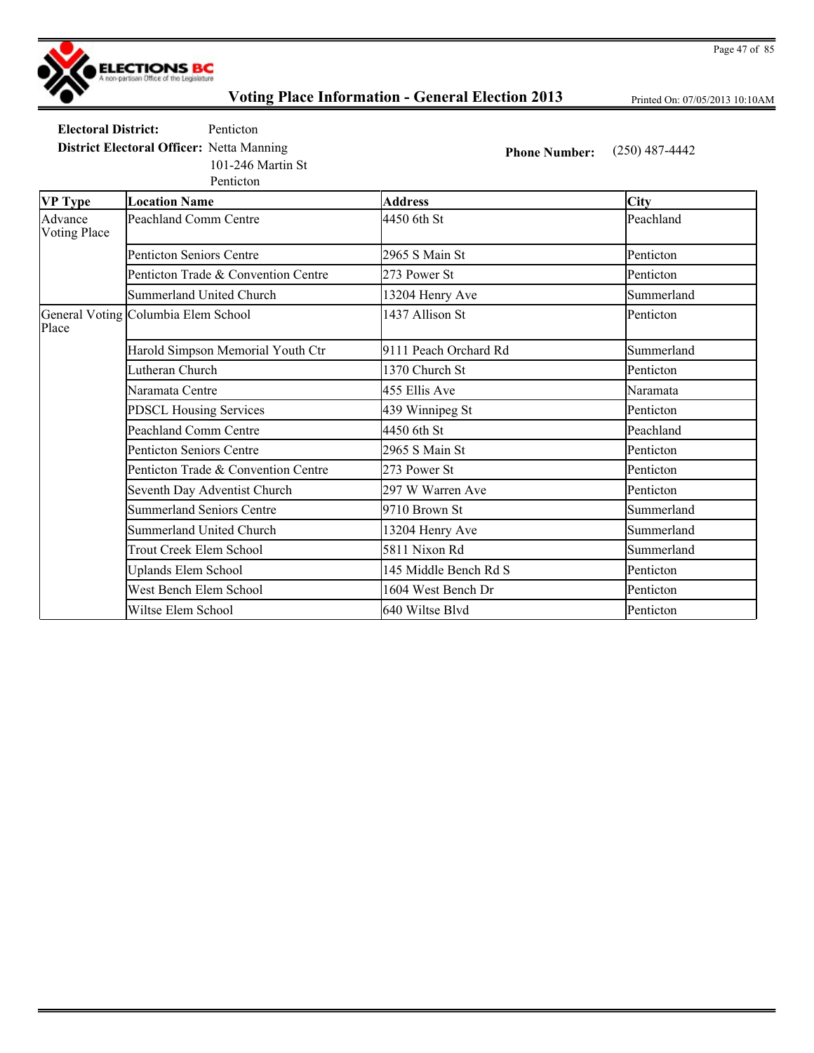# Voting Place Information - General Election 2013

Printed On: 07/05/2013 10:10AM

**Electoral District:** Penticton

**District Electoral Officer:** Netta Manning
101-246 Martin St
Penticton

**Phone Number:** (250) 487-4442

| VP Type | Location Name | Address | City |
| --- | --- | --- | --- |
| Advance Voting Place | Peachland Comm Centre | 4450 6th St | Peachland |
| | Penticton Seniors Centre | 2965 S Main St | Penticton |
| | Penticton Trade & Convention Centre | 273 Power St | Penticton |
| | Summerland United Church | 13204 Henry Ave | Summerland |
| General Voting Place | Columbia Elem School | 1437 Allison St | Penticton |
| | Harold Simpson Memorial Youth Ctr | 9111 Peach Orchard Rd | Summerland |
| | Lutheran Church | 1370 Church St | Penticton |
| | Naramata Centre | 455 Ellis Ave | Naramata |
| | PDSCL Housing Services | 439 Winnipeg St | Penticton |
| | Peachland Comm Centre | 4450 6th St | Peachland |
| | Penticton Seniors Centre | 2965 S Main St | Penticton |
| | Penticton Trade & Convention Centre | 273 Power St | Penticton |
| | Seventh Day Adventist Church | 297 W Warren Ave | Penticton |
| | Summerland Seniors Centre | 9710 Brown St | Summerland |
| | Summerland United Church | 13204 Henry Ave | Summerland |
| | Trout Creek Elem School | 5811 Nixon Rd | Summerland |
| | Uplands Elem School | 145 Middle Bench Rd S | Penticton |
| | West Bench Elem School | 1604 West Bench Dr | Penticton |
| | Wiltse Elem School | 640 Wiltse Blvd | Penticton |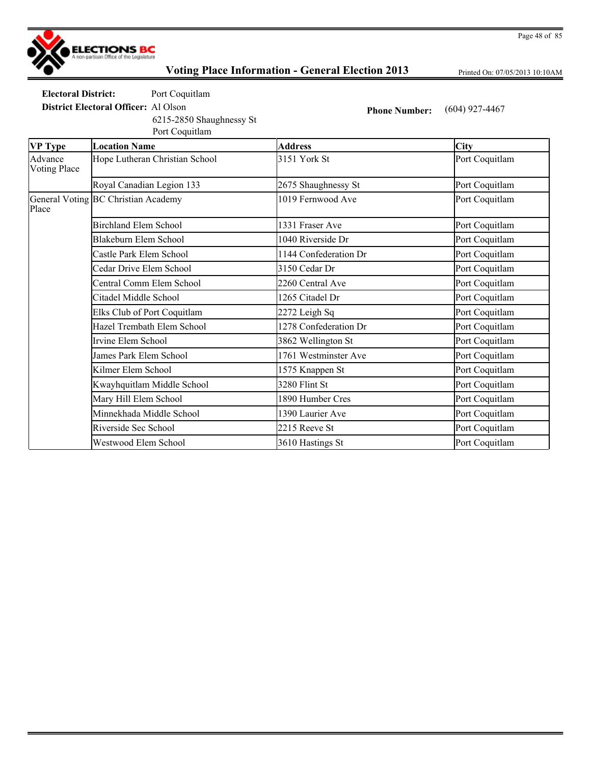# Voting Place Information - General Election 2013

Printed On: 07/05/2013 10:10AM

**Electoral District:** Port Coquitlam

**District Electoral Officer:** Al Olson
6215-2850 Shaughnessy St
Port Coquitlam

**Phone Number:** (604) 927-4467

| VP Type | Location Name | Address | City |
|---|---|---|---|
| Advance Voting Place | Hope Lutheran Christian School | 3151 York St | Port Coquitlam |
| | Royal Canadian Legion 133 | 2675 Shaughnessy St | Port Coquitlam |
| General Voting Place | BC Christian Academy | 1019 Fernwood Ave | Port Coquitlam |
| | Birchland Elem School | 1331 Fraser Ave | Port Coquitlam |
| | Blakeburn Elem School | 1040 Riverside Dr | Port Coquitlam |
| | Castle Park Elem School | 1144 Confederation Dr | Port Coquitlam |
| | Cedar Drive Elem School | 3150 Cedar Dr | Port Coquitlam |
| | Central Comm Elem School | 2260 Central Ave | Port Coquitlam |
| | Citadel Middle School | 1265 Citadel Dr | Port Coquitlam |
| | Elks Club of Port Coquitlam | 2272 Leigh Sq | Port Coquitlam |
| | Hazel Trembath Elem School | 1278 Confederation Dr | Port Coquitlam |
| | Irvine Elem School | 3862 Wellington St | Port Coquitlam |
| | James Park Elem School | 1761 Westminster Ave | Port Coquitlam |
| | Kilmer Elem School | 1575 Knappen St | Port Coquitlam |
| | Kwayhquitlam Middle School | 3280 Flint St | Port Coquitlam |
| | Mary Hill Elem School | 1890 Humber Cres | Port Coquitlam |
| | Minnekhada Middle School | 1390 Laurier Ave | Port Coquitlam |
| | Riverside Sec School | 2215 Reeve St | Port Coquitlam |
| | Westwood Elem School | 3610 Hastings St | Port Coquitlam |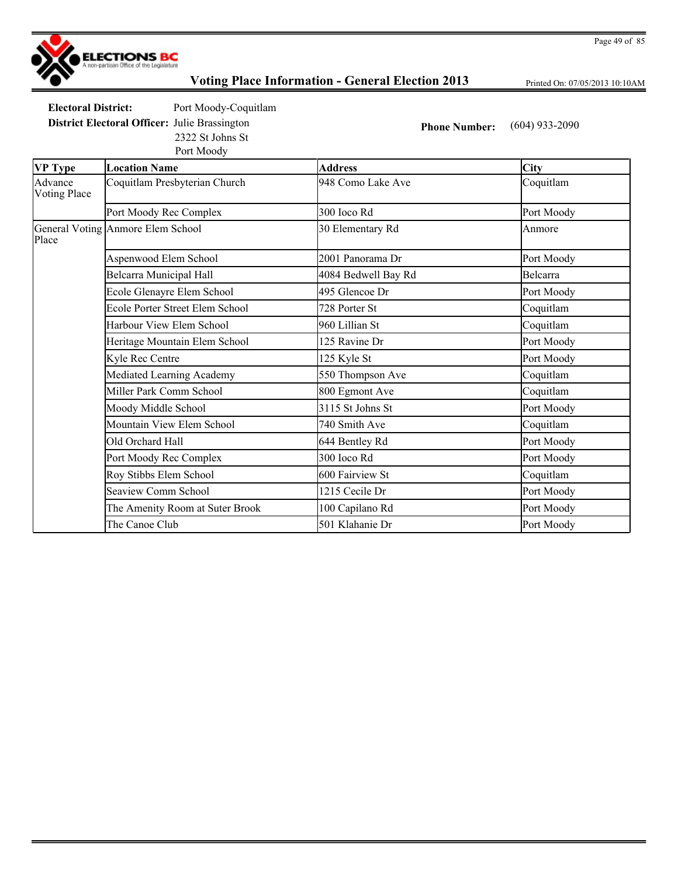# Voting Place Information - General Election 2013

Printed On: 07/05/2013 10:10AM

**Electoral District:** Port Moody-Coquitlam

**District Electoral Officer:** Julie Brassington
2322 St Johns St
Port Moody

**Phone Number:** (604) 933-2090

| VP Type | Location Name | Address | City |
|---|---|---|---|
| Advance Voting Place | Coquitlam Presbyterian Church | 948 Como Lake Ave | Coquitlam |
| | Port Moody Rec Complex | 300 Ioco Rd | Port Moody |
| General Voting Place | Anmore Elem School | 30 Elementary Rd | Anmore |
| | Aspenwood Elem School | 2001 Panorama Dr | Port Moody |
| | Belcarra Municipal Hall | 4084 Bedwell Bay Rd | Belcarra |
| | Ecole Glenayre Elem School | 495 Glencoe Dr | Port Moody |
| | Ecole Porter Street Elem School | 728 Porter St | Coquitlam |
| | Harbour View Elem School | 960 Lillian St | Coquitlam |
| | Heritage Mountain Elem School | 125 Ravine Dr | Port Moody |
| | Kyle Rec Centre | 125 Kyle St | Port Moody |
| | Mediated Learning Academy | 550 Thompson Ave | Coquitlam |
| | Miller Park Comm School | 800 Egmont Ave | Coquitlam |
| | Moody Middle School | 3115 St Johns St | Port Moody |
| | Mountain View Elem School | 740 Smith Ave | Coquitlam |
| | Old Orchard Hall | 644 Bentley Rd | Port Moody |
| | Port Moody Rec Complex | 300 Ioco Rd | Port Moody |
| | Roy Stibbs Elem School | 600 Fairview St | Coquitlam |
| | Seaview Comm School | 1215 Cecile Dr | Port Moody |
| | The Amenity Room at Suter Brook | 100 Capilano Rd | Port Moody |
| | The Canoe Club | 501 Klahanie Dr | Port Moody |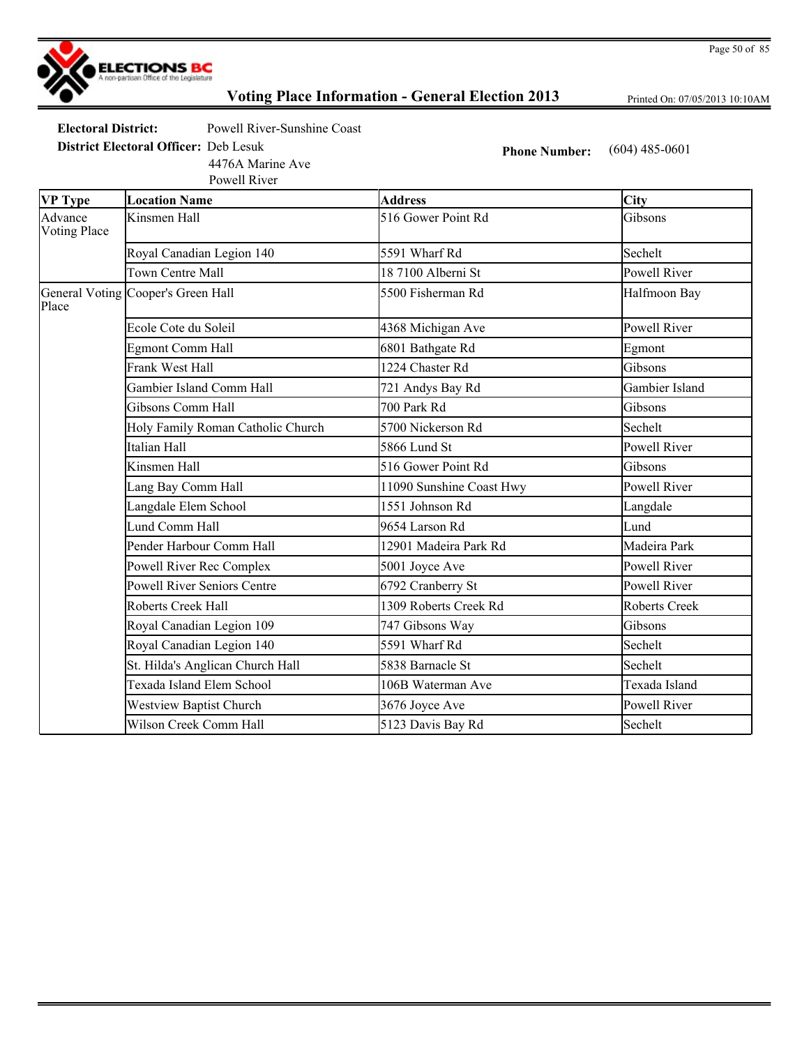# Voting Place Information - General Election 2013

Printed On: 07/05/2013 10:10AM

**Electoral District:** Powell River-Sunshine Coast

**District Electoral Officer:** Deb Lesuk
4476A Marine Ave
Powell River

**Phone Number:** (604) 485-0601

| VP Type | Location Name | Address | City |
|---|---|---|---|
| Advance Voting Place | Kinsmen Hall | 516 Gower Point Rd | Gibsons |
| | Royal Canadian Legion 140 | 5591 Wharf Rd | Sechelt |
| | Town Centre Mall | 18 7100 Alberni St | Powell River |
| General Voting Place | Cooper's Green Hall | 5500 Fisherman Rd | Halfmoon Bay |
| | Ecole Cote du Soleil | 4368 Michigan Ave | Powell River |
| | Egmont Comm Hall | 6801 Bathgate Rd | Egmont |
| | Frank West Hall | 1224 Chaster Rd | Gibsons |
| | Gambier Island Comm Hall | 721 Andys Bay Rd | Gambier Island |
| | Gibsons Comm Hall | 700 Park Rd | Gibsons |
| | Holy Family Roman Catholic Church | 5700 Nickerson Rd | Sechelt |
| | Italian Hall | 5866 Lund St | Powell River |
| | Kinsmen Hall | 516 Gower Point Rd | Gibsons |
| | Lang Bay Comm Hall | 11090 Sunshine Coast Hwy | Powell River |
| | Langdale Elem School | 1551 Johnson Rd | Langdale |
| | Lund Comm Hall | 9654 Larson Rd | Lund |
| | Pender Harbour Comm Hall | 12901 Madeira Park Rd | Madeira Park |
| | Powell River Rec Complex | 5001 Joyce Ave | Powell River |
| | Powell River Seniors Centre | 6792 Cranberry St | Powell River |
| | Roberts Creek Hall | 1309 Roberts Creek Rd | Roberts Creek |
| | Royal Canadian Legion 109 | 747 Gibsons Way | Gibsons |
| | Royal Canadian Legion 140 | 5591 Wharf Rd | Sechelt |
| | St. Hilda's Anglican Church Hall | 5838 Barnacle St | Sechelt |
| | Texada Island Elem School | 106B Waterman Ave | Texada Island |
| | Westview Baptist Church | 3676 Joyce Ave | Powell River |
| | Wilson Creek Comm Hall | 5123 Davis Bay Rd | Sechelt |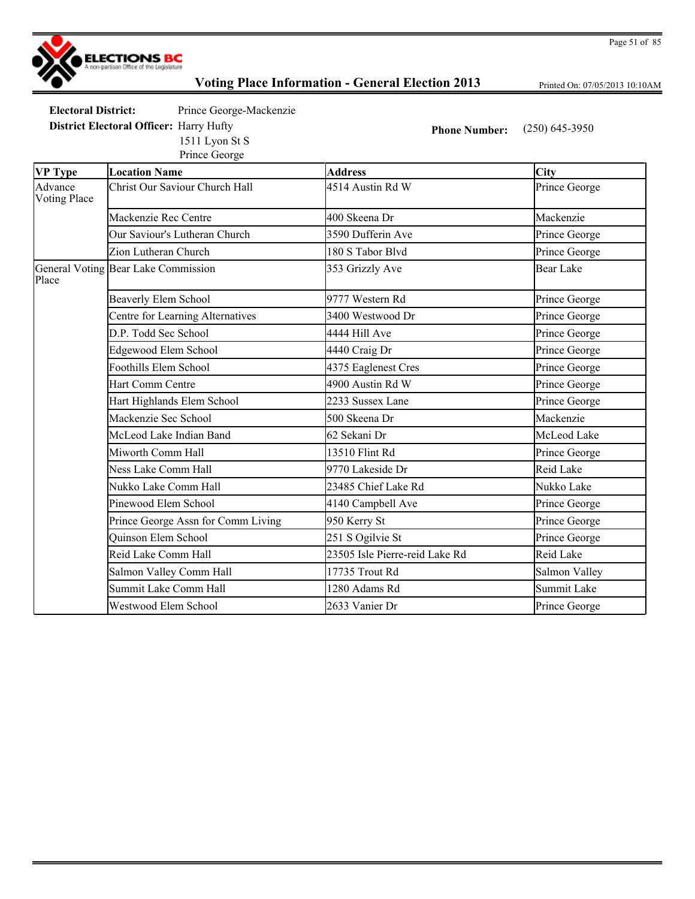**Voting Place Information - General Election 2013**

Printed On: 07/05/2013 10:10AM

**Electoral District:** Prince George-Mackenzie

**District Electoral Officer:** Harry Hufty
1511 Lyon St S
Prince George

**Phone Number:** (250) 645-3950

| VP Type | Location Name | Address | City |
|---|---|---|---|
| Advance Voting Place | Christ Our Saviour Church Hall | 4514 Austin Rd W | Prince George |
| | Mackenzie Rec Centre | 400 Skeena Dr | Mackenzie |
| | Our Saviour's Lutheran Church | 3590 Dufferin Ave | Prince George |
| | Zion Lutheran Church | 180 S Tabor Blvd | Prince George |
| General Voting Place | Bear Lake Commission | 353 Grizzly Ave | Bear Lake |
| | Beaverly Elem School | 9777 Western Rd | Prince George |
| | Centre for Learning Alternatives | 3400 Westwood Dr | Prince George |
| | D.P. Todd Sec School | 4444 Hill Ave | Prince George |
| | Edgewood Elem School | 4440 Craig Dr | Prince George |
| | Foothills Elem School | 4375 Eaglenest Cres | Prince George |
| | Hart Comm Centre | 4900 Austin Rd W | Prince George |
| | Hart Highlands Elem School | 2233 Sussex Lane | Prince George |
| | Mackenzie Sec School | 500 Skeena Dr | Mackenzie |
| | McLeod Lake Indian Band | 62 Sekani Dr | McLeod Lake |
| | Miworth Comm Hall | 13510 Flint Rd | Prince George |
| | Ness Lake Comm Hall | 9770 Lakeside Dr | Reid Lake |
| | Nukko Lake Comm Hall | 23485 Chief Lake Rd | Nukko Lake |
| | Pinewood Elem School | 4140 Campbell Ave | Prince George |
| | Prince George Assn for Comm Living | 950 Kerry St | Prince George |
| | Quinson Elem School | 251 S Ogilvie St | Prince George |
| | Reid Lake Comm Hall | 23505 Isle Pierre-reid Lake Rd | Reid Lake |
| | Salmon Valley Comm Hall | 17735 Trout Rd | Salmon Valley |
| | Summit Lake Comm Hall | 1280 Adams Rd | Summit Lake |
| | Westwood Elem School | 2633 Vanier Dr | Prince George |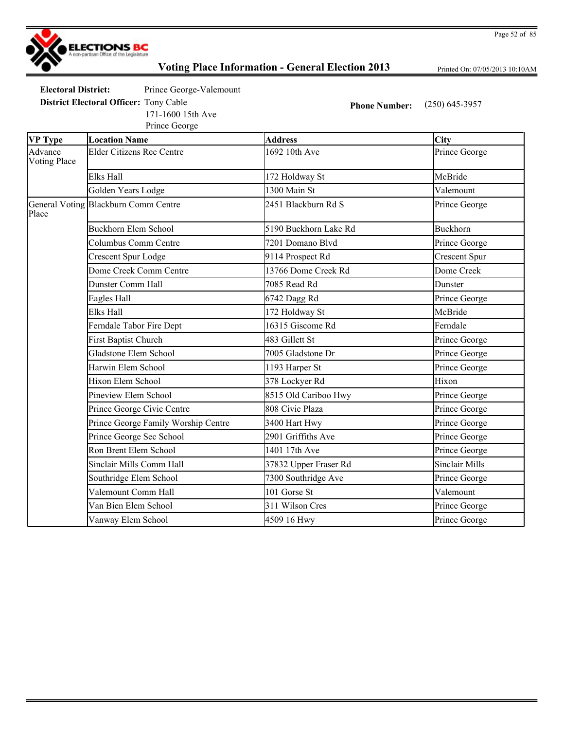# Voting Place Information - General Election 2013

Printed On: 07/05/2013 10:10AM

**Electoral District:** Prince George-Valemount

**District Electoral Officer:** Tony Cable
171-1600 15th Ave
Prince George

**Phone Number:** (250) 645-3957

| VP Type | Location Name | Address | City |
|---|---|---|---|
| Advance Voting Place | Elder Citizens Rec Centre | 1692 10th Ave | Prince George |
| | Elks Hall | 172 Holdway St | McBride |
| | Golden Years Lodge | 1300 Main St | Valemount |
| General Voting Place | Blackburn Comm Centre | 2451 Blackburn Rd S | Prince George |
| | Buckhorn Elem School | 5190 Buckhorn Lake Rd | Buckhorn |
| | Columbus Comm Centre | 7201 Domano Blvd | Prince George |
| | Crescent Spur Lodge | 9114 Prospect Rd | Crescent Spur |
| | Dome Creek Comm Centre | 13766 Dome Creek Rd | Dome Creek |
| | Dunster Comm Hall | 7085 Read Rd | Dunster |
| | Eagles Hall | 6742 Dagg Rd | Prince George |
| | Elks Hall | 172 Holdway St | McBride |
| | Ferndale Tabor Fire Dept | 16315 Giscome Rd | Ferndale |
| | First Baptist Church | 483 Gillett St | Prince George |
| | Gladstone Elem School | 7005 Gladstone Dr | Prince George |
| | Harwin Elem School | 1193 Harper St | Prince George |
| | Hixon Elem School | 378 Lockyer Rd | Hixon |
| | Pineview Elem School | 8515 Old Cariboo Hwy | Prince George |
| | Prince George Civic Centre | 808 Civic Plaza | Prince George |
| | Prince George Family Worship Centre | 3400 Hart Hwy | Prince George |
| | Prince George Sec School | 2901 Griffiths Ave | Prince George |
| | Ron Brent Elem School | 1401 17th Ave | Prince George |
| | Sinclair Mills Comm Hall | 37832 Upper Fraser Rd | Sinclair Mills |
| | Southridge Elem School | 7300 Southridge Ave | Prince George |
| | Valemount Comm Hall | 101 Gorse St | Valemount |
| | Van Bien Elem School | 311 Wilson Cres | Prince George |
| | Vanway Elem School | 4509 16 Hwy | Prince George |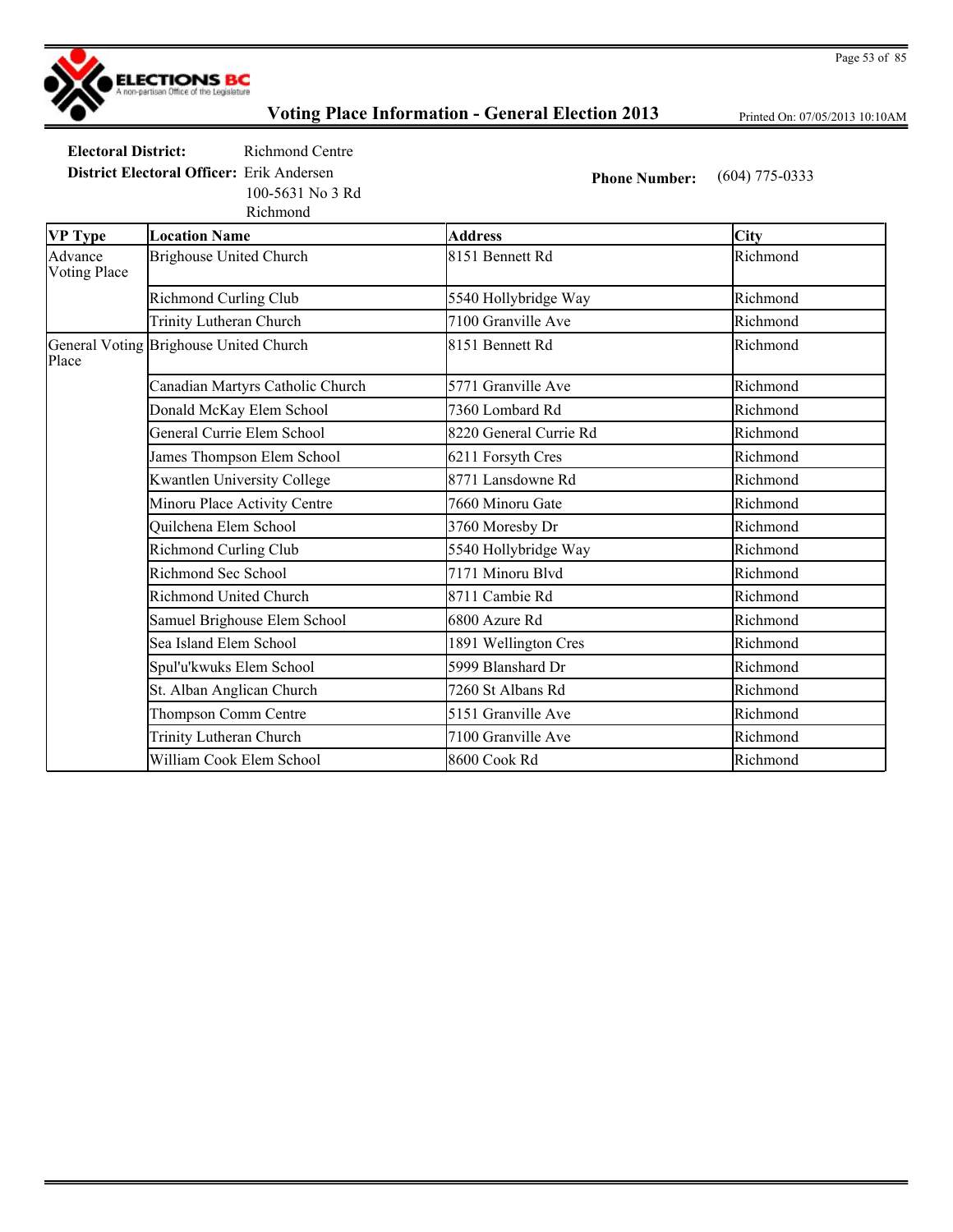# Voting Place Information - General Election 2013

Printed On: 07/05/2013 10:10AM

**Electoral District:** Richmond Centre

**District Electoral Officer:** Erik Andersen
100-5631 No 3 Rd
Richmond

**Phone Number:** (604) 775-0333

| VP Type | Location Name | Address | City |
|---|---|---|---|
| Advance Voting Place | Brighouse United Church | 8151 Bennett Rd | Richmond |
| | Richmond Curling Club | 5540 Hollybridge Way | Richmond |
| | Trinity Lutheran Church | 7100 Granville Ave | Richmond |
| General Voting Place | Brighouse United Church | 8151 Bennett Rd | Richmond |
| | Canadian Martyrs Catholic Church | 5771 Granville Ave | Richmond |
| | Donald McKay Elem School | 7360 Lombard Rd | Richmond |
| | General Currie Elem School | 8220 General Currie Rd | Richmond |
| | James Thompson Elem School | 6211 Forsyth Cres | Richmond |
| | Kwantlen University College | 8771 Lansdowne Rd | Richmond |
| | Minoru Place Activity Centre | 7660 Minoru Gate | Richmond |
| | Quilchena Elem School | 3760 Moresby Dr | Richmond |
| | Richmond Curling Club | 5540 Hollybridge Way | Richmond |
| | Richmond Sec School | 7171 Minoru Blvd | Richmond |
| | Richmond United Church | 8711 Cambie Rd | Richmond |
| | Samuel Brighouse Elem School | 6800 Azure Rd | Richmond |
| | Sea Island Elem School | 1891 Wellington Cres | Richmond |
| | Spul'u'kwuks Elem School | 5999 Blanshard Dr | Richmond |
| | St. Alban Anglican Church | 7260 St Albans Rd | Richmond |
| | Thompson Comm Centre | 5151 Granville Ave | Richmond |
| | Trinity Lutheran Church | 7100 Granville Ave | Richmond |
| | William Cook Elem School | 8600 Cook Rd | Richmond |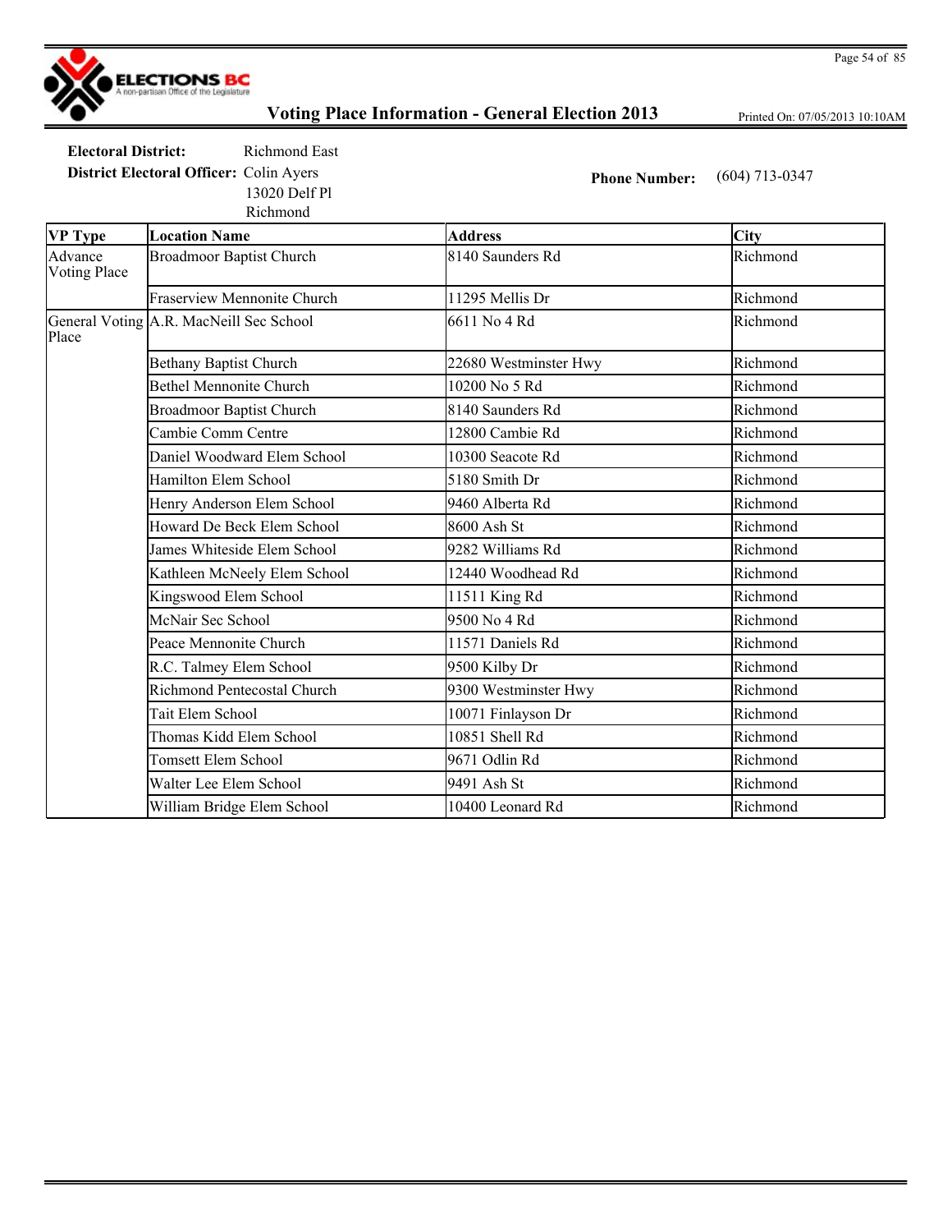# Voting Place Information - General Election 2013

Printed On: 07/05/2013 10:10AM

**Electoral District:** Richmond East

**District Electoral Officer:** Colin Ayers
13020 Delf Pl
Richmond

**Phone Number:** (604) 713-0347

| VP Type | Location Name | Address | City |
|---|---|---|---|
| Advance Voting Place | Broadmoor Baptist Church | 8140 Saunders Rd | Richmond |
| | Fraserview Mennonite Church | 11295 Mellis Dr | Richmond |
| General Voting Place | A.R. MacNeill Sec School | 6611 No 4 Rd | Richmond |
| | Bethany Baptist Church | 22680 Westminster Hwy | Richmond |
| | Bethel Mennonite Church | 10200 No 5 Rd | Richmond |
| | Broadmoor Baptist Church | 8140 Saunders Rd | Richmond |
| | Cambie Comm Centre | 12800 Cambie Rd | Richmond |
| | Daniel Woodward Elem School | 10300 Seacote Rd | Richmond |
| | Hamilton Elem School | 5180 Smith Dr | Richmond |
| | Henry Anderson Elem School | 9460 Alberta Rd | Richmond |
| | Howard De Beck Elem School | 8600 Ash St | Richmond |
| | James Whiteside Elem School | 9282 Williams Rd | Richmond |
| | Kathleen McNeely Elem School | 12440 Woodhead Rd | Richmond |
| | Kingswood Elem School | 11511 King Rd | Richmond |
| | McNair Sec School | 9500 No 4 Rd | Richmond |
| | Peace Mennonite Church | 11571 Daniels Rd | Richmond |
| | R.C. Talmey Elem School | 9500 Kilby Dr | Richmond |
| | Richmond Pentecostal Church | 9300 Westminster Hwy | Richmond |
| | Tait Elem School | 10071 Finlayson Dr | Richmond |
| | Thomas Kidd Elem School | 10851 Shell Rd | Richmond |
| | Tomsett Elem School | 9671 Odlin Rd | Richmond |
| | Walter Lee Elem School | 9491 Ash St | Richmond |
| | William Bridge Elem School | 10400 Leonard Rd | Richmond |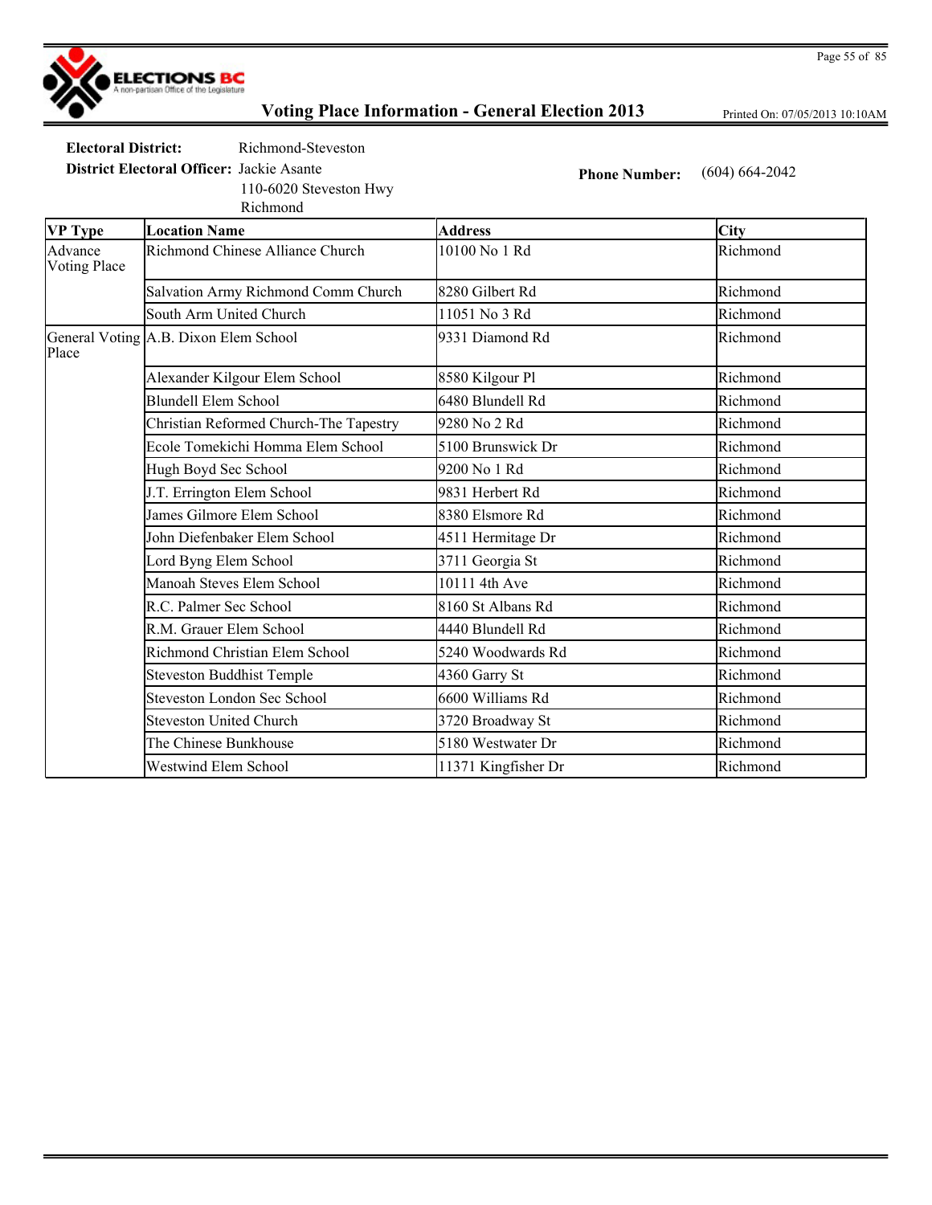# Voting Place Information - General Election 2013

Printed On: 07/05/2013 10:10AM

**Electoral District:** Richmond-Steveston

**District Electoral Officer:** Jackie Asante
110-6020 Steveston Hwy
Richmond

**Phone Number:** (604) 664-2042

| VP Type | Location Name | Address | City |
|---|---|---|---|
| Advance Voting Place | Richmond Chinese Alliance Church | 10100 No 1 Rd | Richmond |
| | Salvation Army Richmond Comm Church | 8280 Gilbert Rd | Richmond |
| | South Arm United Church | 11051 No 3 Rd | Richmond |
| General Voting Place | A.B. Dixon Elem School | 9331 Diamond Rd | Richmond |
| | Alexander Kilgour Elem School | 8580 Kilgour Pl | Richmond |
| | Blundell Elem School | 6480 Blundell Rd | Richmond |
| | Christian Reformed Church-The Tapestry | 9280 No 2 Rd | Richmond |
| | Ecole Tomekichi Homma Elem School | 5100 Brunswick Dr | Richmond |
| | Hugh Boyd Sec School | 9200 No 1 Rd | Richmond |
| | J.T. Errington Elem School | 9831 Herbert Rd | Richmond |
| | James Gilmore Elem School | 8380 Elsmore Rd | Richmond |
| | John Diefenbaker Elem School | 4511 Hermitage Dr | Richmond |
| | Lord Byng Elem School | 3711 Georgia St | Richmond |
| | Manoah Steves Elem School | 10111 4th Ave | Richmond |
| | R.C. Palmer Sec School | 8160 St Albans Rd | Richmond |
| | R.M. Grauer Elem School | 4440 Blundell Rd | Richmond |
| | Richmond Christian Elem School | 5240 Woodwards Rd | Richmond |
| | Steveston Buddhist Temple | 4360 Garry St | Richmond |
| | Steveston London Sec School | 6600 Williams Rd | Richmond |
| | Steveston United Church | 3720 Broadway St | Richmond |
| | The Chinese Bunkhouse | 5180 Westwater Dr | Richmond |
| | Westwind Elem School | 11371 Kingfisher Dr | Richmond |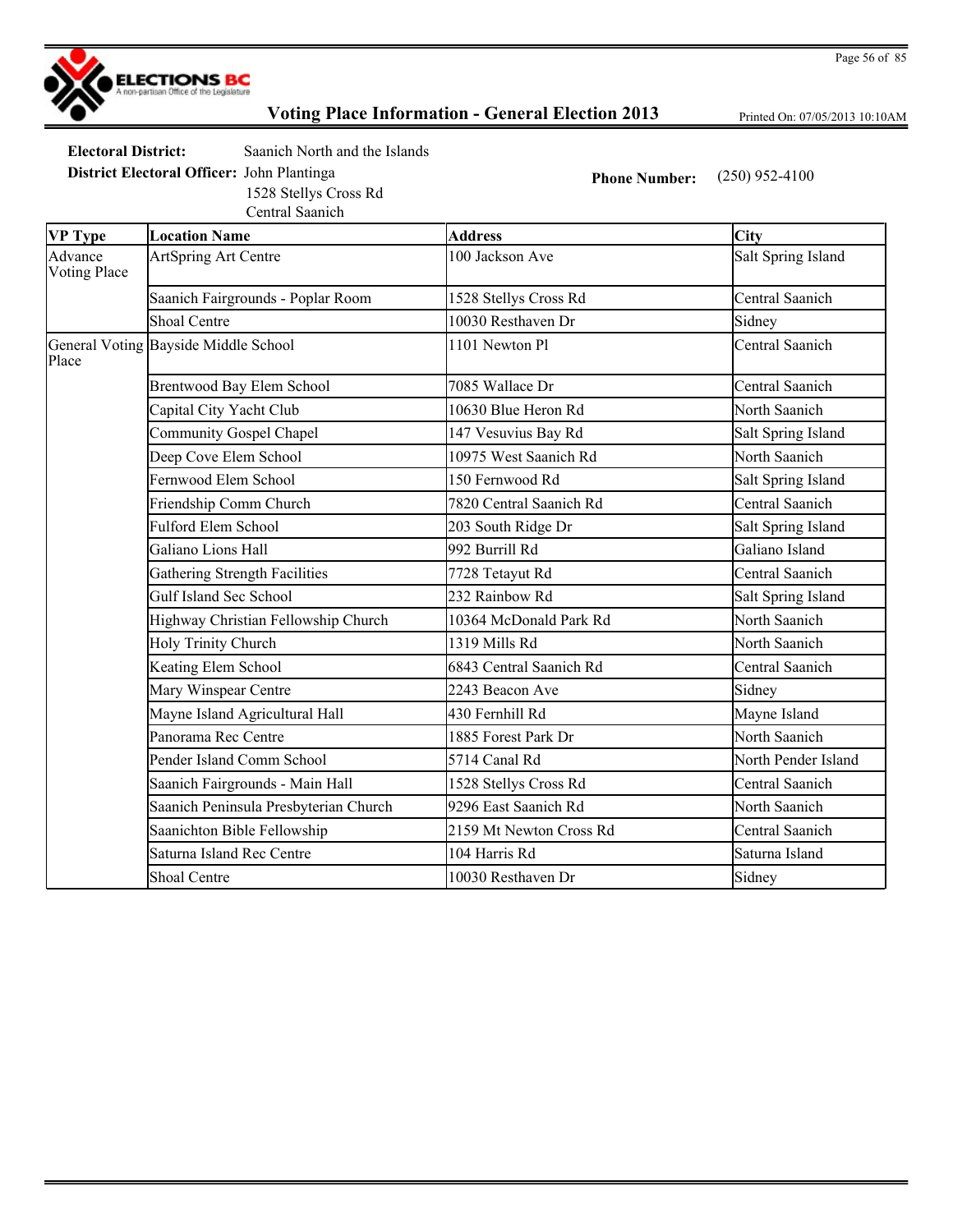# Voting Place Information - General Election 2013

Printed On: 07/05/2013 10:10AM

**Electoral District:** Saanich North and the Islands

**District Electoral Officer:** John Plantinga
1528 Stellys Cross Rd
Central Saanich

**Phone Number:** (250) 952-4100

| VP Type | Location Name | Address | City |
|---|---|---|---|
| Advance Voting Place | ArtSpring Art Centre | 100 Jackson Ave | Salt Spring Island |
| | Saanich Fairgrounds - Poplar Room | 1528 Stellys Cross Rd | Central Saanich |
| | Shoal Centre | 10030 Resthaven Dr | Sidney |
| General Voting Place | Bayside Middle School | 1101 Newton Pl | Central Saanich |
| | Brentwood Bay Elem School | 7085 Wallace Dr | Central Saanich |
| | Capital City Yacht Club | 10630 Blue Heron Rd | North Saanich |
| | Community Gospel Chapel | 147 Vesuvius Bay Rd | Salt Spring Island |
| | Deep Cove Elem School | 10975 West Saanich Rd | North Saanich |
| | Fernwood Elem School | 150 Fernwood Rd | Salt Spring Island |
| | Friendship Comm Church | 7820 Central Saanich Rd | Central Saanich |
| | Fulford Elem School | 203 South Ridge Dr | Salt Spring Island |
| | Galiano Lions Hall | 992 Burrill Rd | Galiano Island |
| | Gathering Strength Facilities | 7728 Tetayut Rd | Central Saanich |
| | Gulf Island Sec School | 232 Rainbow Rd | Salt Spring Island |
| | Highway Christian Fellowship Church | 10364 McDonald Park Rd | North Saanich |
| | Holy Trinity Church | 1319 Mills Rd | North Saanich |
| | Keating Elem School | 6843 Central Saanich Rd | Central Saanich |
| | Mary Winspear Centre | 2243 Beacon Ave | Sidney |
| | Mayne Island Agricultural Hall | 430 Fernhill Rd | Mayne Island |
| | Panorama Rec Centre | 1885 Forest Park Dr | North Saanich |
| | Pender Island Comm School | 5714 Canal Rd | North Pender Island |
| | Saanich Fairgrounds - Main Hall | 1528 Stellys Cross Rd | Central Saanich |
| | Saanich Peninsula Presbyterian Church | 9296 East Saanich Rd | North Saanich |
| | Saanichton Bible Fellowship | 2159 Mt Newton Cross Rd | Central Saanich |
| | Saturna Island Rec Centre | 104 Harris Rd | Saturna Island |
| | Shoal Centre | 10030 Resthaven Dr | Sidney |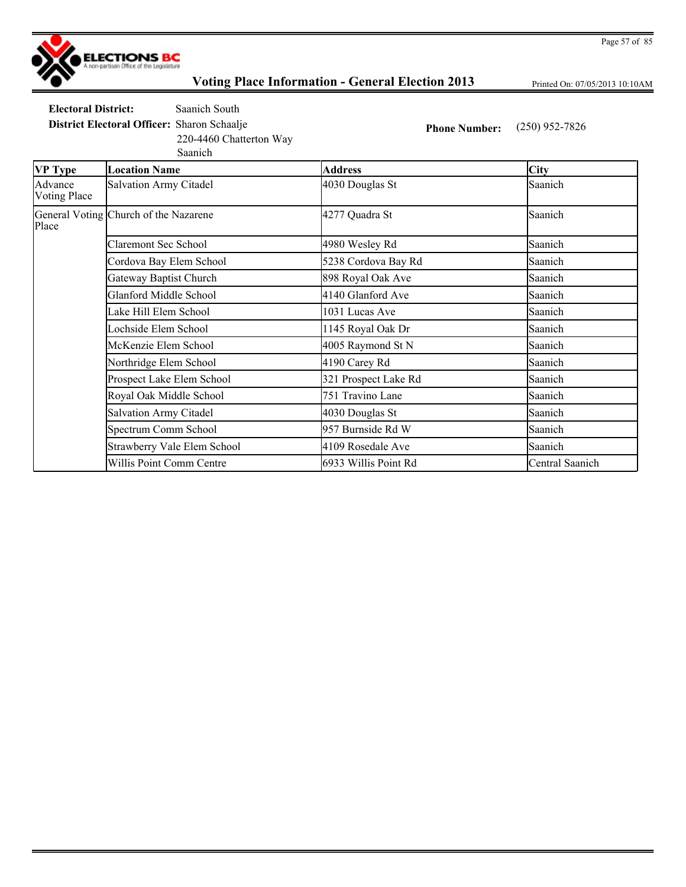# Voting Place Information - General Election 2013

Printed On: 07/05/2013 10:10AM

**Electoral District:** Saanich South

**District Electoral Officer:** Sharon Schaalje
220-4460 Chatterton Way
Saanich

**Phone Number:** (250) 952-7826

| VP Type | Location Name | Address | City |
|---|---|---|---|
| Advance Voting Place | Salvation Army Citadel | 4030 Douglas St | Saanich |
| General Voting Place | Church of the Nazarene | 4277 Quadra St | Saanich |
| | Claremont Sec School | 4980 Wesley Rd | Saanich |
| | Cordova Bay Elem School | 5238 Cordova Bay Rd | Saanich |
| | Gateway Baptist Church | 898 Royal Oak Ave | Saanich |
| | Glanford Middle School | 4140 Glanford Ave | Saanich |
| | Lake Hill Elem School | 1031 Lucas Ave | Saanich |
| | Lochside Elem School | 1145 Royal Oak Dr | Saanich |
| | McKenzie Elem School | 4005 Raymond St N | Saanich |
| | Northridge Elem School | 4190 Carey Rd | Saanich |
| | Prospect Lake Elem School | 321 Prospect Lake Rd | Saanich |
| | Royal Oak Middle School | 751 Travino Lane | Saanich |
| | Salvation Army Citadel | 4030 Douglas St | Saanich |
| | Spectrum Comm School | 957 Burnside Rd W | Saanich |
| | Strawberry Vale Elem School | 4109 Rosedale Ave | Saanich |
| | Willis Point Comm Centre | 6933 Willis Point Rd | Central Saanich |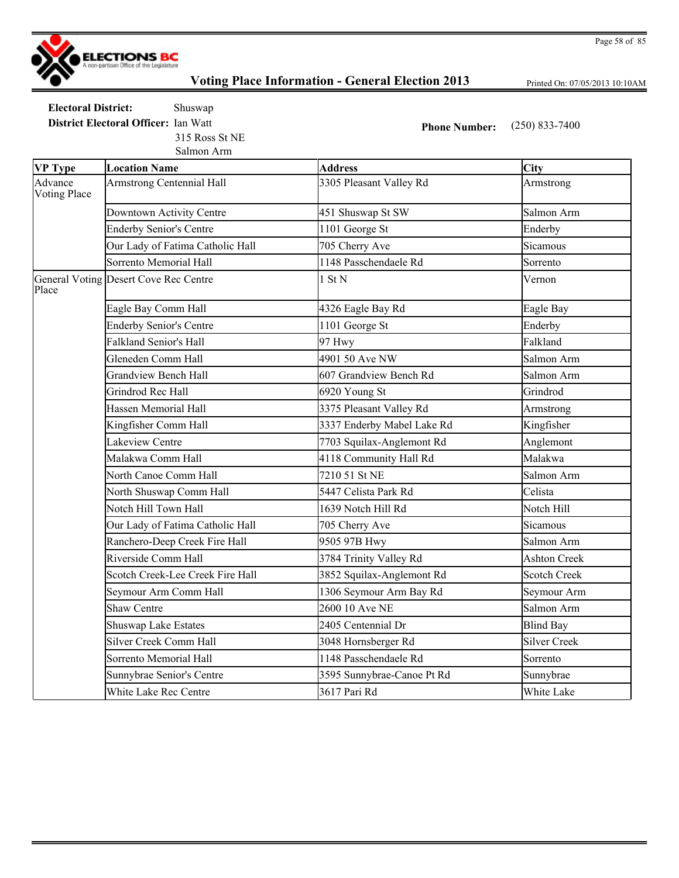# Voting Place Information - General Election 2013

Printed On: 07/05/2013 10:10AM

**Electoral District:** Shuswap

**District Electoral Officer:** Ian Watt
315 Ross St NE
Salmon Arm

**Phone Number:** (250) 833-7400

| VP Type | Location Name | Address | City |
|---|---|---|---|
| Advance Voting Place | Armstrong Centennial Hall | 3305 Pleasant Valley Rd | Armstrong |
| | Downtown Activity Centre | 451 Shuswap St SW | Salmon Arm |
| | Enderby Senior's Centre | 1101 George St | Enderby |
| | Our Lady of Fatima Catholic Hall | 705 Cherry Ave | Sicamous |
| | Sorrento Memorial Hall | 1148 Passchendaele Rd | Sorrento |
| General Voting Place | Desert Cove Rec Centre | 1 St N | Vernon |
| | Eagle Bay Comm Hall | 4326 Eagle Bay Rd | Eagle Bay |
| | Enderby Senior's Centre | 1101 George St | Enderby |
| | Falkland Senior's Hall | 97 Hwy | Falkland |
| | Gleneden Comm Hall | 4901 50 Ave NW | Salmon Arm |
| | Grandview Bench Hall | 607 Grandview Bench Rd | Salmon Arm |
| | Grindrod Rec Hall | 6920 Young St | Grindrod |
| | Hassen Memorial Hall | 3375 Pleasant Valley Rd | Armstrong |
| | Kingfisher Comm Hall | 3337 Enderby Mabel Lake Rd | Kingfisher |
| | Lakeview Centre | 7703 Squilax-Anglemont Rd | Anglemont |
| | Malakwa Comm Hall | 4118 Community Hall Rd | Malakwa |
| | North Canoe Comm Hall | 7210 51 St NE | Salmon Arm |
| | North Shuswap Comm Hall | 5447 Celista Park Rd | Celista |
| | Notch Hill Town Hall | 1639 Notch Hill Rd | Notch Hill |
| | Our Lady of Fatima Catholic Hall | 705 Cherry Ave | Sicamous |
| | Ranchero-Deep Creek Fire Hall | 9505 97B Hwy | Salmon Arm |
| | Riverside Comm Hall | 3784 Trinity Valley Rd | Ashton Creek |
| | Scotch Creek-Lee Creek Fire Hall | 3852 Squilax-Anglemont Rd | Scotch Creek |
| | Seymour Arm Comm Hall | 1306 Seymour Arm Bay Rd | Seymour Arm |
| | Shaw Centre | 2600 10 Ave NE | Salmon Arm |
| | Shuswap Lake Estates | 2405 Centennial Dr | Blind Bay |
| | Silver Creek Comm Hall | 3048 Hornsberger Rd | Silver Creek |
| | Sorrento Memorial Hall | 1148 Passchendaele Rd | Sorrento |
| | Sunnybrae Senior's Centre | 3595 Sunnybrae-Canoe Pt Rd | Sunnybrae |
| | White Lake Rec Centre | 3617 Pari Rd | White Lake |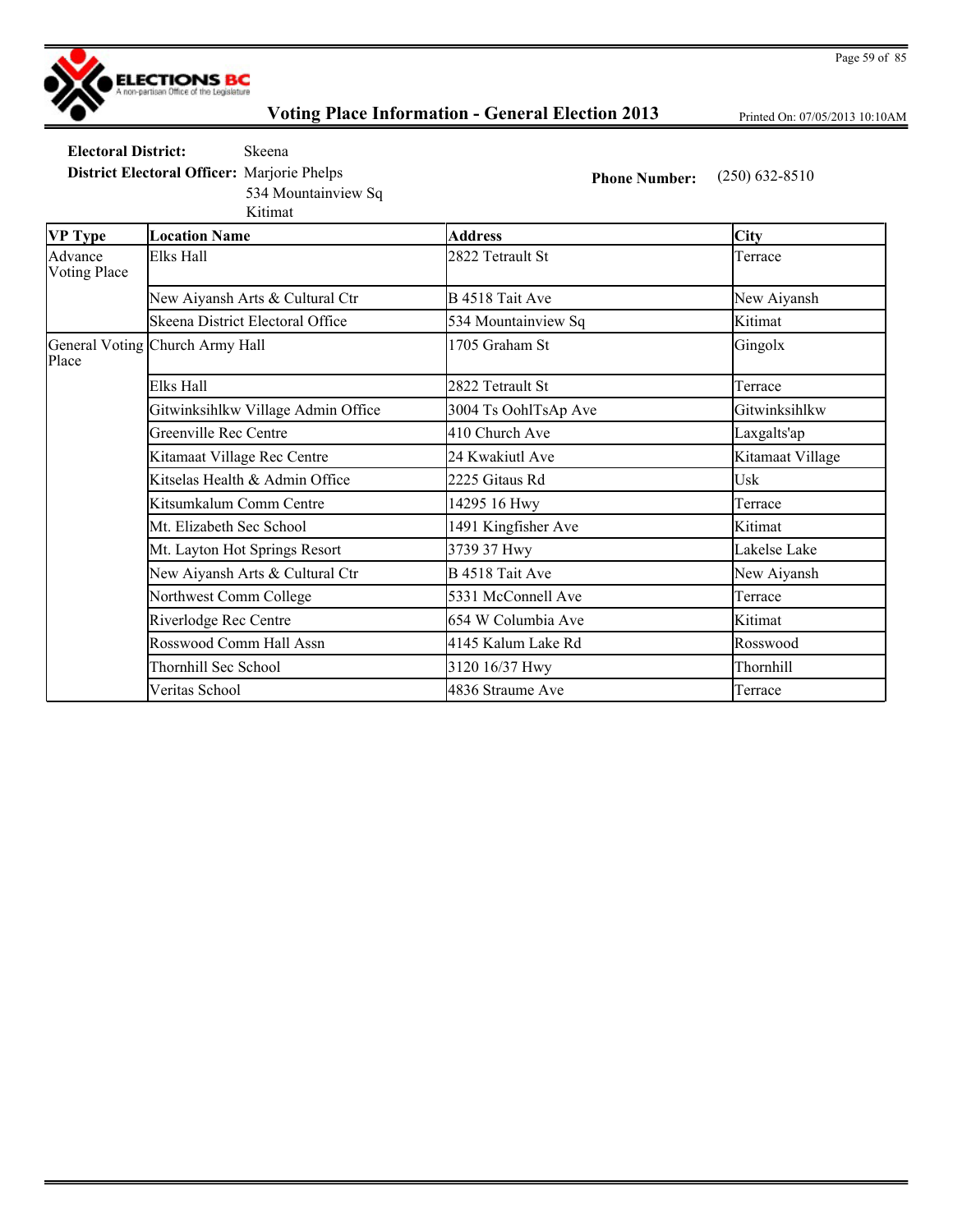# Voting Place Information - General Election 2013

Printed On: 07/05/2013 10:10AM

**Electoral District:** Skeena

**District Electoral Officer:** Marjorie Phelps
534 Mountainview Sq
Kitimat

**Phone Number:** (250) 632-8510

| VP Type | Location Name | Address | City |
|---|---|---|---|
| Advance Voting Place | Elks Hall | 2822 Tetrault St | Terrace |
| | New Aiyansh Arts & Cultural Ctr | B 4518 Tait Ave | New Aiyansh |
| | Skeena District Electoral Office | 534 Mountainview Sq | Kitimat |
| General Voting Place | Church Army Hall | 1705 Graham St | Gingolx |
| | Elks Hall | 2822 Tetrault St | Terrace |
| | Gitwinksihlkw Village Admin Office | 3004 Ts OohlTsAp Ave | Gitwinksihlkw |
| | Greenville Rec Centre | 410 Church Ave | Laxgalts'ap |
| | Kitamaat Village Rec Centre | 24 Kwakiutl Ave | Kitamaat Village |
| | Kitselas Health & Admin Office | 2225 Gitaus Rd | Usk |
| | Kitsumkalum Comm Centre | 14295 16 Hwy | Terrace |
| | Mt. Elizabeth Sec School | 1491 Kingfisher Ave | Kitimat |
| | Mt. Layton Hot Springs Resort | 3739 37 Hwy | Lakelse Lake |
| | New Aiyansh Arts & Cultural Ctr | B 4518 Tait Ave | New Aiyansh |
| | Northwest Comm College | 5331 McConnell Ave | Terrace |
| | Riverlodge Rec Centre | 654 W Columbia Ave | Kitimat |
| | Rosswood Comm Hall Assn | 4145 Kalum Lake Rd | Rosswood |
| | Thornhill Sec School | 3120 16/37 Hwy | Thornhill |
| | Veritas School | 4836 Straume Ave | Terrace |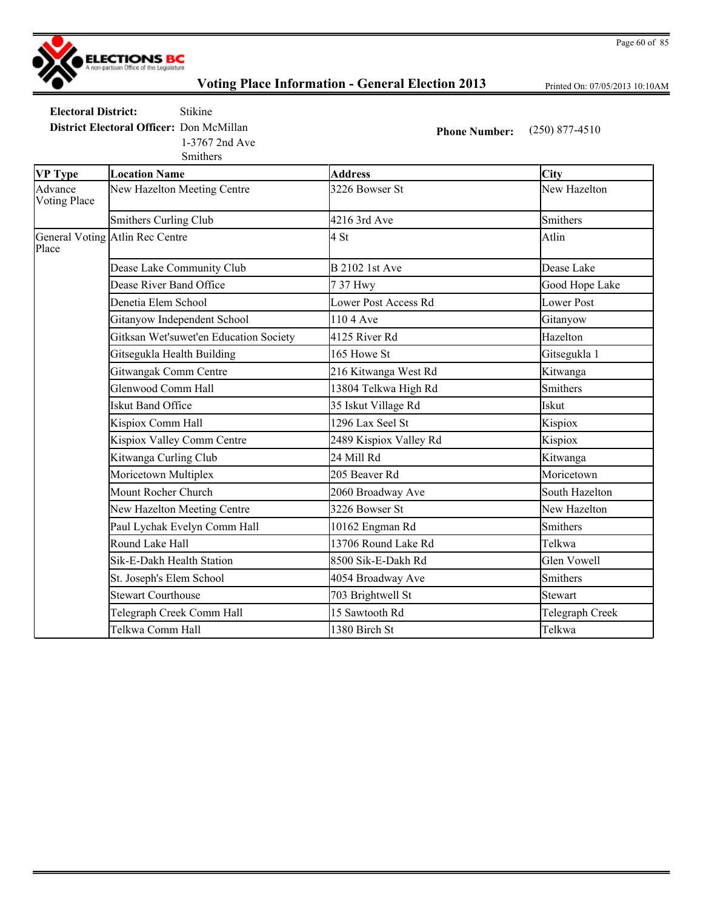# Voting Place Information - General Election 2013

Printed On: 07/05/2013 10:10AM

**Electoral District:** Stikine

**District Electoral Officer:** Don McMillan
1-3767 2nd Ave
Smithers

**Phone Number:** (250) 877-4510

| VP Type | Location Name | Address | City |
|---|---|---|---|
| Advance Voting Place | New Hazelton Meeting Centre | 3226 Bowser St | New Hazelton |
| | Smithers Curling Club | 4216 3rd Ave | Smithers |
| General Voting Place | Atlin Rec Centre | 4 St | Atlin |
| | Dease Lake Community Club | B 2102 1st Ave | Dease Lake |
| | Dease River Band Office | 7 37 Hwy | Good Hope Lake |
| | Denetia Elem School | Lower Post Access Rd | Lower Post |
| | Gitanyow Independent School | 110 4 Ave | Gitanyow |
| | Gitksan Wet'suwet'en Education Society | 4125 River Rd | Hazelton |
| | Gitsegukla Health Building | 165 Howe St | Gitsegukla 1 |
| | Gitwangak Comm Centre | 216 Kitwanga West Rd | Kitwanga |
| | Glenwood Comm Hall | 13804 Telkwa High Rd | Smithers |
| | Iskut Band Office | 35 Iskut Village Rd | Iskut |
| | Kispiox Comm Hall | 1296 Lax Seel St | Kispiox |
| | Kispiox Valley Comm Centre | 2489 Kispiox Valley Rd | Kispiox |
| | Kitwanga Curling Club | 24 Mill Rd | Kitwanga |
| | Moricetown Multiplex | 205 Beaver Rd | Moricetown |
| | Mount Rocher Church | 2060 Broadway Ave | South Hazelton |
| | New Hazelton Meeting Centre | 3226 Bowser St | New Hazelton |
| | Paul Lychak Evelyn Comm Hall | 10162 Engman Rd | Smithers |
| | Round Lake Hall | 13706 Round Lake Rd | Telkwa |
| | Sik-E-Dakh Health Station | 8500 Sik-E-Dakh Rd | Glen Vowell |
| | St. Joseph's Elem School | 4054 Broadway Ave | Smithers |
| | Stewart Courthouse | 703 Brightwell St | Stewart |
| | Telegraph Creek Comm Hall | 15 Sawtooth Rd | Telegraph Creek |
| | Telkwa Comm Hall | 1380 Birch St | Telkwa |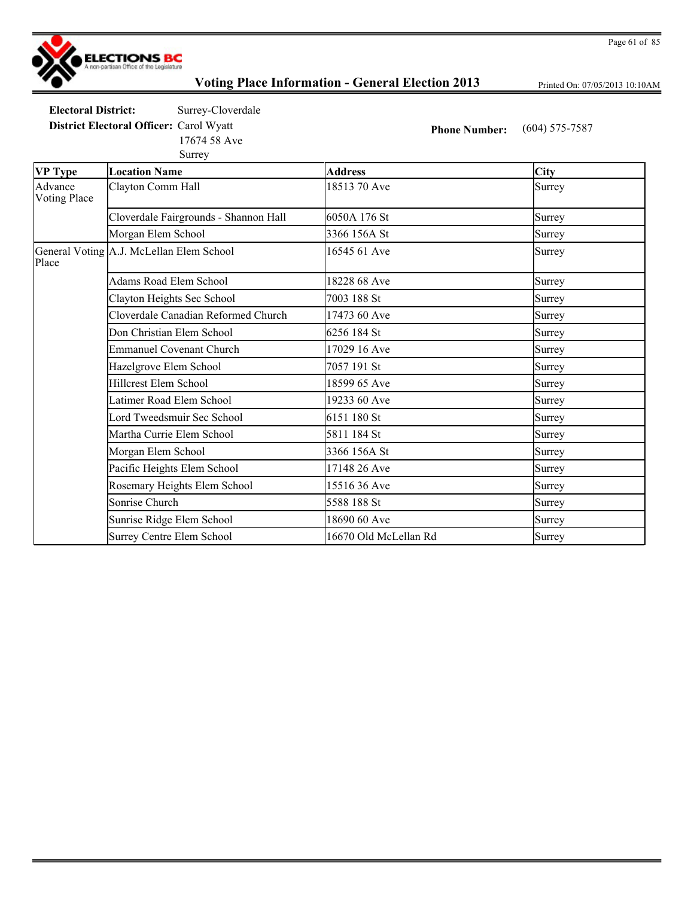## Voting Place Information - General Election 2013

Printed On: 07/05/2013 10:10AM

**Electoral District:** Surrey-Cloverdale

**District Electoral Officer:** Carol Wyatt
17674 58 Ave
Surrey

**Phone Number:** (604) 575-7587

| VP Type | Location Name | Address | City |
|---|---|---|---|
| Advance Voting Place | Clayton Comm Hall | 18513 70 Ave | Surrey |
| | Cloverdale Fairgrounds - Shannon Hall | 6050A 176 St | Surrey |
| | Morgan Elem School | 3366 156A St | Surrey |
| General Voting Place | A.J. McLellan Elem School | 16545 61 Ave | Surrey |
| | Adams Road Elem School | 18228 68 Ave | Surrey |
| | Clayton Heights Sec School | 7003 188 St | Surrey |
| | Cloverdale Canadian Reformed Church | 17473 60 Ave | Surrey |
| | Don Christian Elem School | 6256 184 St | Surrey |
| | Emmanuel Covenant Church | 17029 16 Ave | Surrey |
| | Hazelgrove Elem School | 7057 191 St | Surrey |
| | Hillcrest Elem School | 18599 65 Ave | Surrey |
| | Latimer Road Elem School | 19233 60 Ave | Surrey |
| | Lord Tweedsmuir Sec School | 6151 180 St | Surrey |
| | Martha Currie Elem School | 5811 184 St | Surrey |
| | Morgan Elem School | 3366 156A St | Surrey |
| | Pacific Heights Elem School | 17148 26 Ave | Surrey |
| | Rosemary Heights Elem School | 15516 36 Ave | Surrey |
| | Sonrise Church | 5588 188 St | Surrey |
| | Sunrise Ridge Elem School | 18690 60 Ave | Surrey |
| | Surrey Centre Elem School | 16670 Old McLellan Rd | Surrey |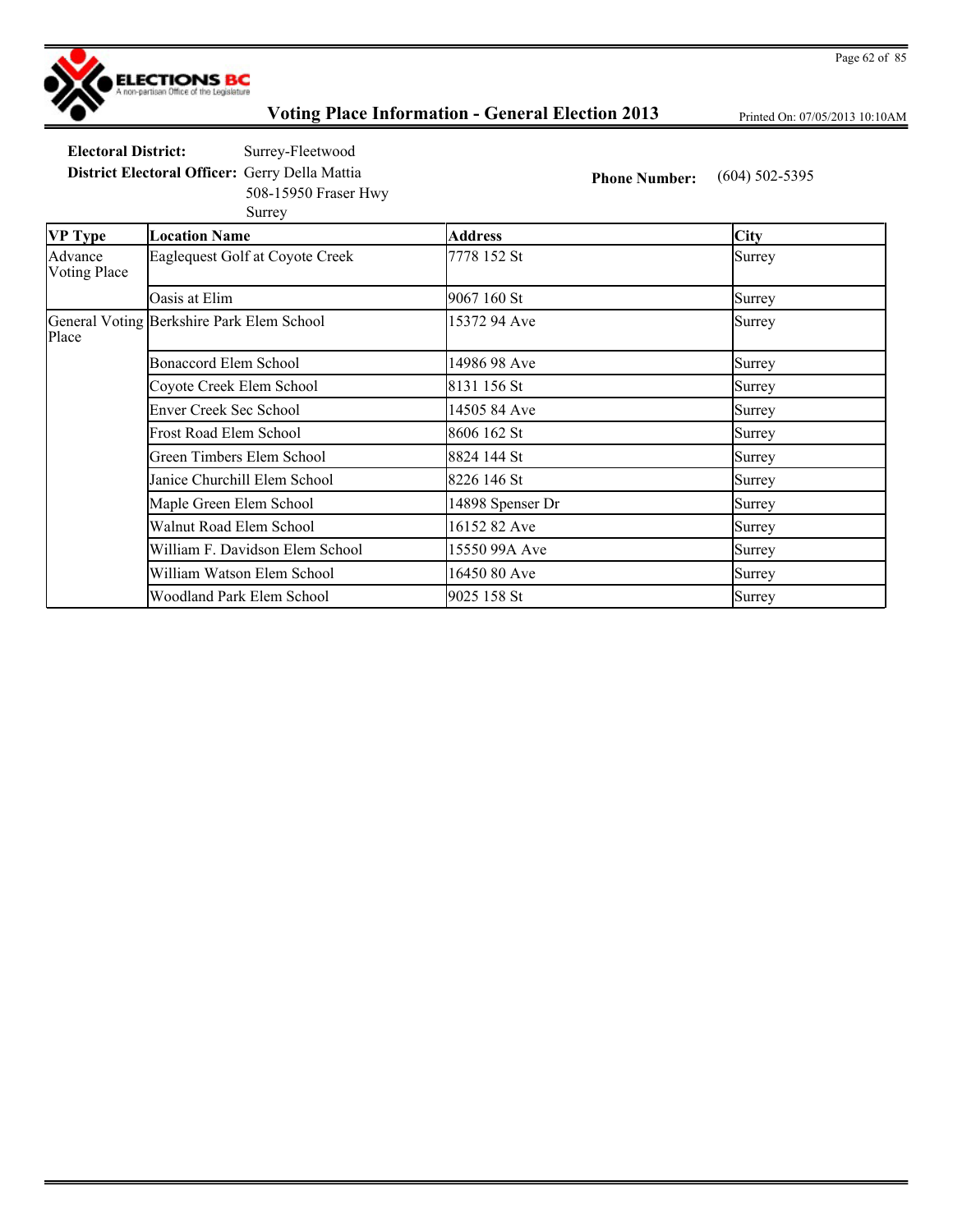# Voting Place Information - General Election 2013

Printed On: 07/05/2013 10:10AM

**Electoral District:** Surrey-Fleetwood

**District Electoral Officer:** Gerry Della Mattia
508-15950 Fraser Hwy
Surrey

**Phone Number:** (604) 502-5395

| VP Type | Location Name | Address | City |
|---|---|---|---|
| Advance Voting Place | Eaglequest Golf at Coyote Creek | 7778 152 St | Surrey |
| | Oasis at Elim | 9067 160 St | Surrey |
| General Voting Place | Berkshire Park Elem School | 15372 94 Ave | Surrey |
| | Bonaccord Elem School | 14986 98 Ave | Surrey |
| | Coyote Creek Elem School | 8131 156 St | Surrey |
| | Enver Creek Sec School | 14505 84 Ave | Surrey |
| | Frost Road Elem School | 8606 162 St | Surrey |
| | Green Timbers Elem School | 8824 144 St | Surrey |
| | Janice Churchill Elem School | 8226 146 St | Surrey |
| | Maple Green Elem School | 14898 Spenser Dr | Surrey |
| | Walnut Road Elem School | 16152 82 Ave | Surrey |
| | William F. Davidson Elem School | 15550 99A Ave | Surrey |
| | William Watson Elem School | 16450 80 Ave | Surrey |
| | Woodland Park Elem School | 9025 158 St | Surrey |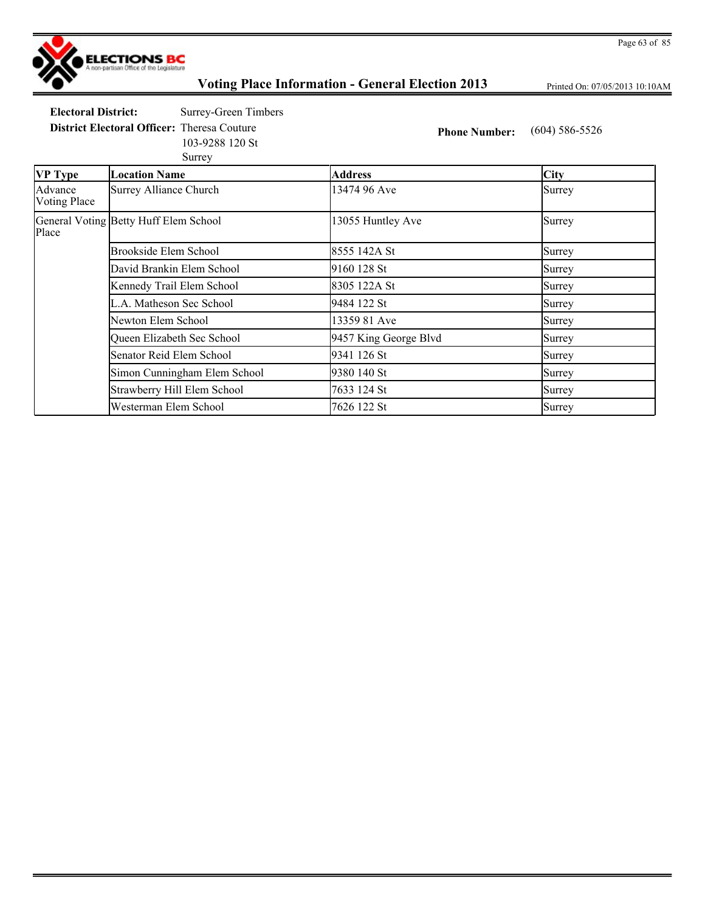# Voting Place Information - General Election 2013

Printed On: 07/05/2013 10:10AM

**Electoral District:** Surrey-Green Timbers

**District Electoral Officer:** Theresa Couture
103-9288 120 St
Surrey

**Phone Number:** (604) 586-5526

| VP Type | Location Name | Address | City |
|---|---|---|---|
| Advance Voting Place | Surrey Alliance Church | 13474 96 Ave | Surrey |
| General Voting Place | Betty Huff Elem School | 13055 Huntley Ave | Surrey |
| | Brookside Elem School | 8555 142A St | Surrey |
| | David Brankin Elem School | 9160 128 St | Surrey |
| | Kennedy Trail Elem School | 8305 122A St | Surrey |
| | L.A. Matheson Sec School | 9484 122 St | Surrey |
| | Newton Elem School | 13359 81 Ave | Surrey |
| | Queen Elizabeth Sec School | 9457 King George Blvd | Surrey |
| | Senator Reid Elem School | 9341 126 St | Surrey |
| | Simon Cunningham Elem School | 9380 140 St | Surrey |
| | Strawberry Hill Elem School | 7633 124 St | Surrey |
| | Westerman Elem School | 7626 122 St | Surrey |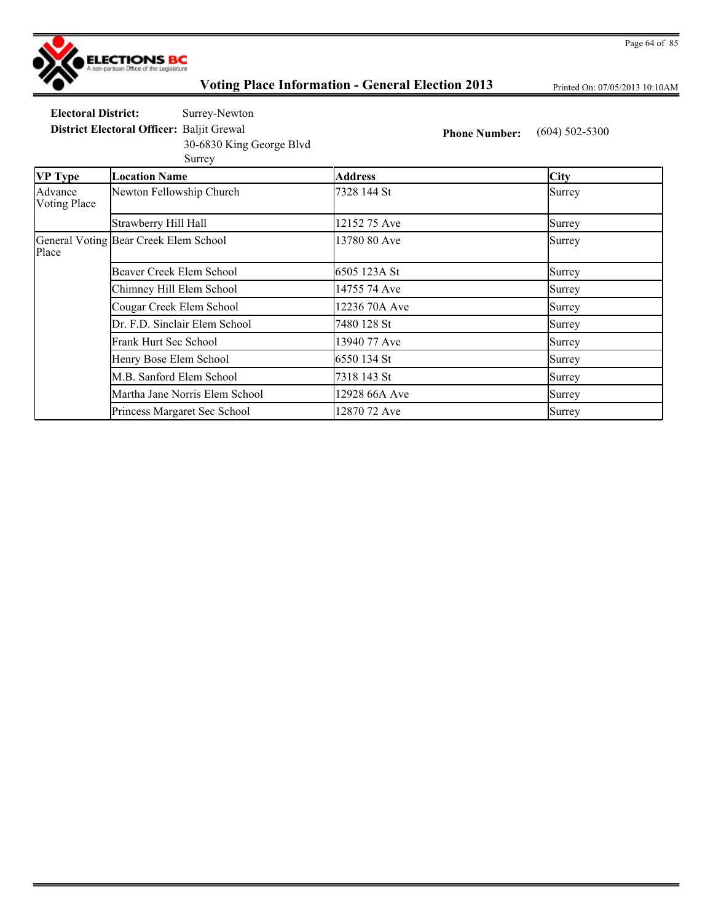# Voting Place Information - General Election 2013

**Electoral District:** Surrey-Newton

**District Electoral Officer:** Baljit Grewal
30-6830 King George Blvd
Surrey

**Phone Number:** (604) 502-5300

| VP Type | Location Name | Address | City |
|---|---|---|---|
| Advance Voting Place | Newton Fellowship Church | 7328 144 St | Surrey |
| | Strawberry Hill Hall | 12152 75 Ave | Surrey |
| General Voting Place | Bear Creek Elem School | 13780 80 Ave | Surrey |
| | Beaver Creek Elem School | 6505 123A St | Surrey |
| | Chimney Hill Elem School | 14755 74 Ave | Surrey |
| | Cougar Creek Elem School | 12236 70A Ave | Surrey |
| | Dr. F.D. Sinclair Elem School | 7480 128 St | Surrey |
| | Frank Hurt Sec School | 13940 77 Ave | Surrey |
| | Henry Bose Elem School | 6550 134 St | Surrey |
| | M.B. Sanford Elem School | 7318 143 St | Surrey |
| | Martha Jane Norris Elem School | 12928 66A Ave | Surrey |
| | Princess Margaret Sec School | 12870 72 Ave | Surrey |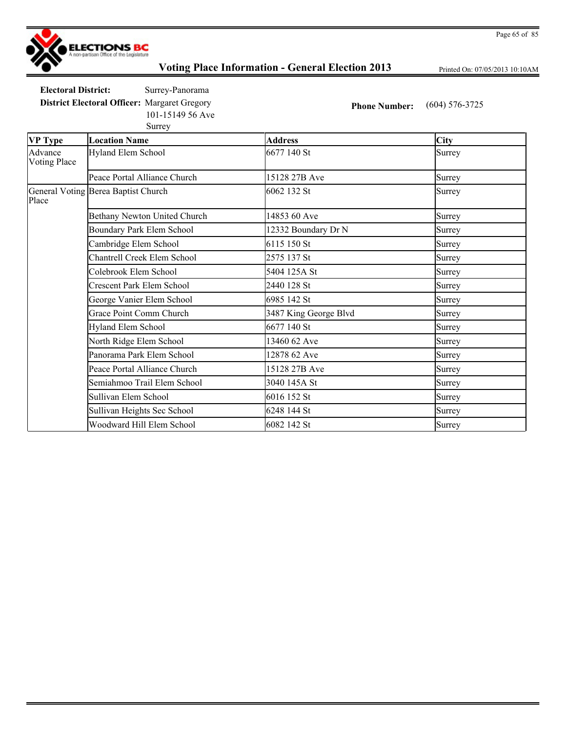**Electoral District:** Surrey-Panorama

**District Electoral Officer:** Margaret Gregory
101-15149 56 Ave
Surrey

**Phone Number:** (604) 576-3725

| VP Type | Location Name | Address | City |
|---|---|---|---|
| Advance Voting Place | Hyland Elem School | 6677 140 St | Surrey |
| | Peace Portal Alliance Church | 15128 27B Ave | Surrey |
| General Voting Place | Berea Baptist Church | 6062 132 St | Surrey |
| | Bethany Newton United Church | 14853 60 Ave | Surrey |
| | Boundary Park Elem School | 12332 Boundary Dr N | Surrey |
| | Cambridge Elem School | 6115 150 St | Surrey |
| | Chantrell Creek Elem School | 2575 137 St | Surrey |
| | Colebrook Elem School | 5404 125A St | Surrey |
| | Crescent Park Elem School | 2440 128 St | Surrey |
| | George Vanier Elem School | 6985 142 St | Surrey |
| | Grace Point Comm Church | 3487 King George Blvd | Surrey |
| | Hyland Elem School | 6677 140 St | Surrey |
| | North Ridge Elem School | 13460 62 Ave | Surrey |
| | Panorama Park Elem School | 12878 62 Ave | Surrey |
| | Peace Portal Alliance Church | 15128 27B Ave | Surrey |
| | Semiahmoo Trail Elem School | 3040 145A St | Surrey |
| | Sullivan Elem School | 6016 152 St | Surrey |
| | Sullivan Heights Sec School | 6248 144 St | Surrey |
| | Woodward Hill Elem School | 6082 142 St | Surrey |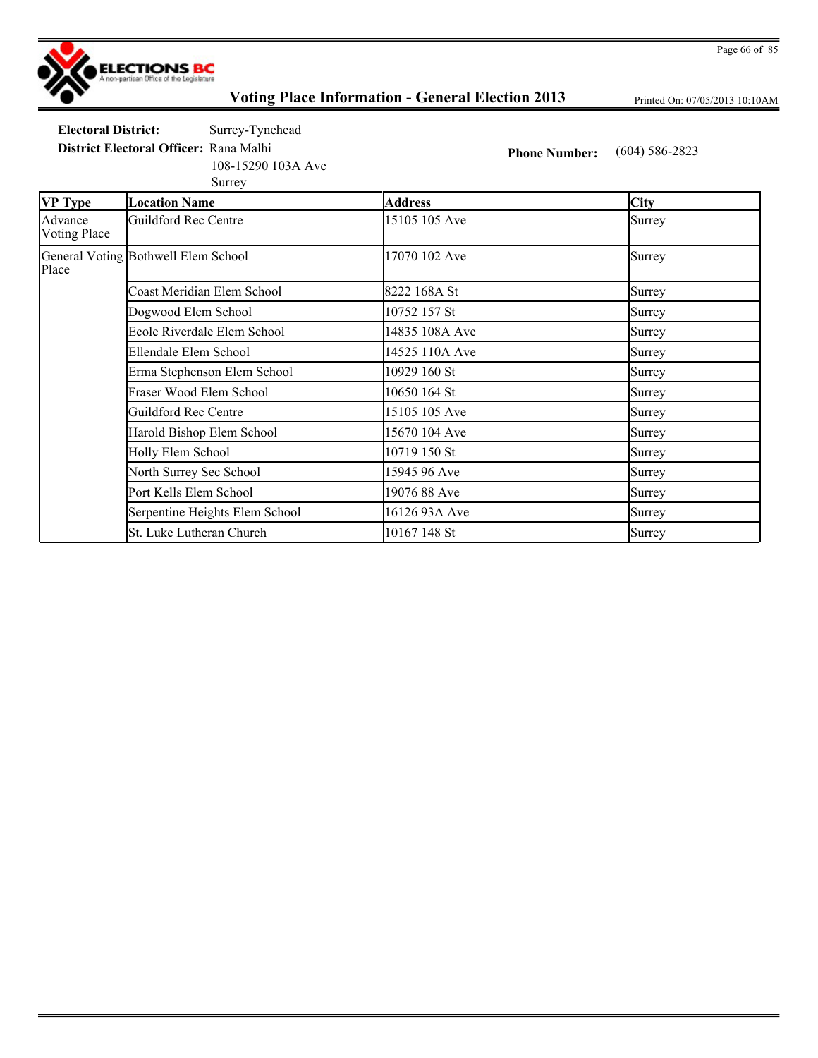# Voting Place Information - General Election 2013

Printed On: 07/05/2013 10:10AM

**Electoral District:** Surrey-Tynehead

**District Electoral Officer:** Rana Malhi
108-15290 103A Ave
Surrey

**Phone Number:** (604) 586-2823

| VP Type | Location Name | Address | City |
|---|---|---|---|
| Advance Voting Place | Guildford Rec Centre | 15105 105 Ave | Surrey |
| General Voting Place | Bothwell Elem School | 17070 102 Ave | Surrey |
| | Coast Meridian Elem School | 8222 168A St | Surrey |
| | Dogwood Elem School | 10752 157 St | Surrey |
| | Ecole Riverdale Elem School | 14835 108A Ave | Surrey |
| | Ellendale Elem School | 14525 110A Ave | Surrey |
| | Erma Stephenson Elem School | 10929 160 St | Surrey |
| | Fraser Wood Elem School | 10650 164 St | Surrey |
| | Guildford Rec Centre | 15105 105 Ave | Surrey |
| | Harold Bishop Elem School | 15670 104 Ave | Surrey |
| | Holly Elem School | 10719 150 St | Surrey |
| | North Surrey Sec School | 15945 96 Ave | Surrey |
| | Port Kells Elem School | 19076 88 Ave | Surrey |
| | Serpentine Heights Elem School | 16126 93A Ave | Surrey |
| | St. Luke Lutheran Church | 10167 148 St | Surrey |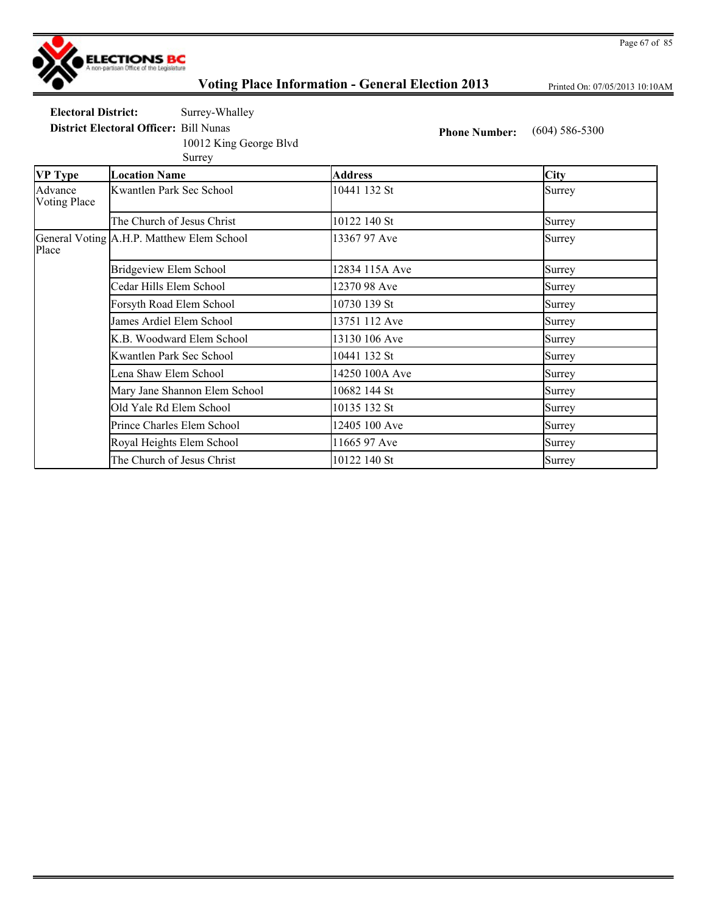# Voting Place Information - General Election 2013

Printed On: 07/05/2013 10:10AM

**Electoral District:** Surrey-Whalley

**District Electoral Officer:** Bill Nunas
10012 King George Blvd
Surrey

**Phone Number:** (604) 586-5300

| VP Type | Location Name | Address | City |
|---|---|---|---|
| Advance Voting Place | Kwantlen Park Sec School | 10441 132 St | Surrey |
| | The Church of Jesus Christ | 10122 140 St | Surrey |
| General Voting Place | A.H.P. Matthew Elem School | 13367 97 Ave | Surrey |
| | Bridgeview Elem School | 12834 115A Ave | Surrey |
| | Cedar Hills Elem School | 12370 98 Ave | Surrey |
| | Forsyth Road Elem School | 10730 139 St | Surrey |
| | James Ardiel Elem School | 13751 112 Ave | Surrey |
| | K.B. Woodward Elem School | 13130 106 Ave | Surrey |
| | Kwantlen Park Sec School | 10441 132 St | Surrey |
| | Lena Shaw Elem School | 14250 100A Ave | Surrey |
| | Mary Jane Shannon Elem School | 10682 144 St | Surrey |
| | Old Yale Rd Elem School | 10135 132 St | Surrey |
| | Prince Charles Elem School | 12405 100 Ave | Surrey |
| | Royal Heights Elem School | 11665 97 Ave | Surrey |
| | The Church of Jesus Christ | 10122 140 St | Surrey |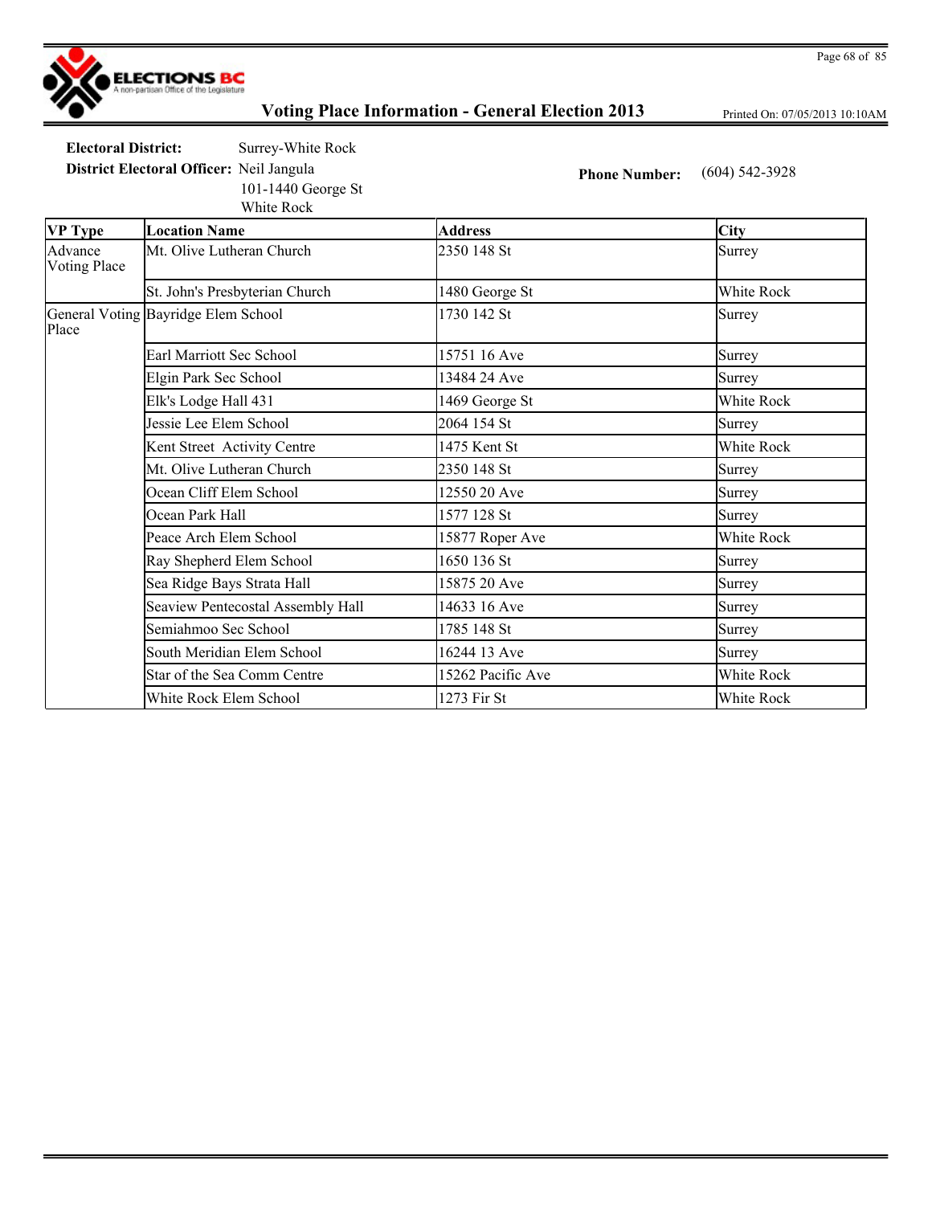# Voting Place Information - General Election 2013

Printed On: 07/05/2013 10:10AM

**Electoral District:** Surrey-White Rock

**District Electoral Officer:** Neil Jangula
101-1440 George St
White Rock

**Phone Number:** (604) 542-3928

| VP Type | Location Name | Address | City |
|---|---|---|---|
| Advance Voting Place | Mt. Olive Lutheran Church | 2350 148 St | Surrey |
| | St. John's Presbyterian Church | 1480 George St | White Rock |
| General Voting Place | Bayridge Elem School | 1730 142 St | Surrey |
| | Earl Marriott Sec School | 15751 16 Ave | Surrey |
| | Elgin Park Sec School | 13484 24 Ave | Surrey |
| | Elk's Lodge Hall 431 | 1469 George St | White Rock |
| | Jessie Lee Elem School | 2064 154 St | Surrey |
| | Kent Street Activity Centre | 1475 Kent St | White Rock |
| | Mt. Olive Lutheran Church | 2350 148 St | Surrey |
| | Ocean Cliff Elem School | 12550 20 Ave | Surrey |
| | Ocean Park Hall | 1577 128 St | Surrey |
| | Peace Arch Elem School | 15877 Roper Ave | White Rock |
| | Ray Shepherd Elem School | 1650 136 St | Surrey |
| | Sea Ridge Bays Strata Hall | 15875 20 Ave | Surrey |
| | Seaview Pentecostal Assembly Hall | 14633 16 Ave | Surrey |
| | Semiahmoo Sec School | 1785 148 St | Surrey |
| | South Meridian Elem School | 16244 13 Ave | Surrey |
| | Star of the Sea Comm Centre | 15262 Pacific Ave | White Rock |
| | White Rock Elem School | 1273 Fir St | White Rock |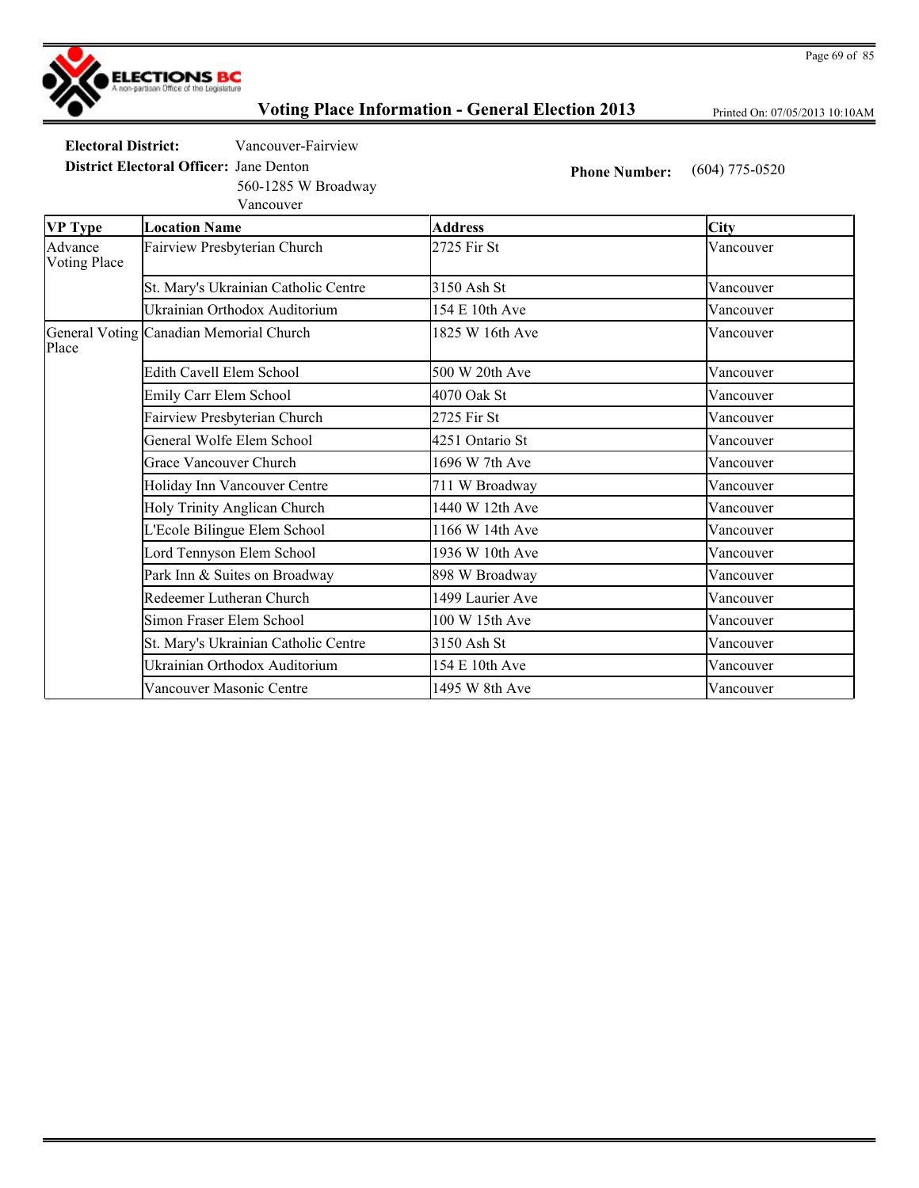ELECTIONS BC
A non-partisan Office of the Legislature

# Voting Place Information - General Election 2013

Printed On: 07/05/2013 10:10AM

**Electoral District:** Vancouver-Fairview

**District Electoral Officer:** Jane Denton
560-1285 W Broadway
Vancouver

**Phone Number:** (604) 775-0520

| VP Type | Location Name | Address | City |
|---|---|---|---|
| Advance Voting Place | Fairview Presbyterian Church | 2725 Fir St | Vancouver |
| | St. Mary's Ukrainian Catholic Centre | 3150 Ash St | Vancouver |
| | Ukrainian Orthodox Auditorium | 154 E 10th Ave | Vancouver |
| General Voting Place | Canadian Memorial Church | 1825 W 16th Ave | Vancouver |
| | Edith Cavell Elem School | 500 W 20th Ave | Vancouver |
| | Emily Carr Elem School | 4070 Oak St | Vancouver |
| | Fairview Presbyterian Church | 2725 Fir St | Vancouver |
| | General Wolfe Elem School | 4251 Ontario St | Vancouver |
| | Grace Vancouver Church | 1696 W 7th Ave | Vancouver |
| | Holiday Inn Vancouver Centre | 711 W Broadway | Vancouver |
| | Holy Trinity Anglican Church | 1440 W 12th Ave | Vancouver |
| | L'Ecole Bilingue Elem School | 1166 W 14th Ave | Vancouver |
| | Lord Tennyson Elem School | 1936 W 10th Ave | Vancouver |
| | Park Inn & Suites on Broadway | 898 W Broadway | Vancouver |
| | Redeemer Lutheran Church | 1499 Laurier Ave | Vancouver |
| | Simon Fraser Elem School | 100 W 15th Ave | Vancouver |
| | St. Mary's Ukrainian Catholic Centre | 3150 Ash St | Vancouver |
| | Ukrainian Orthodox Auditorium | 154 E 10th Ave | Vancouver |
| | Vancouver Masonic Centre | 1495 W 8th Ave | Vancouver |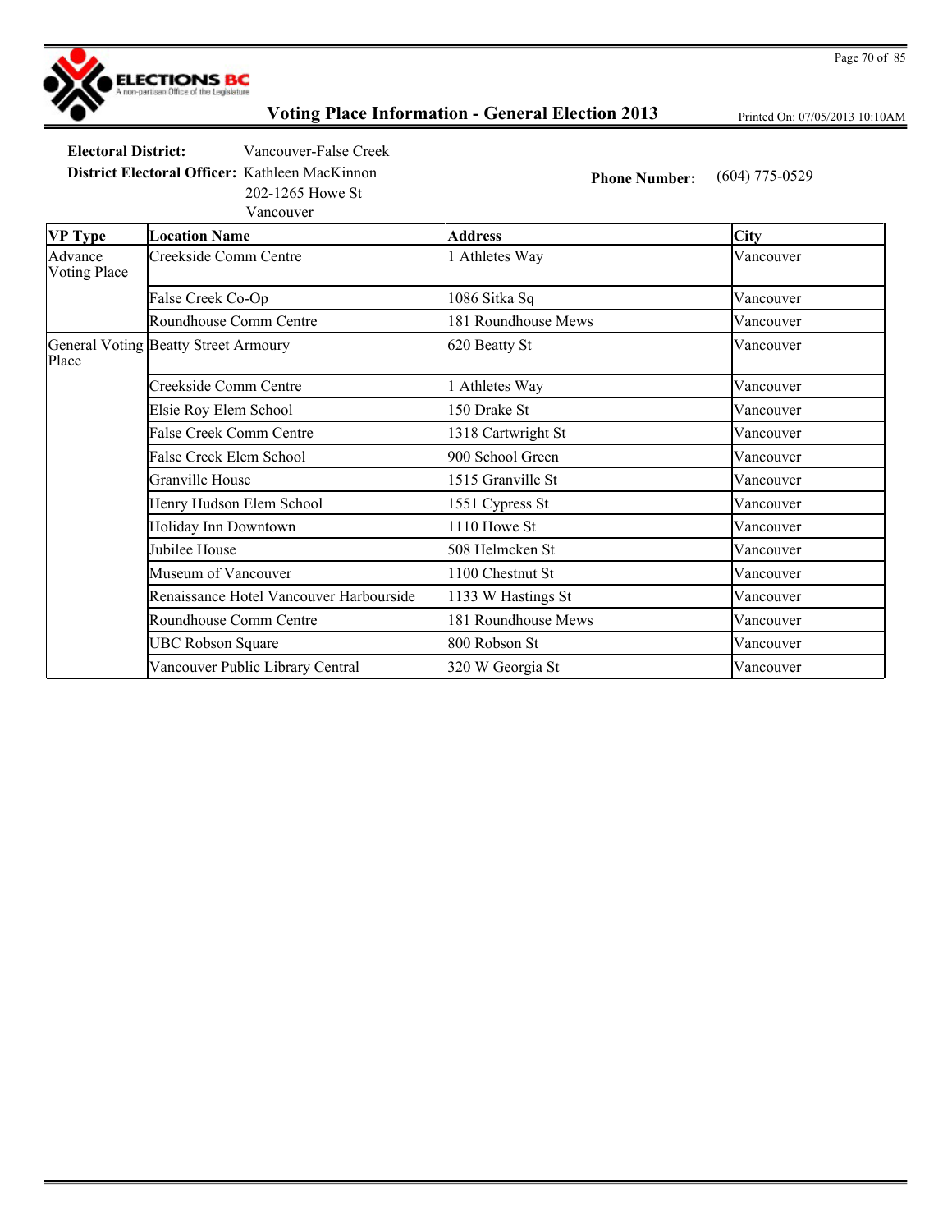# Voting Place Information - General Election 2013

Printed On: 07/05/2013 10:10AM

**Electoral District:** Vancouver-False Creek

**District Electoral Officer:** Kathleen MacKinnon
202-1265 Howe St
Vancouver

**Phone Number:** (604) 775-0529

| VP Type | Location Name | Address | City |
|---|---|---|---|
| Advance Voting Place | Creekside Comm Centre | 1 Athletes Way | Vancouver |
| | False Creek Co-Op | 1086 Sitka Sq | Vancouver |
| | Roundhouse Comm Centre | 181 Roundhouse Mews | Vancouver |
| General Voting Place | Beatty Street Armoury | 620 Beatty St | Vancouver |
| | Creekside Comm Centre | 1 Athletes Way | Vancouver |
| | Elsie Roy Elem School | 150 Drake St | Vancouver |
| | False Creek Comm Centre | 1318 Cartwright St | Vancouver |
| | False Creek Elem School | 900 School Green | Vancouver |
| | Granville House | 1515 Granville St | Vancouver |
| | Henry Hudson Elem School | 1551 Cypress St | Vancouver |
| | Holiday Inn Downtown | 1110 Howe St | Vancouver |
| | Jubilee House | 508 Helmcken St | Vancouver |
| | Museum of Vancouver | 1100 Chestnut St | Vancouver |
| | Renaissance Hotel Vancouver Harbourside | 1133 W Hastings St | Vancouver |
| | Roundhouse Comm Centre | 181 Roundhouse Mews | Vancouver |
| | UBC Robson Square | 800 Robson St | Vancouver |
| | Vancouver Public Library Central | 320 W Georgia St | Vancouver |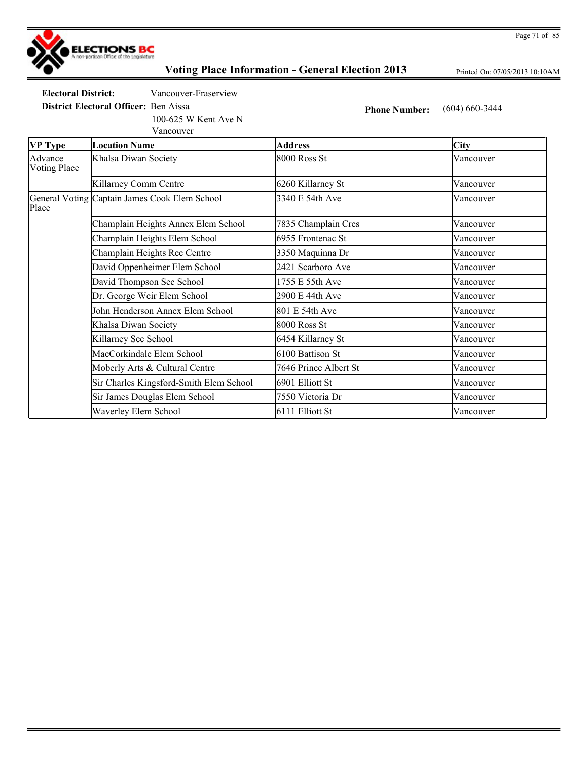# Voting Place Information - General Election 2013

Printed On: 07/05/2013 10:10AM

**Electoral District:** Vancouver-Fraserview

**District Electoral Officer:** Ben Aissa
100-625 W Kent Ave N
Vancouver

**Phone Number:** (604) 660-3444

| VP Type | Location Name | Address | City |
|---|---|---|---|
| Advance Voting Place | Khalsa Diwan Society | 8000 Ross St | Vancouver |
| | Killarney Comm Centre | 6260 Killarney St | Vancouver |
| General Voting Place | Captain James Cook Elem School | 3340 E 54th Ave | Vancouver |
| | Champlain Heights Annex Elem School | 7835 Champlain Cres | Vancouver |
| | Champlain Heights Elem School | 6955 Frontenac St | Vancouver |
| | Champlain Heights Rec Centre | 3350 Maquinna Dr | Vancouver |
| | David Oppenheimer Elem School | 2421 Scarboro Ave | Vancouver |
| | David Thompson Sec School | 1755 E 55th Ave | Vancouver |
| | Dr. George Weir Elem School | 2900 E 44th Ave | Vancouver |
| | John Henderson Annex Elem School | 801 E 54th Ave | Vancouver |
| | Khalsa Diwan Society | 8000 Ross St | Vancouver |
| | Killarney Sec School | 6454 Killarney St | Vancouver |
| | MacCorkindale Elem School | 6100 Battison St | Vancouver |
| | Moberly Arts & Cultural Centre | 7646 Prince Albert St | Vancouver |
| | Sir Charles Kingsford-Smith Elem School | 6901 Elliott St | Vancouver |
| | Sir James Douglas Elem School | 7550 Victoria Dr | Vancouver |
| | Waverley Elem School | 6111 Elliott St | Vancouver |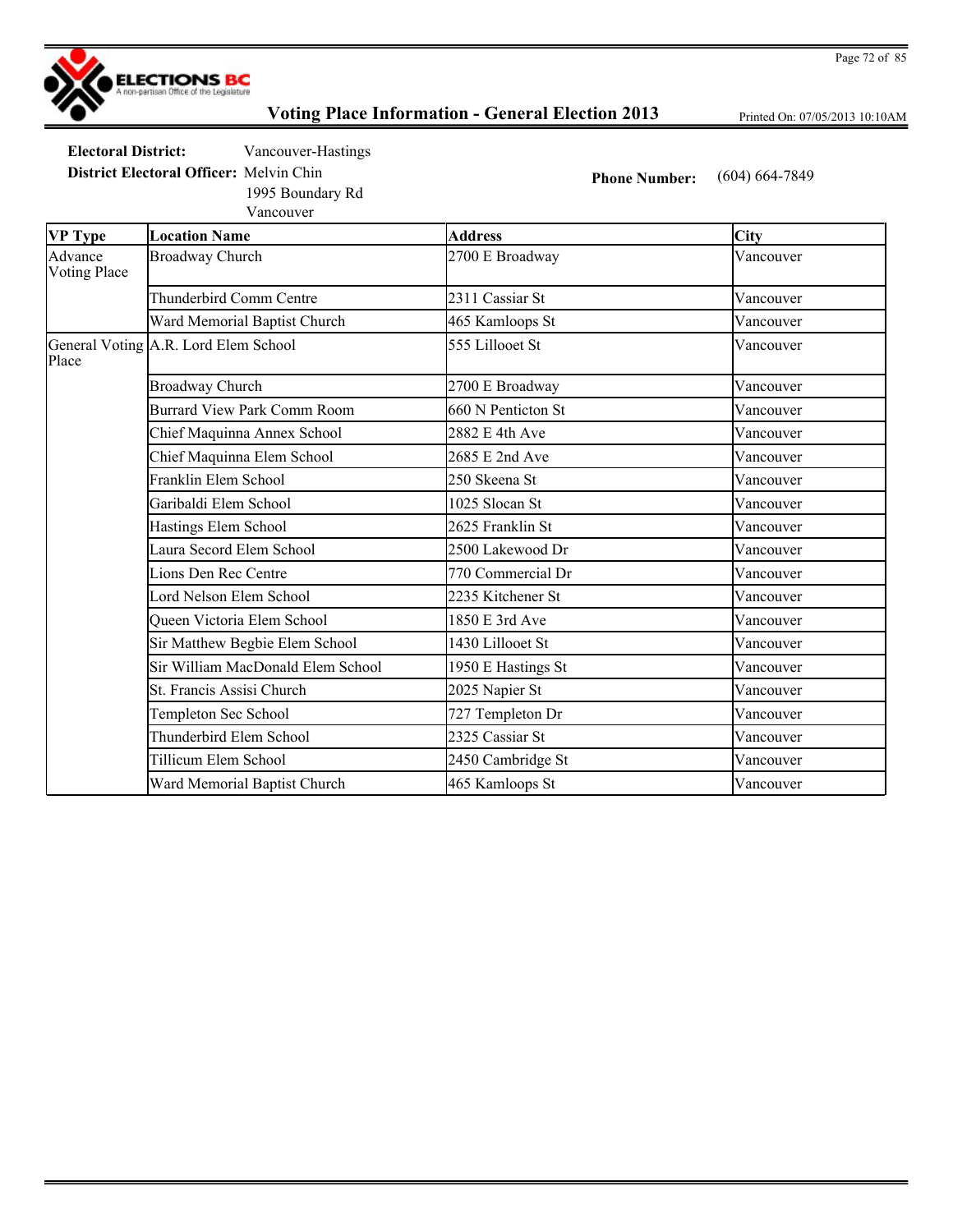# Voting Place Information - General Election 2013

Printed On: 07/05/2013 10:10AM

**Electoral District:** Vancouver-Hastings

**District Electoral Officer:** Melvin Chin
1995 Boundary Rd
Vancouver

**Phone Number:** (604) 664-7849

| VP Type | Location Name | Address | City |
|---|---|---|---|
| Advance Voting Place | Broadway Church | 2700 E Broadway | Vancouver |
| | Thunderbird Comm Centre | 2311 Cassiar St | Vancouver |
| | Ward Memorial Baptist Church | 465 Kamloops St | Vancouver |
| General Voting Place | A.R. Lord Elem School | 555 Lillooet St | Vancouver |
| | Broadway Church | 2700 E Broadway | Vancouver |
| | Burrard View Park Comm Room | 660 N Penticton St | Vancouver |
| | Chief Maquinna Annex School | 2882 E 4th Ave | Vancouver |
| | Chief Maquinna Elem School | 2685 E 2nd Ave | Vancouver |
| | Franklin Elem School | 250 Skeena St | Vancouver |
| | Garibaldi Elem School | 1025 Slocan St | Vancouver |
| | Hastings Elem School | 2625 Franklin St | Vancouver |
| | Laura Secord Elem School | 2500 Lakewood Dr | Vancouver |
| | Lions Den Rec Centre | 770 Commercial Dr | Vancouver |
| | Lord Nelson Elem School | 2235 Kitchener St | Vancouver |
| | Queen Victoria Elem School | 1850 E 3rd Ave | Vancouver |
| | Sir Matthew Begbie Elem School | 1430 Lillooet St | Vancouver |
| | Sir William MacDonald Elem School | 1950 E Hastings St | Vancouver |
| | St. Francis Assisi Church | 2025 Napier St | Vancouver |
| | Templeton Sec School | 727 Templeton Dr | Vancouver |
| | Thunderbird Elem School | 2325 Cassiar St | Vancouver |
| | Tillicum Elem School | 2450 Cambridge St | Vancouver |
| | Ward Memorial Baptist Church | 465 Kamloops St | Vancouver |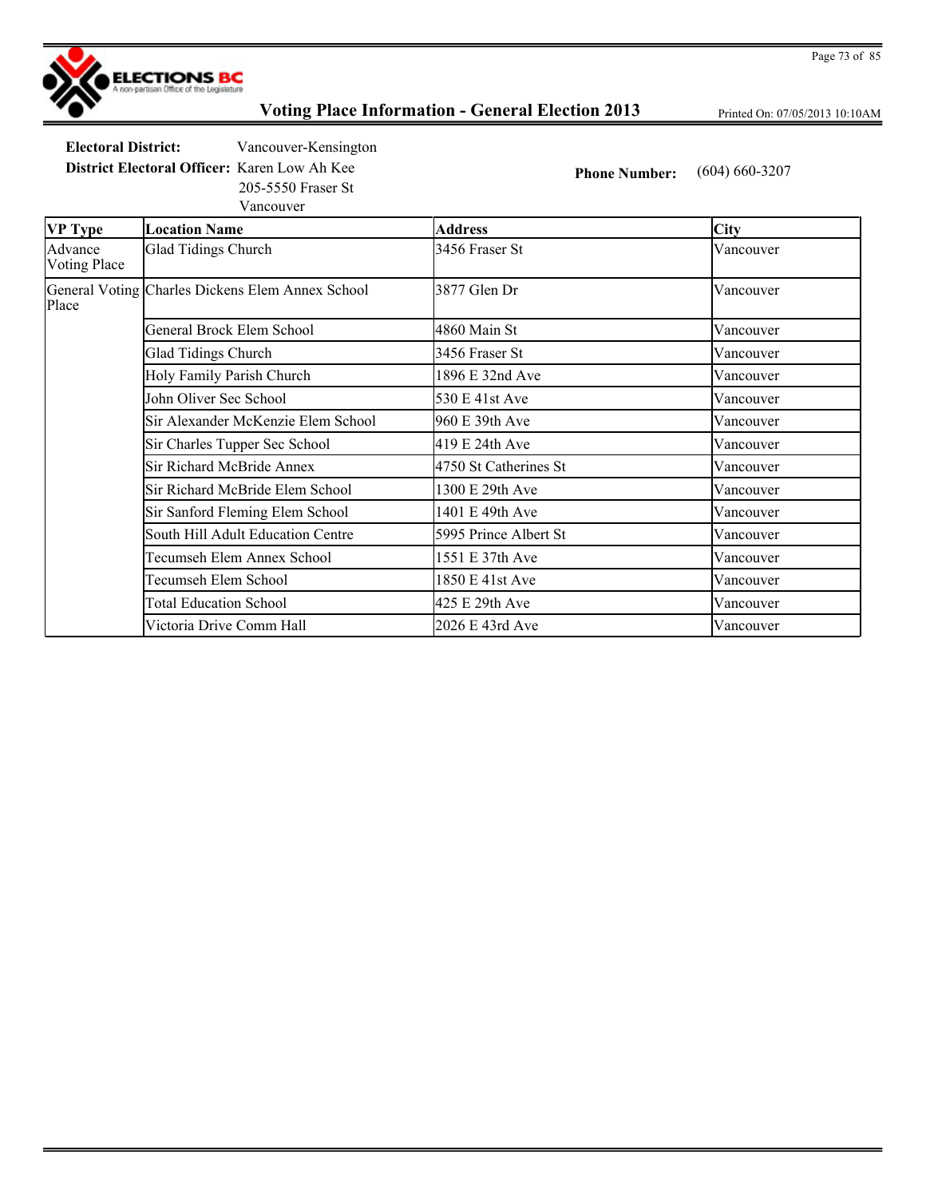# Voting Place Information - General Election 2013

Printed On: 07/05/2013 10:10AM

**Electoral District:** Vancouver-Kensington

**District Electoral Officer:** Karen Low Ah Kee
205-5550 Fraser St
Vancouver

**Phone Number:** (604) 660-3207

| VP Type | Location Name | Address | City |
|---|---|---|---|
| Advance Voting Place | Glad Tidings Church | 3456 Fraser St | Vancouver |
| General Voting Place | Charles Dickens Elem Annex School | 3877 Glen Dr | Vancouver |
| | General Brock Elem School | 4860 Main St | Vancouver |
| | Glad Tidings Church | 3456 Fraser St | Vancouver |
| | Holy Family Parish Church | 1896 E 32nd Ave | Vancouver |
| | John Oliver Sec School | 530 E 41st Ave | Vancouver |
| | Sir Alexander McKenzie Elem School | 960 E 39th Ave | Vancouver |
| | Sir Charles Tupper Sec School | 419 E 24th Ave | Vancouver |
| | Sir Richard McBride Annex | 4750 St Catherines St | Vancouver |
| | Sir Richard McBride Elem School | 1300 E 29th Ave | Vancouver |
| | Sir Sanford Fleming Elem School | 1401 E 49th Ave | Vancouver |
| | South Hill Adult Education Centre | 5995 Prince Albert St | Vancouver |
| | Tecumseh Elem Annex School | 1551 E 37th Ave | Vancouver |
| | Tecumseh Elem School | 1850 E 41st Ave | Vancouver |
| | Total Education School | 425 E 29th Ave | Vancouver |
| | Victoria Drive Comm Hall | 2026 E 43rd Ave | Vancouver |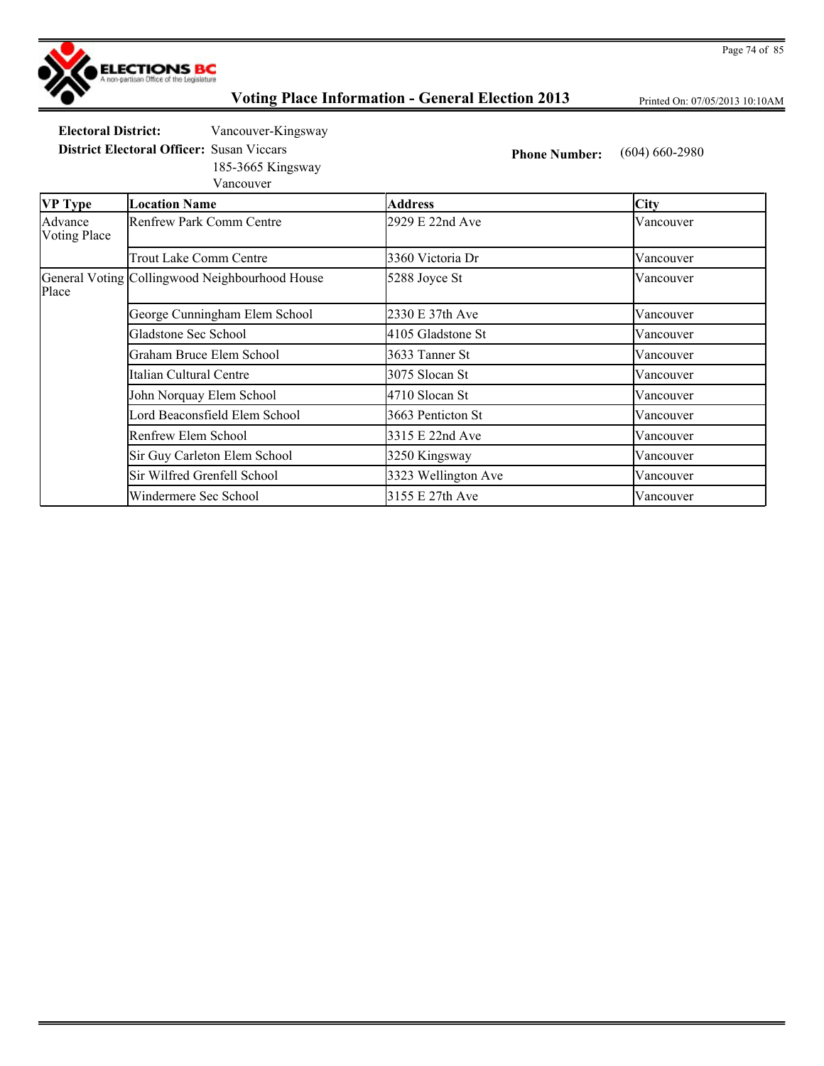# Voting Place Information - General Election 2013

Printed On: 07/05/2013 10:10AM

**Electoral District:** Vancouver-Kingsway

**District Electoral Officer:** Susan Viccars
185-3665 Kingsway
Vancouver

**Phone Number:** (604) 660-2980

| VP Type | Location Name | Address | City |
|---|---|---|---|
| Advance Voting Place | Renfrew Park Comm Centre | 2929 E 22nd Ave | Vancouver |
| | Trout Lake Comm Centre | 3360 Victoria Dr | Vancouver |
| General Voting Place | Collingwood Neighbourhood House | 5288 Joyce St | Vancouver |
| | George Cunningham Elem School | 2330 E 37th Ave | Vancouver |
| | Gladstone Sec School | 4105 Gladstone St | Vancouver |
| | Graham Bruce Elem School | 3633 Tanner St | Vancouver |
| | Italian Cultural Centre | 3075 Slocan St | Vancouver |
| | John Norquay Elem School | 4710 Slocan St | Vancouver |
| | Lord Beaconsfield Elem School | 3663 Penticton St | Vancouver |
| | Renfrew Elem School | 3315 E 22nd Ave | Vancouver |
| | Sir Guy Carleton Elem School | 3250 Kingsway | Vancouver |
| | Sir Wilfred Grenfell School | 3323 Wellington Ave | Vancouver |
| | Windermere Sec School | 3155 E 27th Ave | Vancouver |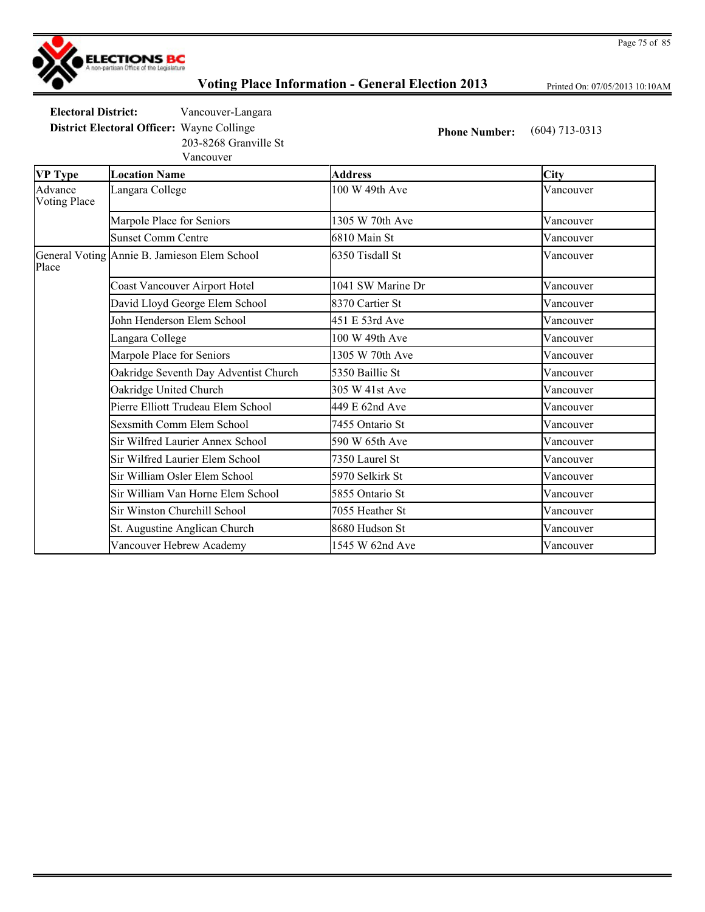# Voting Place Information - General Election 2013

Printed On: 07/05/2013 10:10AM

**Electoral District:** Vancouver-Langara

**District Electoral Officer:** Wayne Collinge
203-8268 Granville St
Vancouver

**Phone Number:** (604) 713-0313

| VP Type | Location Name | Address | City |
|---|---|---|---|
| Advance Voting Place | Langara College | 100 W 49th Ave | Vancouver |
| | Marpole Place for Seniors | 1305 W 70th Ave | Vancouver |
| | Sunset Comm Centre | 6810 Main St | Vancouver |
| General Voting Place | Annie B. Jamieson Elem School | 6350 Tisdall St | Vancouver |
| | Coast Vancouver Airport Hotel | 1041 SW Marine Dr | Vancouver |
| | David Lloyd George Elem School | 8370 Cartier St | Vancouver |
| | John Henderson Elem School | 451 E 53rd Ave | Vancouver |
| | Langara College | 100 W 49th Ave | Vancouver |
| | Marpole Place for Seniors | 1305 W 70th Ave | Vancouver |
| | Oakridge Seventh Day Adventist Church | 5350 Baillie St | Vancouver |
| | Oakridge United Church | 305 W 41st Ave | Vancouver |
| | Pierre Elliott Trudeau Elem School | 449 E 62nd Ave | Vancouver |
| | Sexsmith Comm Elem School | 7455 Ontario St | Vancouver |
| | Sir Wilfred Laurier Annex School | 590 W 65th Ave | Vancouver |
| | Sir Wilfred Laurier Elem School | 7350 Laurel St | Vancouver |
| | Sir William Osler Elem School | 5970 Selkirk St | Vancouver |
| | Sir William Van Horne Elem School | 5855 Ontario St | Vancouver |
| | Sir Winston Churchill School | 7055 Heather St | Vancouver |
| | St. Augustine Anglican Church | 8680 Hudson St | Vancouver |
| | Vancouver Hebrew Academy | 1545 W 62nd Ave | Vancouver |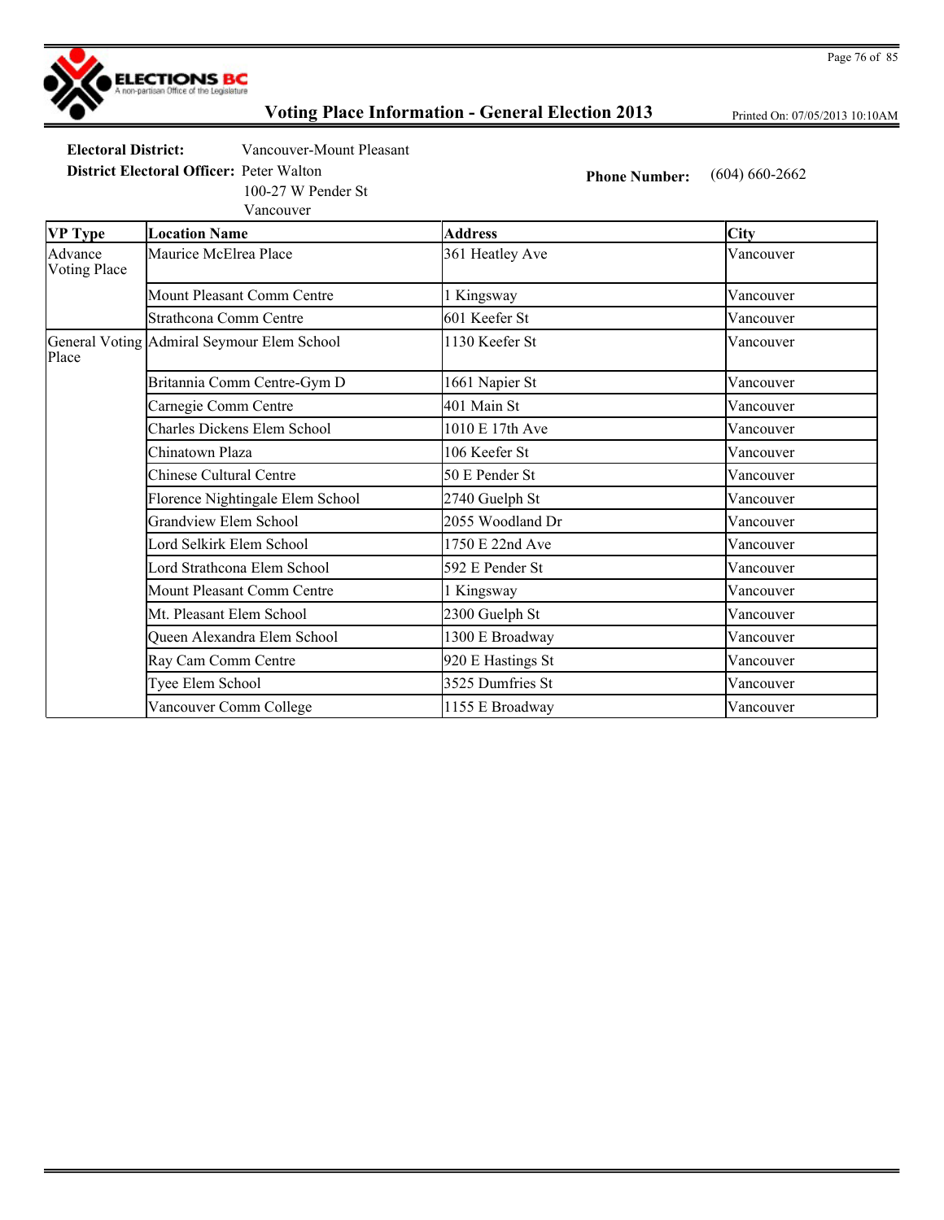# Voting Place Information - General Election 2013

Printed On: 07/05/2013 10:10AM

**Electoral District:** Vancouver-Mount Pleasant

**District Electoral Officer:** Peter Walton
100-27 W Pender St
Vancouver

**Phone Number:** (604) 660-2662

| VP Type | Location Name | Address | City |
|---|---|---|---|
| Advance Voting Place | Maurice McElrea Place | 361 Heatley Ave | Vancouver |
| | Mount Pleasant Comm Centre | 1 Kingsway | Vancouver |
| | Strathcona Comm Centre | 601 Keefer St | Vancouver |
| General Voting Place | Admiral Seymour Elem School | 1130 Keefer St | Vancouver |
| | Britannia Comm Centre-Gym D | 1661 Napier St | Vancouver |
| | Carnegie Comm Centre | 401 Main St | Vancouver |
| | Charles Dickens Elem School | 1010 E 17th Ave | Vancouver |
| | Chinatown Plaza | 106 Keefer St | Vancouver |
| | Chinese Cultural Centre | 50 E Pender St | Vancouver |
| | Florence Nightingale Elem School | 2740 Guelph St | Vancouver |
| | Grandview Elem School | 2055 Woodland Dr | Vancouver |
| | Lord Selkirk Elem School | 1750 E 22nd Ave | Vancouver |
| | Lord Strathcona Elem School | 592 E Pender St | Vancouver |
| | Mount Pleasant Comm Centre | 1 Kingsway | Vancouver |
| | Mt. Pleasant Elem School | 2300 Guelph St | Vancouver |
| | Queen Alexandra Elem School | 1300 E Broadway | Vancouver |
| | Ray Cam Comm Centre | 920 E Hastings St | Vancouver |
| | Tyee Elem School | 3525 Dumfries St | Vancouver |
| | Vancouver Comm College | 1155 E Broadway | Vancouver |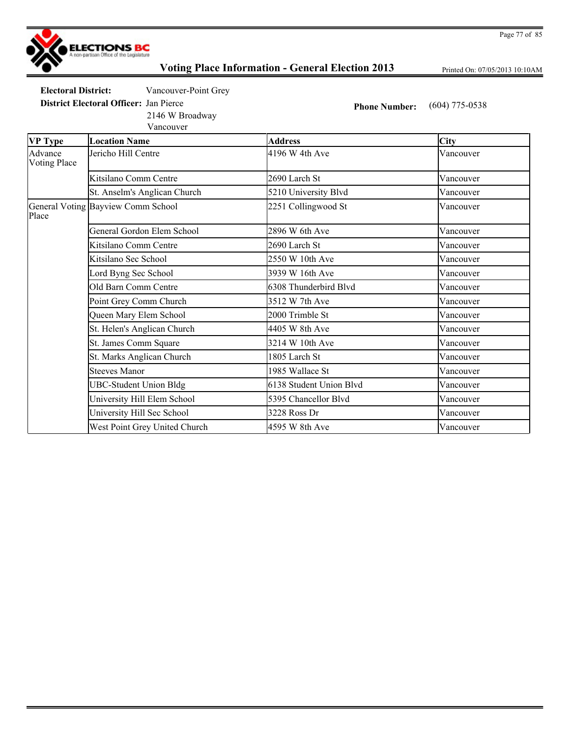# Voting Place Information - General Election 2013

Printed On: 07/05/2013 10:10AM

**Electoral District:** Vancouver-Point Grey

**District Electoral Officer:** Jan Pierce
2146 W Broadway
Vancouver

**Phone Number:** (604) 775-0538

| VP Type | Location Name | Address | City |
|---|---|---|---|
| Advance Voting Place | Jericho Hill Centre | 4196 W 4th Ave | Vancouver |
| | Kitsilano Comm Centre | 2690 Larch St | Vancouver |
| | St. Anselm's Anglican Church | 5210 University Blvd | Vancouver |
| General Voting Place | Bayview Comm School | 2251 Collingwood St | Vancouver |
| | General Gordon Elem School | 2896 W 6th Ave | Vancouver |
| | Kitsilano Comm Centre | 2690 Larch St | Vancouver |
| | Kitsilano Sec School | 2550 W 10th Ave | Vancouver |
| | Lord Byng Sec School | 3939 W 16th Ave | Vancouver |
| | Old Barn Comm Centre | 6308 Thunderbird Blvd | Vancouver |
| | Point Grey Comm Church | 3512 W 7th Ave | Vancouver |
| | Queen Mary Elem School | 2000 Trimble St | Vancouver |
| | St. Helen's Anglican Church | 4405 W 8th Ave | Vancouver |
| | St. James Comm Square | 3214 W 10th Ave | Vancouver |
| | St. Marks Anglican Church | 1805 Larch St | Vancouver |
| | Steeves Manor | 1985 Wallace St | Vancouver |
| | UBC-Student Union Bldg | 6138 Student Union Blvd | Vancouver |
| | University Hill Elem School | 5395 Chancellor Blvd | Vancouver |
| | University Hill Sec School | 3228 Ross Dr | Vancouver |
| | West Point Grey United Church | 4595 W 8th Ave | Vancouver |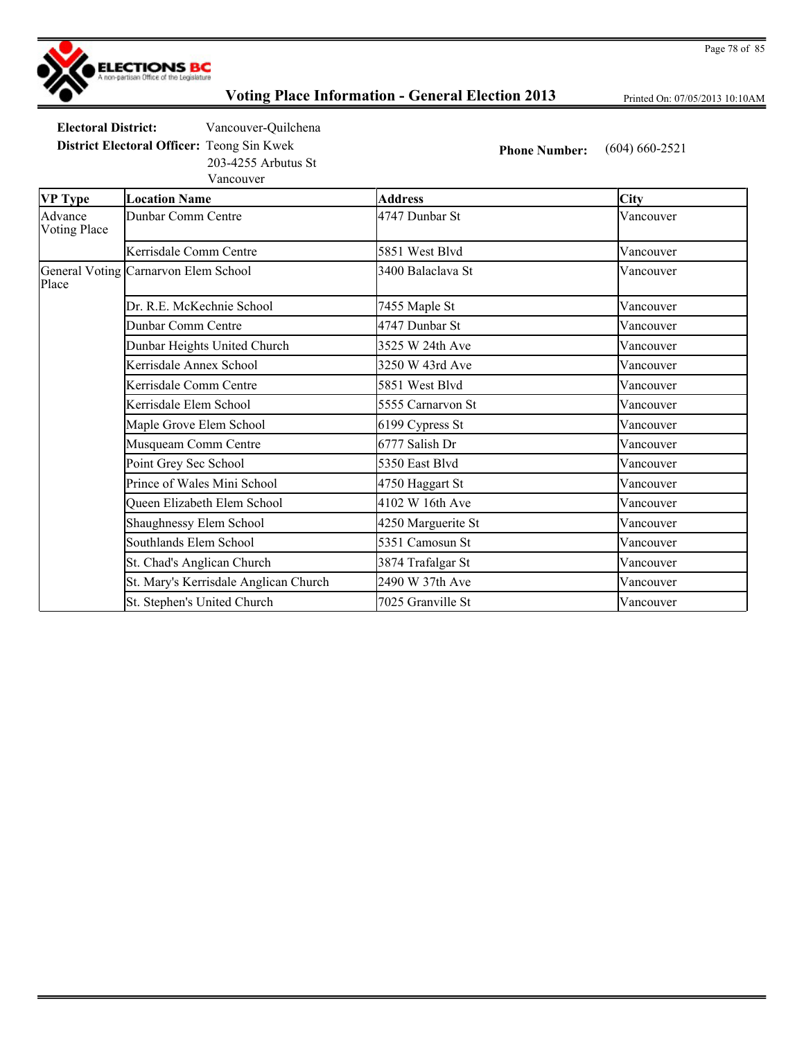# Voting Place Information - General Election 2013

Printed On: 07/05/2013 10:10AM

**Electoral District:** Vancouver-Quilchena

**District Electoral Officer:** Teong Sin Kwek
203-4255 Arbutus St
Vancouver

**Phone Number:** (604) 660-2521

| VP Type | Location Name | Address | City |
|---|---|---|---|
| Advance Voting Place | Dunbar Comm Centre | 4747 Dunbar St | Vancouver |
| | Kerrisdale Comm Centre | 5851 West Blvd | Vancouver |
| General Voting Place | Carnarvon Elem School | 3400 Balaclava St | Vancouver |
| | Dr. R.E. McKechnie School | 7455 Maple St | Vancouver |
| | Dunbar Comm Centre | 4747 Dunbar St | Vancouver |
| | Dunbar Heights United Church | 3525 W 24th Ave | Vancouver |
| | Kerrisdale Annex School | 3250 W 43rd Ave | Vancouver |
| | Kerrisdale Comm Centre | 5851 West Blvd | Vancouver |
| | Kerrisdale Elem School | 5555 Carnarvon St | Vancouver |
| | Maple Grove Elem School | 6199 Cypress St | Vancouver |
| | Musqueam Comm Centre | 6777 Salish Dr | Vancouver |
| | Point Grey Sec School | 5350 East Blvd | Vancouver |
| | Prince of Wales Mini School | 4750 Haggart St | Vancouver |
| | Queen Elizabeth Elem School | 4102 W 16th Ave | Vancouver |
| | Shaughnessy Elem School | 4250 Marguerite St | Vancouver |
| | Southlands Elem School | 5351 Camosun St | Vancouver |
| | St. Chad's Anglican Church | 3874 Trafalgar St | Vancouver |
| | St. Mary's Kerrisdale Anglican Church | 2490 W 37th Ave | Vancouver |
| | St. Stephen's United Church | 7025 Granville St | Vancouver |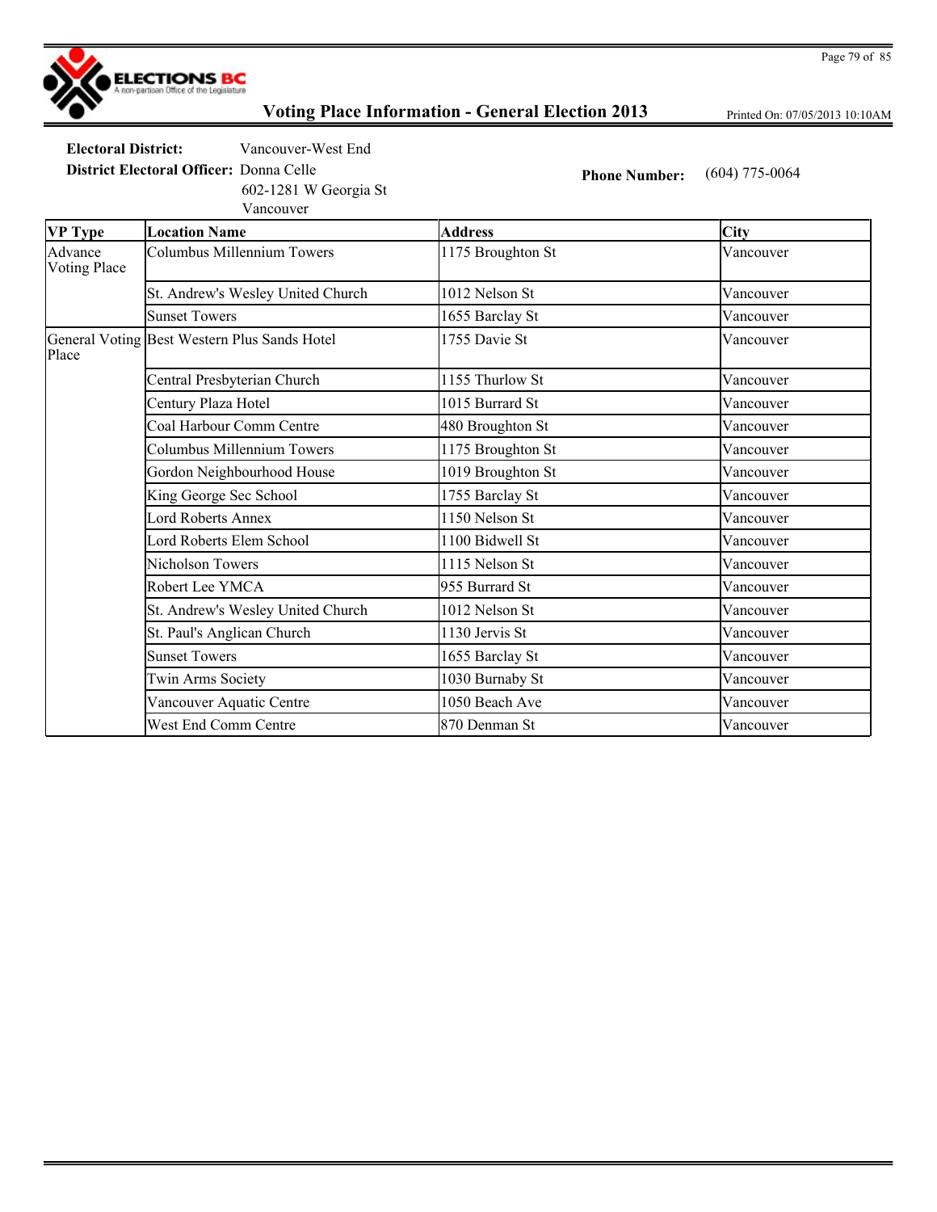# Voting Place Information - General Election 2013

Printed On: 07/05/2013 10:10AM

**Electoral District:** Vancouver-West End

**District Electoral Officer:** Donna Celle
602-1281 W Georgia St
Vancouver

**Phone Number:** (604) 775-0064

| VP Type | Location Name | Address | City |
|---|---|---|---|
| Advance Voting Place | Columbus Millennium Towers | 1175 Broughton St | Vancouver |
| | St. Andrew's Wesley United Church | 1012 Nelson St | Vancouver |
| | Sunset Towers | 1655 Barclay St | Vancouver |
| General Voting Place | Best Western Plus Sands Hotel | 1755 Davie St | Vancouver |
| | Central Presbyterian Church | 1155 Thurlow St | Vancouver |
| | Century Plaza Hotel | 1015 Burrard St | Vancouver |
| | Coal Harbour Comm Centre | 480 Broughton St | Vancouver |
| | Columbus Millennium Towers | 1175 Broughton St | Vancouver |
| | Gordon Neighbourhood House | 1019 Broughton St | Vancouver |
| | King George Sec School | 1755 Barclay St | Vancouver |
| | Lord Roberts Annex | 1150 Nelson St | Vancouver |
| | Lord Roberts Elem School | 1100 Bidwell St | Vancouver |
| | Nicholson Towers | 1115 Nelson St | Vancouver |
| | Robert Lee YMCA | 955 Burrard St | Vancouver |
| | St. Andrew's Wesley United Church | 1012 Nelson St | Vancouver |
| | St. Paul's Anglican Church | 1130 Jervis St | Vancouver |
| | Sunset Towers | 1655 Barclay St | Vancouver |
| | Twin Arms Society | 1030 Burnaby St | Vancouver |
| | Vancouver Aquatic Centre | 1050 Beach Ave | Vancouver |
| | West End Comm Centre | 870 Denman St | Vancouver |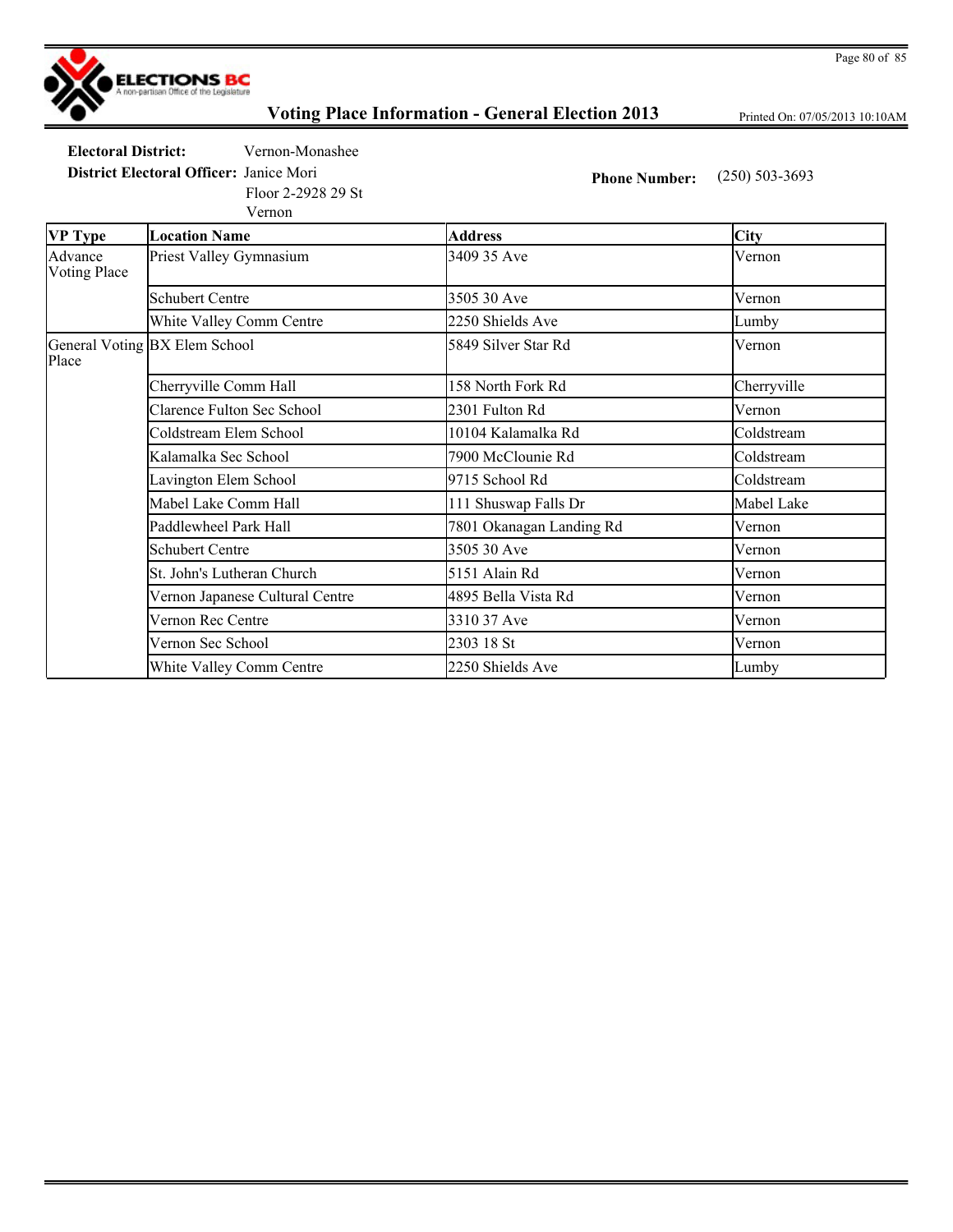ELECTIONS BC
A non-partisan Office of the Legislature

# Voting Place Information - General Election 2013

Printed On: 07/05/2013 10:10AM

**Electoral District:** Vernon-Monashee

**District Electoral Officer:** Janice Mori
Floor 2-2928 29 St
Vernon

**Phone Number:** (250) 503-3693

| VP Type | Location Name | Address | City |
|---|---|---|---|
| Advance Voting Place | Priest Valley Gymnasium | 3409 35 Ave | Vernon |
| | Schubert Centre | 3505 30 Ave | Vernon |
| | White Valley Comm Centre | 2250 Shields Ave | Lumby |
| General Voting Place | BX Elem School | 5849 Silver Star Rd | Vernon |
| | Cherryville Comm Hall | 158 North Fork Rd | Cherryville |
| | Clarence Fulton Sec School | 2301 Fulton Rd | Vernon |
| | Coldstream Elem School | 10104 Kalamalka Rd | Coldstream |
| | Kalamalka Sec School | 7900 McClounie Rd | Coldstream |
| | Lavington Elem School | 9715 School Rd | Coldstream |
| | Mabel Lake Comm Hall | 111 Shuswap Falls Dr | Mabel Lake |
| | Paddlewheel Park Hall | 7801 Okanagan Landing Rd | Vernon |
| | Schubert Centre | 3505 30 Ave | Vernon |
| | St. John's Lutheran Church | 5151 Alain Rd | Vernon |
| | Vernon Japanese Cultural Centre | 4895 Bella Vista Rd | Vernon |
| | Vernon Rec Centre | 3310 37 Ave | Vernon |
| | Vernon Sec School | 2303 18 St | Vernon |
| | White Valley Comm Centre | 2250 Shields Ave | Lumby |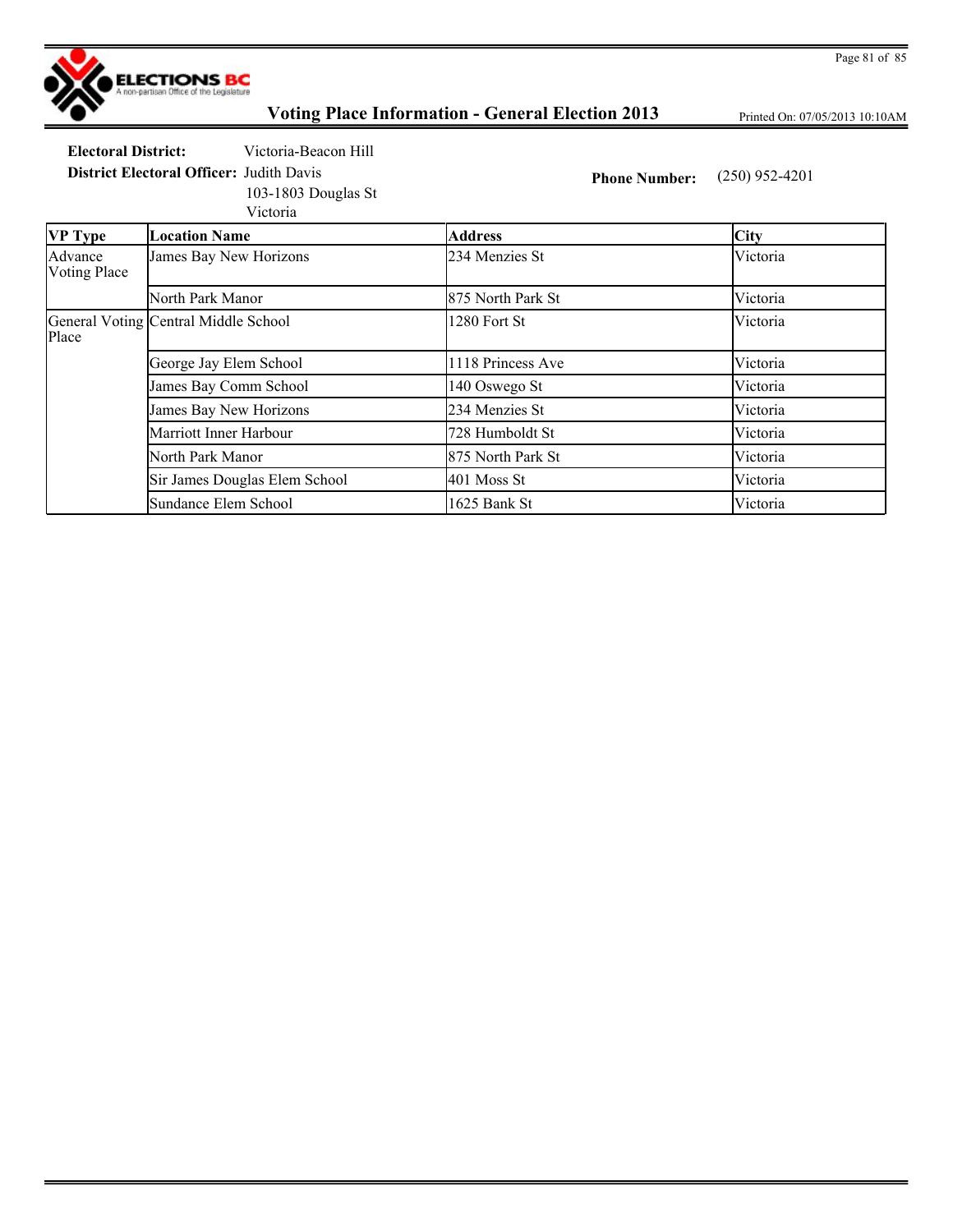# Voting Place Information - General Election 2013

Printed On: 07/05/2013 10:10AM

**Electoral District:** Victoria-Beacon Hill

**District Electoral Officer:** Judith Davis
103-1803 Douglas St
Victoria

**Phone Number:** (250) 952-4201

| VP Type | Location Name | Address | City |
|---|---|---|---|
| Advance Voting Place | James Bay New Horizons | 234 Menzies St | Victoria |
| | North Park Manor | 875 North Park St | Victoria |
| General Voting Place | Central Middle School | 1280 Fort St | Victoria |
| | George Jay Elem School | 1118 Princess Ave | Victoria |
| | James Bay Comm School | 140 Oswego St | Victoria |
| | James Bay New Horizons | 234 Menzies St | Victoria |
| | Marriott Inner Harbour | 728 Humboldt St | Victoria |
| | North Park Manor | 875 North Park St | Victoria |
| | Sir James Douglas Elem School | 401 Moss St | Victoria |
| | Sundance Elem School | 1625 Bank St | Victoria |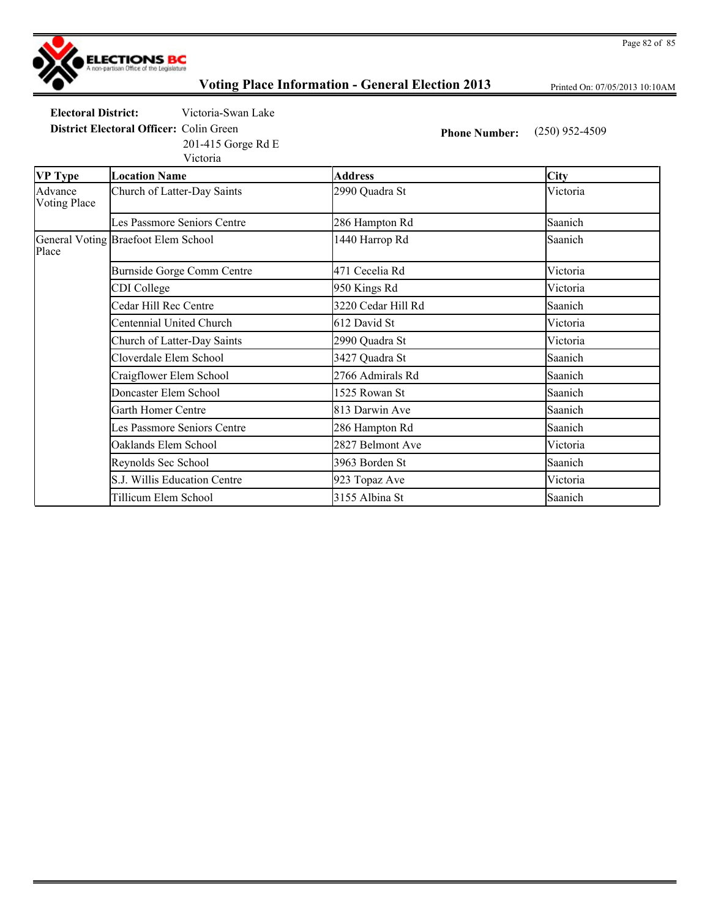# Voting Place Information - General Election 2013

Printed On: 07/05/2013 10:10AM

**Electoral District:** Victoria-Swan Lake

**District Electoral Officer:** Colin Green
201-415 Gorge Rd E
Victoria

**Phone Number:** (250) 952-4509

| VP Type | Location Name | Address | City |
|---|---|---|---|
| Advance Voting Place | Church of Latter-Day Saints | 2990 Quadra St | Victoria |
| | Les Passmore Seniors Centre | 286 Hampton Rd | Saanich |
| General Voting Place | Braefoot Elem School | 1440 Harrop Rd | Saanich |
| | Burnside Gorge Comm Centre | 471 Cecelia Rd | Victoria |
| | CDI College | 950 Kings Rd | Victoria |
| | Cedar Hill Rec Centre | 3220 Cedar Hill Rd | Saanich |
| | Centennial United Church | 612 David St | Victoria |
| | Church of Latter-Day Saints | 2990 Quadra St | Victoria |
| | Cloverdale Elem School | 3427 Quadra St | Saanich |
| | Craigflower Elem School | 2766 Admirals Rd | Saanich |
| | Doncaster Elem School | 1525 Rowan St | Saanich |
| | Garth Homer Centre | 813 Darwin Ave | Saanich |
| | Les Passmore Seniors Centre | 286 Hampton Rd | Saanich |
| | Oaklands Elem School | 2827 Belmont Ave | Victoria |
| | Reynolds Sec School | 3963 Borden St | Saanich |
| | S.J. Willis Education Centre | 923 Topaz Ave | Victoria |
| | Tillicum Elem School | 3155 Albina St | Saanich |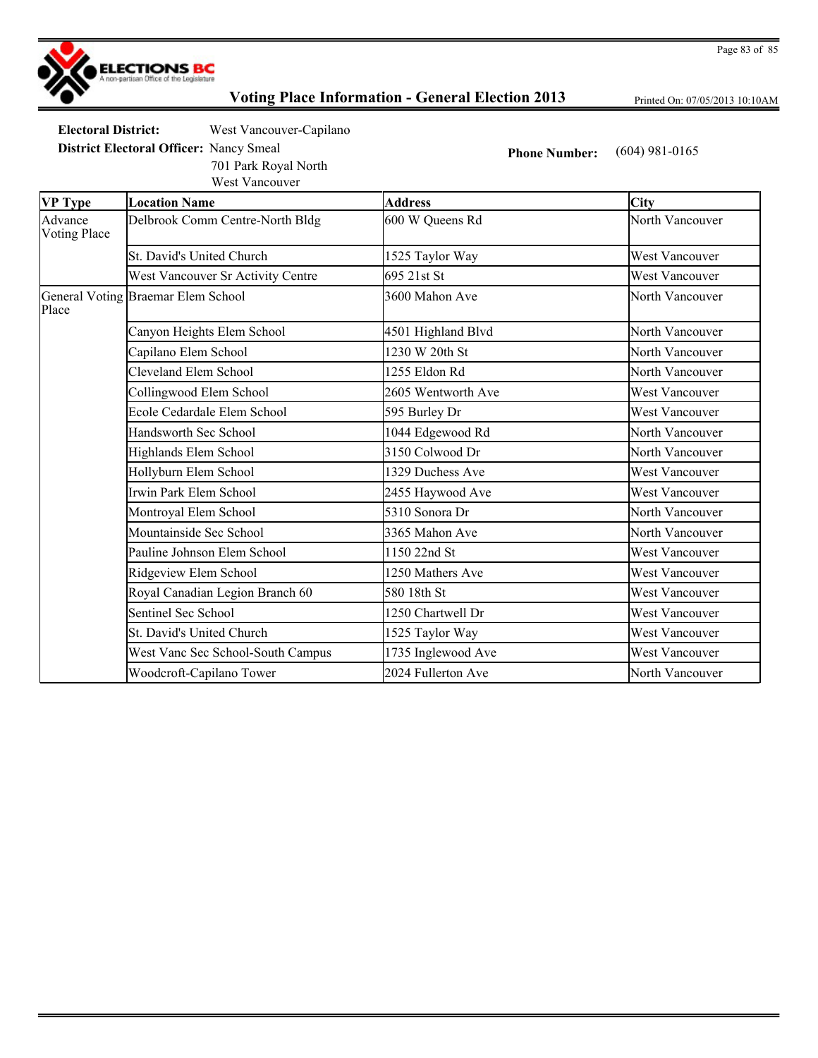ELECTIONS BC
A non-partisan Office of the Legislature

# Voting Place Information - General Election 2013

Printed On: 07/05/2013 10:10AM

**Electoral District:** West Vancouver-Capilano

**District Electoral Officer:** Nancy Smeal
701 Park Royal North
West Vancouver

**Phone Number:** (604) 981-0165

| VP Type | Location Name | Address | City |
|---|---|---|---|
| Advance Voting Place | Delbrook Comm Centre-North Bldg | 600 W Queens Rd | North Vancouver |
| | St. David's United Church | 1525 Taylor Way | West Vancouver |
| | West Vancouver Sr Activity Centre | 695 21st St | West Vancouver |
| General Voting Place | Braemar Elem School | 3600 Mahon Ave | North Vancouver |
| | Canyon Heights Elem School | 4501 Highland Blvd | North Vancouver |
| | Capilano Elem School | 1230 W 20th St | North Vancouver |
| | Cleveland Elem School | 1255 Eldon Rd | North Vancouver |
| | Collingwood Elem School | 2605 Wentworth Ave | West Vancouver |
| | Ecole Cedardale Elem School | 595 Burley Dr | West Vancouver |
| | Handsworth Sec School | 1044 Edgewood Rd | North Vancouver |
| | Highlands Elem School | 3150 Colwood Dr | North Vancouver |
| | Hollyburn Elem School | 1329 Duchess Ave | West Vancouver |
| | Irwin Park Elem School | 2455 Haywood Ave | West Vancouver |
| | Montroyal Elem School | 5310 Sonora Dr | North Vancouver |
| | Mountainside Sec School | 3365 Mahon Ave | North Vancouver |
| | Pauline Johnson Elem School | 1150 22nd St | West Vancouver |
| | Ridgeview Elem School | 1250 Mathers Ave | West Vancouver |
| | Royal Canadian Legion Branch 60 | 580 18th St | West Vancouver |
| | Sentinel Sec School | 1250 Chartwell Dr | West Vancouver |
| | St. David's United Church | 1525 Taylor Way | West Vancouver |
| | West Vanc Sec School-South Campus | 1735 Inglewood Ave | West Vancouver |
| | Woodcroft-Capilano Tower | 2024 Fullerton Ave | North Vancouver |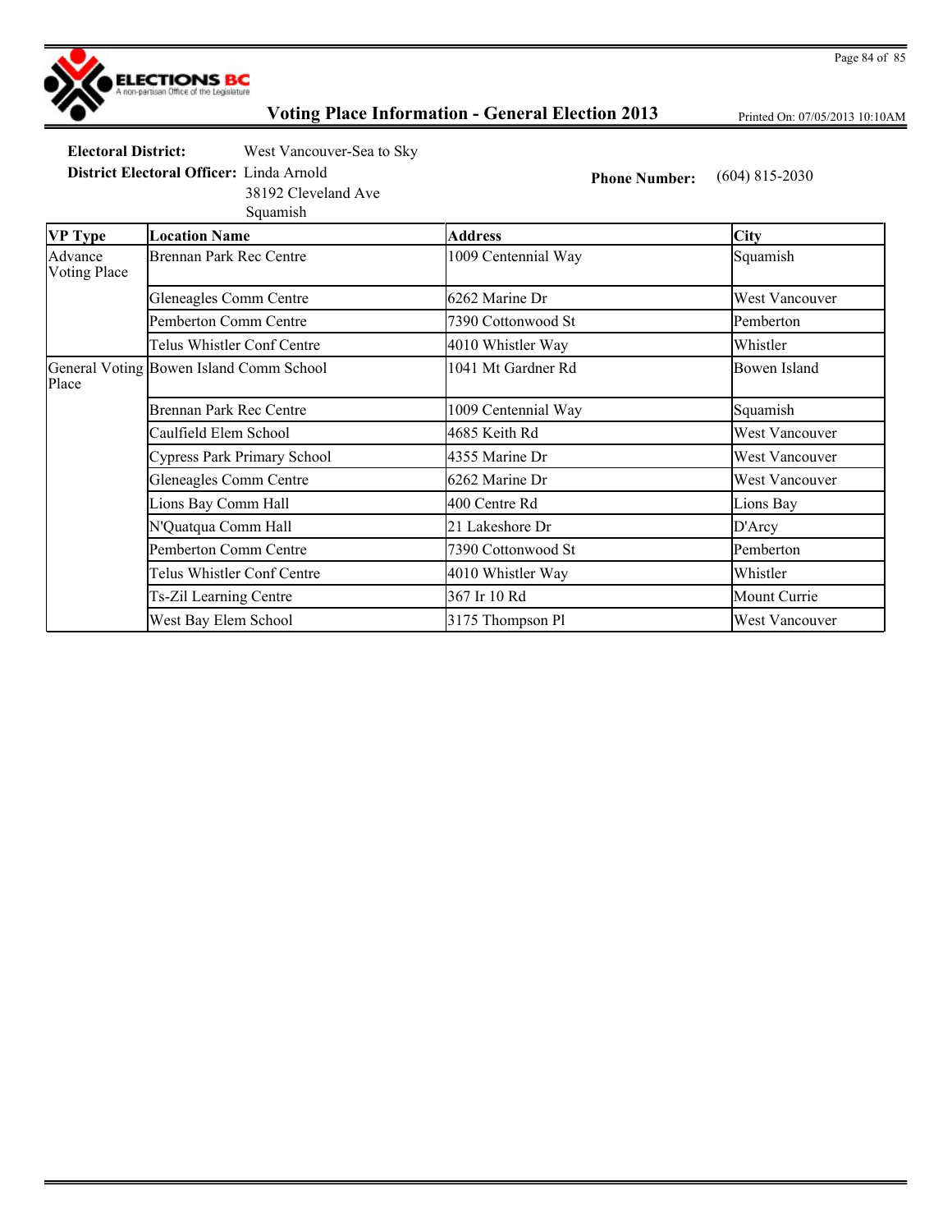ELECTIONS BC
A non-partisan Office of the Legislature

# Voting Place Information - General Election 2013

Printed On: 07/05/2013 10:10AM

**Electoral District:** West Vancouver-Sea to Sky

**District Electoral Officer:** Linda Arnold
38192 Cleveland Ave
Squamish

**Phone Number:** (604) 815-2030

| VP Type | Location Name | Address | City |
|---|---|---|---|
| Advance Voting Place | Brennan Park Rec Centre | 1009 Centennial Way | Squamish |
| | Gleneagles Comm Centre | 6262 Marine Dr | West Vancouver |
| | Pemberton Comm Centre | 7390 Cottonwood St | Pemberton |
| | Telus Whistler Conf Centre | 4010 Whistler Way | Whistler |
| General Voting Place | Bowen Island Comm School | 1041 Mt Gardner Rd | Bowen Island |
| | Brennan Park Rec Centre | 1009 Centennial Way | Squamish |
| | Caulfield Elem School | 4685 Keith Rd | West Vancouver |
| | Cypress Park Primary School | 4355 Marine Dr | West Vancouver |
| | Gleneagles Comm Centre | 6262 Marine Dr | West Vancouver |
| | Lions Bay Comm Hall | 400 Centre Rd | Lions Bay |
| | N'Quatqua Comm Hall | 21 Lakeshore Dr | D'Arcy |
| | Pemberton Comm Centre | 7390 Cottonwood St | Pemberton |
| | Telus Whistler Conf Centre | 4010 Whistler Way | Whistler |
| | Ts-Zil Learning Centre | 367 Ir 10 Rd | Mount Currie |
| | West Bay Elem School | 3175 Thompson Pl | West Vancouver |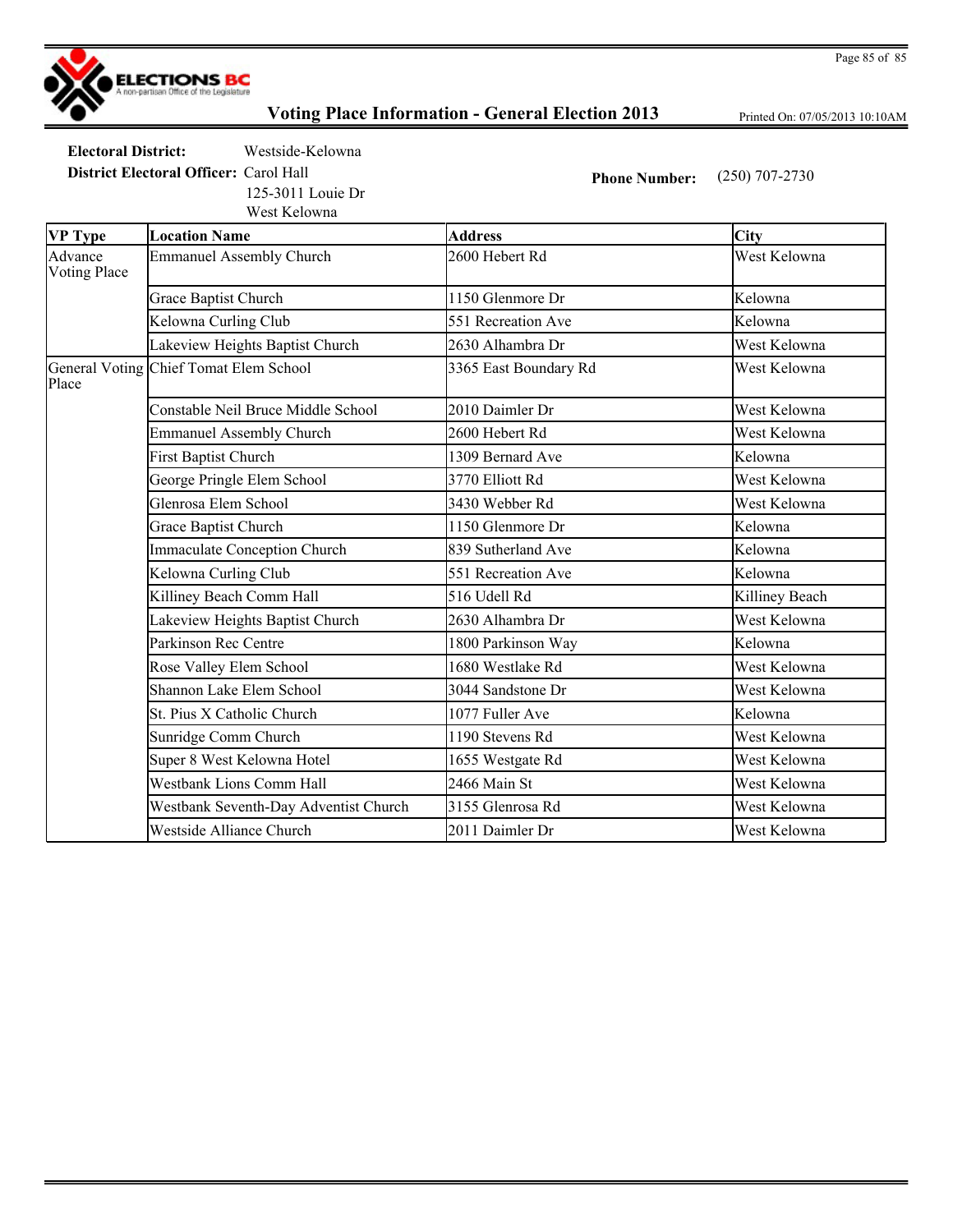## Voting Place Information - General Election 2013

Printed On: 07/05/2013 10:10AM

**Electoral District:** Westside-Kelowna

**District Electoral Officer:** Carol Hall
125-3011 Louie Dr
West Kelowna

**Phone Number:** (250) 707-2730

| VP Type | Location Name | Address | City |
|---|---|---|---|
| Advance Voting Place | Emmanuel Assembly Church | 2600 Hebert Rd | West Kelowna |
| | Grace Baptist Church | 1150 Glenmore Dr | Kelowna |
| | Kelowna Curling Club | 551 Recreation Ave | Kelowna |
| | Lakeview Heights Baptist Church | 2630 Alhambra Dr | West Kelowna |
| General Voting Place | Chief Tomat Elem School | 3365 East Boundary Rd | West Kelowna |
| | Constable Neil Bruce Middle School | 2010 Daimler Dr | West Kelowna |
| | Emmanuel Assembly Church | 2600 Hebert Rd | West Kelowna |
| | First Baptist Church | 1309 Bernard Ave | Kelowna |
| | George Pringle Elem School | 3770 Elliott Rd | West Kelowna |
| | Glenrosa Elem School | 3430 Webber Rd | West Kelowna |
| | Grace Baptist Church | 1150 Glenmore Dr | Kelowna |
| | Immaculate Conception Church | 839 Sutherland Ave | Kelowna |
| | Kelowna Curling Club | 551 Recreation Ave | Kelowna |
| | Killiney Beach Comm Hall | 516 Udell Rd | Killiney Beach |
| | Lakeview Heights Baptist Church | 2630 Alhambra Dr | West Kelowna |
| | Parkinson Rec Centre | 1800 Parkinson Way | Kelowna |
| | Rose Valley Elem School | 1680 Westlake Rd | West Kelowna |
| | Shannon Lake Elem School | 3044 Sandstone Dr | West Kelowna |
| | St. Pius X Catholic Church | 1077 Fuller Ave | Kelowna |
| | Sunridge Comm Church | 1190 Stevens Rd | West Kelowna |
| | Super 8 West Kelowna Hotel | 1655 Westgate Rd | West Kelowna |
| | Westbank Lions Comm Hall | 2466 Main St | West Kelowna |
| | Westbank Seventh-Day Adventist Church | 3155 Glenrosa Rd | West Kelowna |
| | Westside Alliance Church | 2011 Daimler Dr | West Kelowna |